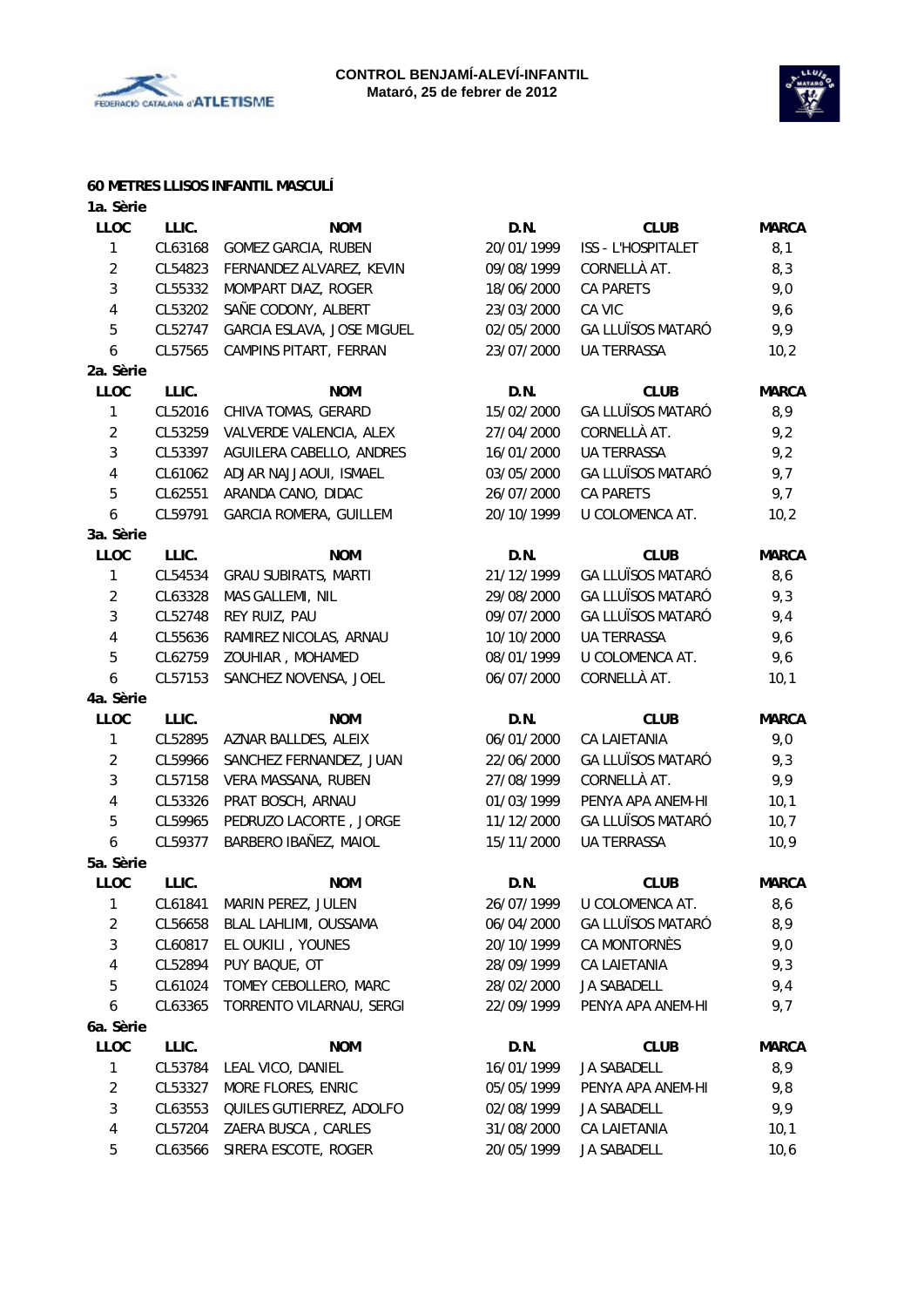**CONTROL BENJAMÍ-ALEVÍ-INFANTIL**
**Mataró, 25 de febrer de 2012**

### 60 METRES LLISOS INFANTIL MASCULÍ

**1a. Sèrie**

| LLOC | LLIC. | NOM | D.N. | CLUB | MARCA |
|---|---|---|---|---|---|
| 1 | CL63168 | GOMEZ GARCIA, RUBEN | 20/01/1999 | ISS - L'HOSPITALET | 8,1 |
| 2 | CL54823 | FERNANDEZ ALVAREZ, KEVIN | 09/08/1999 | CORNELLÀ AT. | 8,3 |
| 3 | CL55332 | MOMPART DIAZ, ROGER | 18/06/2000 | CA PARETS | 9,0 |
| 4 | CL53202 | SAÑE CODONY, ALBERT | 23/03/2000 | CA VIC | 9,6 |
| 5 | CL52747 | GARCIA ESLAVA, JOSE MIGUEL | 02/05/2000 | GA LLUÏSOS MATARÓ | 9,9 |
| 6 | CL57565 | CAMPINS PITART, FERRAN | 23/07/2000 | UA TERRASSA | 10,2 |

**2a. Sèrie**

| LLOC | LLIC. | NOM | D.N. | CLUB | MARCA |
|---|---|---|---|---|---|
| 1 | CL52016 | CHIVA TOMAS, GERARD | 15/02/2000 | GA LLUÏSOS MATARÓ | 8,9 |
| 2 | CL53259 | VALVERDE VALENCIA, ALEX | 27/04/2000 | CORNELLÀ AT. | 9,2 |
| 3 | CL53397 | AGUILERA CABELLO, ANDRES | 16/01/2000 | UA TERRASSA | 9,2 |
| 4 | CL61062 | ADJAR NAJJAOUI, ISMAEL | 03/05/2000 | GA LLUÏSOS MATARÓ | 9,7 |
| 5 | CL62551 | ARANDA CANO, DIDAC | 26/07/2000 | CA PARETS | 9,7 |
| 6 | CL59791 | GARCIA ROMERA, GUILLEM | 20/10/1999 | U COLOMENCA AT. | 10,2 |

**3a. Sèrie**

| LLOC | LLIC. | NOM | D.N. | CLUB | MARCA |
|---|---|---|---|---|---|
| 1 | CL54534 | GRAU SUBIRATS, MARTI | 21/12/1999 | GA LLUÏSOS MATARÓ | 8,6 |
| 2 | CL63328 | MAS GALLEMI, NIL | 29/08/2000 | GA LLUÏSOS MATARÓ | 9,3 |
| 3 | CL52748 | REY RUIZ, PAU | 09/07/2000 | GA LLUÏSOS MATARÓ | 9,4 |
| 4 | CL55636 | RAMIREZ NICOLAS, ARNAU | 10/10/2000 | UA TERRASSA | 9,6 |
| 5 | CL62759 | ZOUHIAR , MOHAMED | 08/01/1999 | U COLOMENCA AT. | 9,6 |
| 6 | CL57153 | SANCHEZ NOVENSA, JOEL | 06/07/2000 | CORNELLÀ AT. | 10,1 |

**4a. Sèrie**

| LLOC | LLIC. | NOM | D.N. | CLUB | MARCA |
|---|---|---|---|---|---|
| 1 | CL52895 | AZNAR BALLDES, ALEIX | 06/01/2000 | CA LAIETANIA | 9,0 |
| 2 | CL59966 | SANCHEZ FERNANDEZ, JUAN | 22/06/2000 | GA LLUÏSOS MATARÓ | 9,3 |
| 3 | CL57158 | VERA MASSANA, RUBEN | 27/08/1999 | CORNELLÀ AT. | 9,9 |
| 4 | CL53326 | PRAT BOSCH, ARNAU | 01/03/1999 | PENYA APA ANEM-HI | 10,1 |
| 5 | CL59965 | PEDRUZO LACORTE , JORGE | 11/12/2000 | GA LLUÏSOS MATARÓ | 10,7 |
| 6 | CL59377 | BARBERO IBAÑEZ, MAIOL | 15/11/2000 | UA TERRASSA | 10,9 |

**5a. Sèrie**

| LLOC | LLIC. | NOM | D.N. | CLUB | MARCA |
|---|---|---|---|---|---|
| 1 | CL61841 | MARIN PEREZ, JULEN | 26/07/1999 | U COLOMENCA AT. | 8,6 |
| 2 | CL56658 | BLAL LAHLIMI, OUSSAMA | 06/04/2000 | GA LLUÏSOS MATARÓ | 8,9 |
| 3 | CL60817 | EL OUKILI , YOUNES | 20/10/1999 | CA MONTORNÈS | 9,0 |
| 4 | CL52894 | PUY BAQUE, OT | 28/09/1999 | CA LAIETANIA | 9,3 |
| 5 | CL61024 | TOMEY CEBOLLERO, MARC | 28/02/2000 | JA SABADELL | 9,4 |
| 6 | CL63365 | TORRENTO VILARNAU, SERGI | 22/09/1999 | PENYA APA ANEM-HI | 9,7 |

**6a. Sèrie**

| LLOC | LLIC. | NOM | D.N. | CLUB | MARCA |
|---|---|---|---|---|---|
| 1 | CL53784 | LEAL VICO, DANIEL | 16/01/1999 | JA SABADELL | 8,9 |
| 2 | CL53327 | MORE FLORES, ENRIC | 05/05/1999 | PENYA APA ANEM-HI | 9,8 |
| 3 | CL63553 | QUILES GUTIERREZ, ADOLFO | 02/08/1999 | JA SABADELL | 9,9 |
| 4 | CL57204 | ZAERA BUSCA , CARLES | 31/08/2000 | CA LAIETANIA | 10,1 |
| 5 | CL63566 | SIRERA ESCOTE, ROGER | 20/05/1999 | JA SABADELL | 10,6 |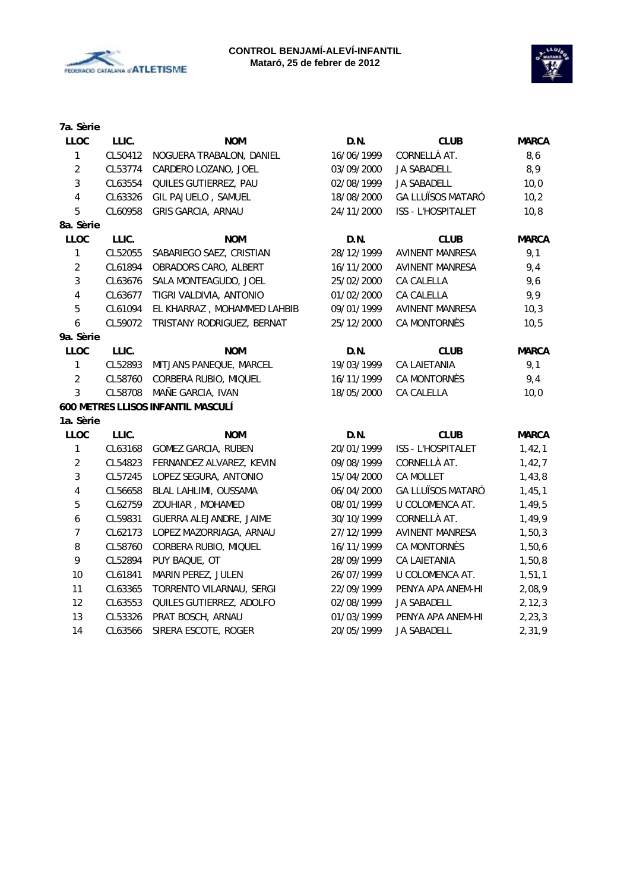**7a. Sèrie**

| LLOC | LLIC. | NOM | D.N. | CLUB | MARCA |
|---|---|---|---|---|---|
| 1 | CL50412 | NOGUERA TRABALON, DANIEL | 16/06/1999 | CORNELLÀ AT. | 8,6 |
| 2 | CL53774 | CARDERO LOZANO, JOEL | 03/09/2000 | JA SABADELL | 8,9 |
| 3 | CL63554 | QUILES GUTIERREZ, PAU | 02/08/1999 | JA SABADELL | 10,0 |
| 4 | CL63326 | GIL PAJUELO , SAMUEL | 18/08/2000 | GA LLUÏSOS MATARÓ | 10,2 |
| 5 | CL60958 | GRIS GARCIA, ARNAU | 24/11/2000 | ISS - L'HOSPITALET | 10,8 |

**8a. Sèrie**

| LLOC | LLIC. | NOM | D.N. | CLUB | MARCA |
|---|---|---|---|---|---|
| 1 | CL52055 | SABARIEGO SAEZ, CRISTIAN | 28/12/1999 | AVINENT MANRESA | 9,1 |
| 2 | CL61894 | OBRADORS CARO, ALBERT | 16/11/2000 | AVINENT MANRESA | 9,4 |
| 3 | CL63676 | SALA MONTEAGUDO, JOEL | 25/02/2000 | CA CALELLA | 9,6 |
| 4 | CL63677 | TIGRI VALDIVIA, ANTONIO | 01/02/2000 | CA CALELLA | 9,9 |
| 5 | CL61094 | EL KHARRAZ , MOHAMMED LAHBIB | 09/01/1999 | AVINENT MANRESA | 10,3 |
| 6 | CL59072 | TRISTANY RODRIGUEZ, BERNAT | 25/12/2000 | CA MONTORNÈS | 10,5 |

**9a. Sèrie**

| LLOC | LLIC. | NOM | D.N. | CLUB | MARCA |
|---|---|---|---|---|---|
| 1 | CL52893 | MITJANS PANEQUE, MARCEL | 19/03/1999 | CA LAIETANIA | 9,1 |
| 2 | CL58760 | CORBERA RUBIO, MIQUEL | 16/11/1999 | CA MONTORNÈS | 9,4 |
| 3 | CL58708 | MAÑE GARCIA, IVAN | 18/05/2000 | CA CALELLA | 10,0 |

**600 METRES LLISOS INFANTIL MASCULÍ**

**1a. Sèrie**

| LLOC | LLIC. | NOM | D.N. | CLUB | MARCA |
|---|---|---|---|---|---|
| 1 | CL63168 | GOMEZ GARCIA, RUBEN | 20/01/1999 | ISS - L'HOSPITALET | 1,42,1 |
| 2 | CL54823 | FERNANDEZ ALVAREZ, KEVIN | 09/08/1999 | CORNELLÀ AT. | 1,42,7 |
| 3 | CL57245 | LOPEZ SEGURA, ANTONIO | 15/04/2000 | CA MOLLET | 1,43,8 |
| 4 | CL56658 | BLAL LAHLIMI, OUSSAMA | 06/04/2000 | GA LLUÏSOS MATARÓ | 1,45,1 |
| 5 | CL62759 | ZOUHIAR , MOHAMED | 08/01/1999 | U COLOMENCA AT. | 1,49,5 |
| 6 | CL59831 | GUERRA ALEJANDRE, JAIME | 30/10/1999 | CORNELLÀ AT. | 1,49,9 |
| 7 | CL62173 | LOPEZ MAZORRIAGA, ARNAU | 27/12/1999 | AVINENT MANRESA | 1,50,3 |
| 8 | CL58760 | CORBERA RUBIO, MIQUEL | 16/11/1999 | CA MONTORNÈS | 1,50,6 |
| 9 | CL52894 | PUY BAQUE, OT | 28/09/1999 | CA LAIETANIA | 1,50,8 |
| 10 | CL61841 | MARIN PEREZ, JULEN | 26/07/1999 | U COLOMENCA AT. | 1,51,1 |
| 11 | CL63365 | TORRENTO VILARNAU, SERGI | 22/09/1999 | PENYA APA ANEM-HI | 2,08,9 |
| 12 | CL63553 | QUILES GUTIERREZ, ADOLFO | 02/08/1999 | JA SABADELL | 2,12,3 |
| 13 | CL53326 | PRAT BOSCH, ARNAU | 01/03/1999 | PENYA APA ANEM-HI | 2,23,3 |
| 14 | CL63566 | SIRERA ESCOTE, ROGER | 20/05/1999 | JA SABADELL | 2,31,9 |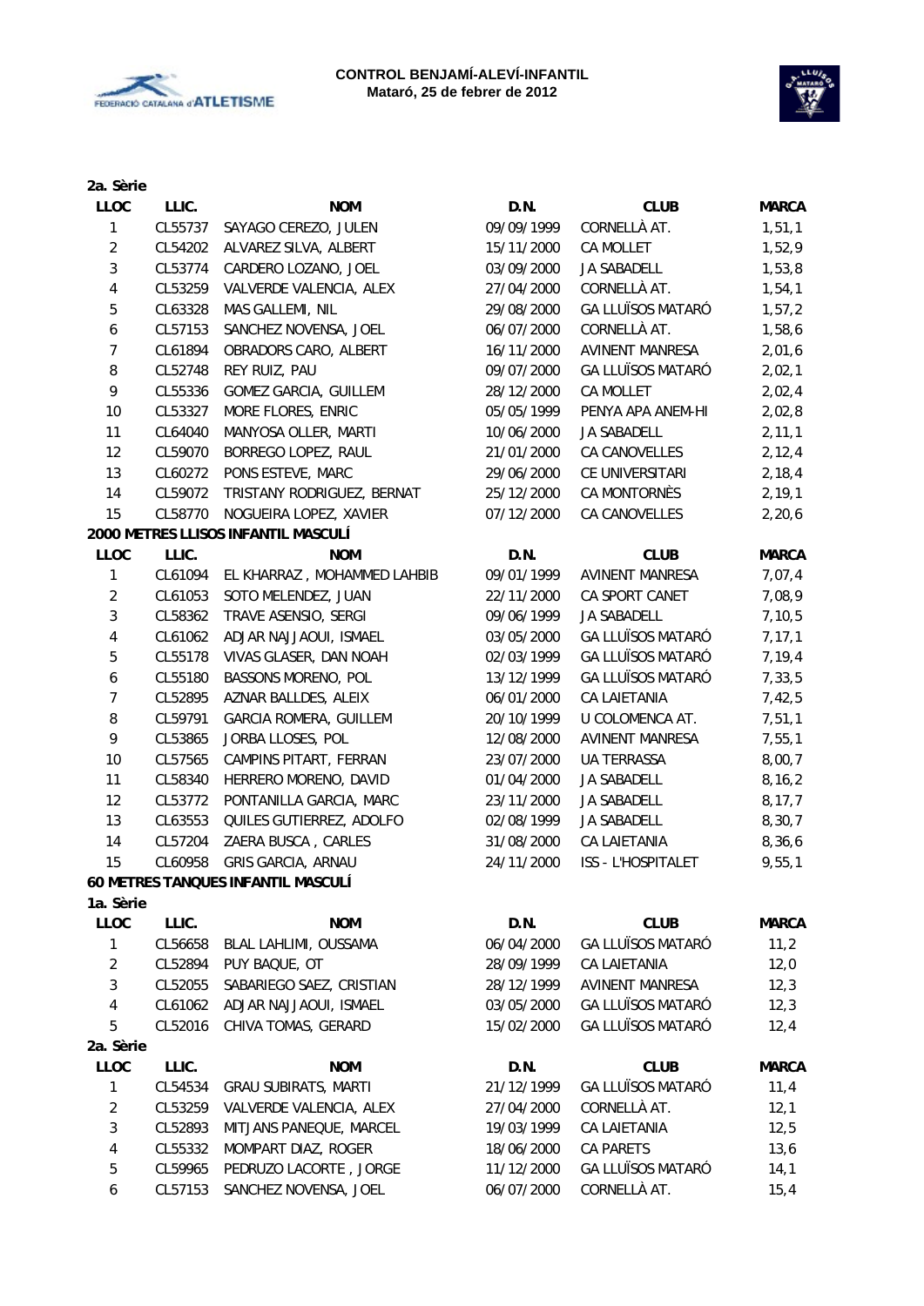**2a. Sèrie**

| LLOC | LLIC. | NOM | D.N. | CLUB | MARCA |
|---|---|---|---|---|---|
| 1 | CL55737 | SAYAGO CEREZO, JULEN | 09/09/1999 | CORNELLÀ AT. | 1,51,1 |
| 2 | CL54202 | ALVAREZ SILVA, ALBERT | 15/11/2000 | CA MOLLET | 1,52,9 |
| 3 | CL53774 | CARDERO LOZANO, JOEL | 03/09/2000 | JA SABADELL | 1,53,8 |
| 4 | CL53259 | VALVERDE VALENCIA, ALEX | 27/04/2000 | CORNELLÀ AT. | 1,54,1 |
| 5 | CL63328 | MAS GALLEMI, NIL | 29/08/2000 | GA LLUÏSOS MATARÓ | 1,57,2 |
| 6 | CL57153 | SANCHEZ NOVENSA, JOEL | 06/07/2000 | CORNELLÀ AT. | 1,58,6 |
| 7 | CL61894 | OBRADORS CARO, ALBERT | 16/11/2000 | AVINENT MANRESA | 2,01,6 |
| 8 | CL52748 | REY RUIZ, PAU | 09/07/2000 | GA LLUÏSOS MATARÓ | 2,02,1 |
| 9 | CL55336 | GOMEZ GARCIA, GUILLEM | 28/12/2000 | CA MOLLET | 2,02,4 |
| 10 | CL53327 | MORE FLORES, ENRIC | 05/05/1999 | PENYA APA ANEM-HI | 2,02,8 |
| 11 | CL64040 | MANYOSA OLLER, MARTI | 10/06/2000 | JA SABADELL | 2,11,1 |
| 12 | CL59070 | BORREGO LOPEZ, RAUL | 21/01/2000 | CA CANOVELLES | 2,12,4 |
| 13 | CL60272 | PONS ESTEVE, MARC | 29/06/2000 | CE UNIVERSITARI | 2,18,4 |
| 14 | CL59072 | TRISTANY RODRIGUEZ, BERNAT | 25/12/2000 | CA MONTORNÈS | 2,19,1 |
| 15 | CL58770 | NOGUEIRA LOPEZ, XAVIER | 07/12/2000 | CA CANOVELLES | 2,20,6 |

**2000 METRES LLISOS INFANTIL MASCULÍ**

| LLOC | LLIC. | NOM | D.N. | CLUB | MARCA |
|---|---|---|---|---|---|
| 1 | CL61094 | EL KHARRAZ , MOHAMMED LAHBIB | 09/01/1999 | AVINENT MANRESA | 7,07,4 |
| 2 | CL61053 | SOTO MELENDEZ, JUAN | 22/11/2000 | CA SPORT CANET | 7,08,9 |
| 3 | CL58362 | TRAVE ASENSIO, SERGI | 09/06/1999 | JA SABADELL | 7,10,5 |
| 4 | CL61062 | ADJAR NAJJAOUI, ISMAEL | 03/05/2000 | GA LLUÏSOS MATARÓ | 7,17,1 |
| 5 | CL55178 | VIVAS GLASER, DAN NOAH | 02/03/1999 | GA LLUÏSOS MATARÓ | 7,19,4 |
| 6 | CL55180 | BASSONS MORENO, POL | 13/12/1999 | GA LLUÏSOS MATARÓ | 7,33,5 |
| 7 | CL52895 | AZNAR BALLDES, ALEIX | 06/01/2000 | CA LAIETANIA | 7,42,5 |
| 8 | CL59791 | GARCIA ROMERA, GUILLEM | 20/10/1999 | U COLOMENCA AT. | 7,51,1 |
| 9 | CL53865 | JORBA LLOSES, POL | 12/08/2000 | AVINENT MANRESA | 7,55,1 |
| 10 | CL57565 | CAMPINS PITART, FERRAN | 23/07/2000 | UA TERRASSA | 8,00,7 |
| 11 | CL58340 | HERRERO MORENO, DAVID | 01/04/2000 | JA SABADELL | 8,16,2 |
| 12 | CL53772 | PONTANILLA GARCIA, MARC | 23/11/2000 | JA SABADELL | 8,17,7 |
| 13 | CL63553 | QUILES GUTIERREZ, ADOLFO | 02/08/1999 | JA SABADELL | 8,30,7 |
| 14 | CL57204 | ZAERA BUSCA , CARLES | 31/08/2000 | CA LAIETANIA | 8,36,6 |
| 15 | CL60958 | GRIS GARCIA, ARNAU | 24/11/2000 | ISS - L'HOSPITALET | 9,55,1 |

**60 METRES TANQUES INFANTIL MASCULÍ**

**1a. Sèrie**

| LLOC | LLIC. | NOM | D.N. | CLUB | MARCA |
|---|---|---|---|---|---|
| 1 | CL56658 | BLAL LAHLIMI, OUSSAMA | 06/04/2000 | GA LLUÏSOS MATARÓ | 11,2 |
| 2 | CL52894 | PUY BAQUE, OT | 28/09/1999 | CA LAIETANIA | 12,0 |
| 3 | CL52055 | SABARIEGO SAEZ, CRISTIAN | 28/12/1999 | AVINENT MANRESA | 12,3 |
| 4 | CL61062 | ADJAR NAJJAOUI, ISMAEL | 03/05/2000 | GA LLUÏSOS MATARÓ | 12,3 |
| 5 | CL52016 | CHIVA TOMAS, GERARD | 15/02/2000 | GA LLUÏSOS MATARÓ | 12,4 |

**2a. Sèrie**

| LLOC | LLIC. | NOM | D.N. | CLUB | MARCA |
|---|---|---|---|---|---|
| 1 | CL54534 | GRAU SUBIRATS, MARTI | 21/12/1999 | GA LLUÏSOS MATARÓ | 11,4 |
| 2 | CL53259 | VALVERDE VALENCIA, ALEX | 27/04/2000 | CORNELLÀ AT. | 12,1 |
| 3 | CL52893 | MITJANS PANEQUE, MARCEL | 19/03/1999 | CA LAIETANIA | 12,5 |
| 4 | CL55332 | MOMPART DIAZ, ROGER | 18/06/2000 | CA PARETS | 13,6 |
| 5 | CL59965 | PEDRUZO LACORTE , JORGE | 11/12/2000 | GA LLUÏSOS MATARÓ | 14,1 |
| 6 | CL57153 | SANCHEZ NOVENSA, JOEL | 06/07/2000 | CORNELLÀ AT. | 15,4 |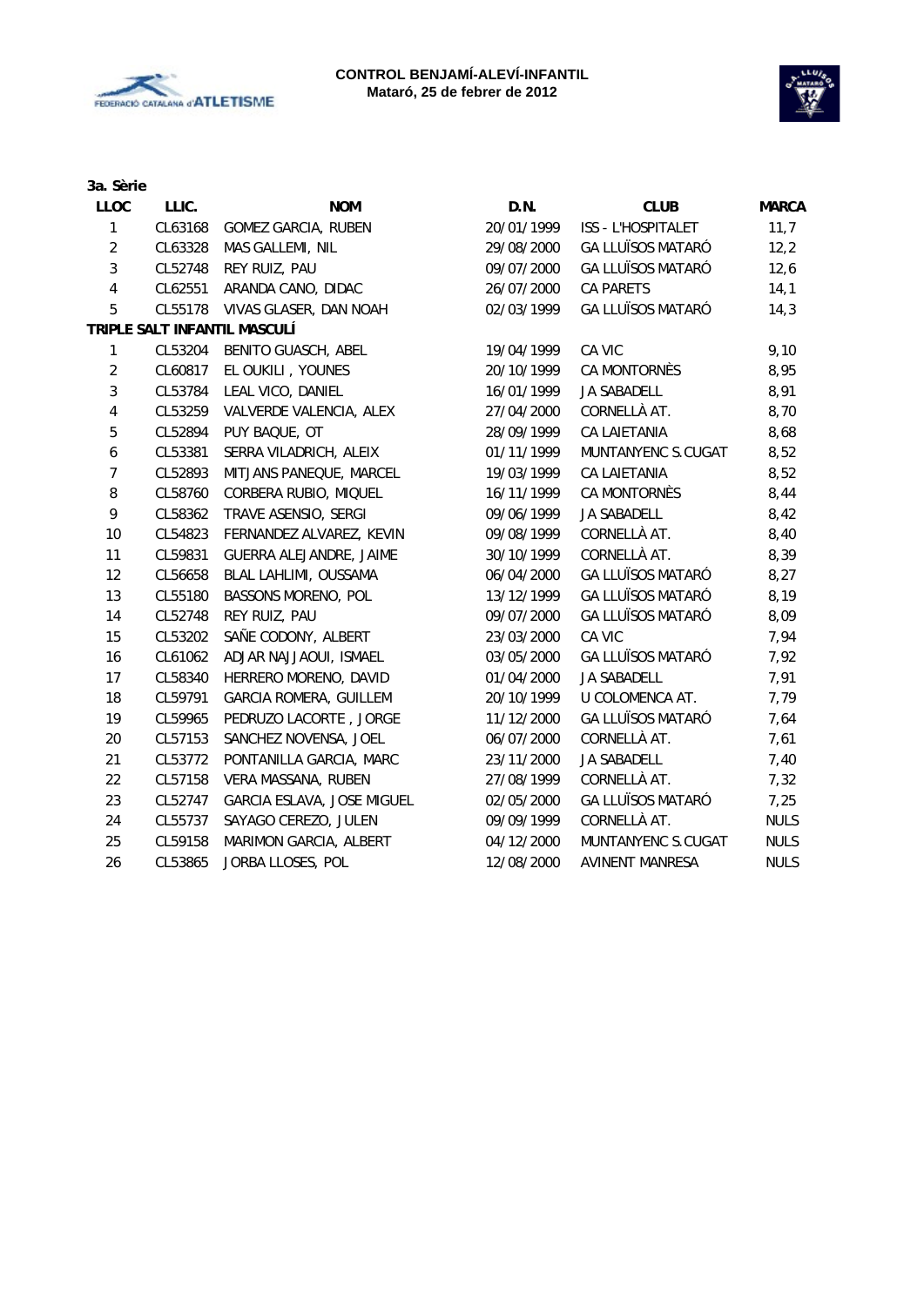**CONTROL BENJAMÍ-ALEVÍ-INFANTIL**
**Mataró, 25 de febrer de 2012**

**3a. Sèrie**

| LLOC | LLIC. | NOM | D.N. | CLUB | MARCA |
|---|---|---|---|---|---|
| 1 | CL63168 | GOMEZ GARCIA, RUBEN | 20/01/1999 | ISS - L'HOSPITALET | 11,7 |
| 2 | CL63328 | MAS GALLEMI, NIL | 29/08/2000 | GA LLUÏSOS MATARÓ | 12,2 |
| 3 | CL52748 | REY RUIZ, PAU | 09/07/2000 | GA LLUÏSOS MATARÓ | 12,6 |
| 4 | CL62551 | ARANDA CANO, DIDAC | 26/07/2000 | CA PARETS | 14,1 |
| 5 | CL55178 | VIVAS GLASER, DAN NOAH | 02/03/1999 | GA LLUÏSOS MATARÓ | 14,3 |

**TRIPLE SALT INFANTIL MASCULÍ**

| LLOC | LLIC. | NOM | D.N. | CLUB | MARCA |
|---|---|---|---|---|---|
| 1 | CL53204 | BENITO GUASCH, ABEL | 19/04/1999 | CA VIC | 9,10 |
| 2 | CL60817 | EL OUKILI , YOUNES | 20/10/1999 | CA MONTORNÈS | 8,95 |
| 3 | CL53784 | LEAL VICO, DANIEL | 16/01/1999 | JA SABADELL | 8,91 |
| 4 | CL53259 | VALVERDE VALENCIA, ALEX | 27/04/2000 | CORNELLÀ AT. | 8,70 |
| 5 | CL52894 | PUY BAQUE, OT | 28/09/1999 | CA LAIETANIA | 8,68 |
| 6 | CL53381 | SERRA VILADRICH, ALEIX | 01/11/1999 | MUNTANYENC S.CUGAT | 8,52 |
| 7 | CL52893 | MITJANS PANEQUE, MARCEL | 19/03/1999 | CA LAIETANIA | 8,52 |
| 8 | CL58760 | CORBERA RUBIO, MIQUEL | 16/11/1999 | CA MONTORNÈS | 8,44 |
| 9 | CL58362 | TRAVE ASENSIO, SERGI | 09/06/1999 | JA SABADELL | 8,42 |
| 10 | CL54823 | FERNANDEZ ALVAREZ, KEVIN | 09/08/1999 | CORNELLÀ AT. | 8,40 |
| 11 | CL59831 | GUERRA ALEJANDRE, JAIME | 30/10/1999 | CORNELLÀ AT. | 8,39 |
| 12 | CL56658 | BLAL LAHLIMI, OUSSAMA | 06/04/2000 | GA LLUÏSOS MATARÓ | 8,27 |
| 13 | CL55180 | BASSONS MORENO, POL | 13/12/1999 | GA LLUÏSOS MATARÓ | 8,19 |
| 14 | CL52748 | REY RUIZ, PAU | 09/07/2000 | GA LLUÏSOS MATARÓ | 8,09 |
| 15 | CL53202 | SAÑE CODONY, ALBERT | 23/03/2000 | CA VIC | 7,94 |
| 16 | CL61062 | ADJAR NAJJAOUI, ISMAEL | 03/05/2000 | GA LLUÏSOS MATARÓ | 7,92 |
| 17 | CL58340 | HERRERO MORENO, DAVID | 01/04/2000 | JA SABADELL | 7,91 |
| 18 | CL59791 | GARCIA ROMERA, GUILLEM | 20/10/1999 | U COLOMENCA AT. | 7,79 |
| 19 | CL59965 | PEDRUZO LACORTE , JORGE | 11/12/2000 | GA LLUÏSOS MATARÓ | 7,64 |
| 20 | CL57153 | SANCHEZ NOVENSA, JOEL | 06/07/2000 | CORNELLÀ AT. | 7,61 |
| 21 | CL53772 | PONTANILLA GARCIA, MARC | 23/11/2000 | JA SABADELL | 7,40 |
| 22 | CL57158 | VERA MASSANA, RUBEN | 27/08/1999 | CORNELLÀ AT. | 7,32 |
| 23 | CL52747 | GARCIA ESLAVA, JOSE MIGUEL | 02/05/2000 | GA LLUÏSOS MATARÓ | 7,25 |
| 24 | CL55737 | SAYAGO CEREZO, JULEN | 09/09/1999 | CORNELLÀ AT. | NULS |
| 25 | CL59158 | MARIMON GARCIA, ALBERT | 04/12/2000 | MUNTANYENC S.CUGAT | NULS |
| 26 | CL53865 | JORBA LLOSES, POL | 12/08/2000 | AVINENT MANRESA | NULS |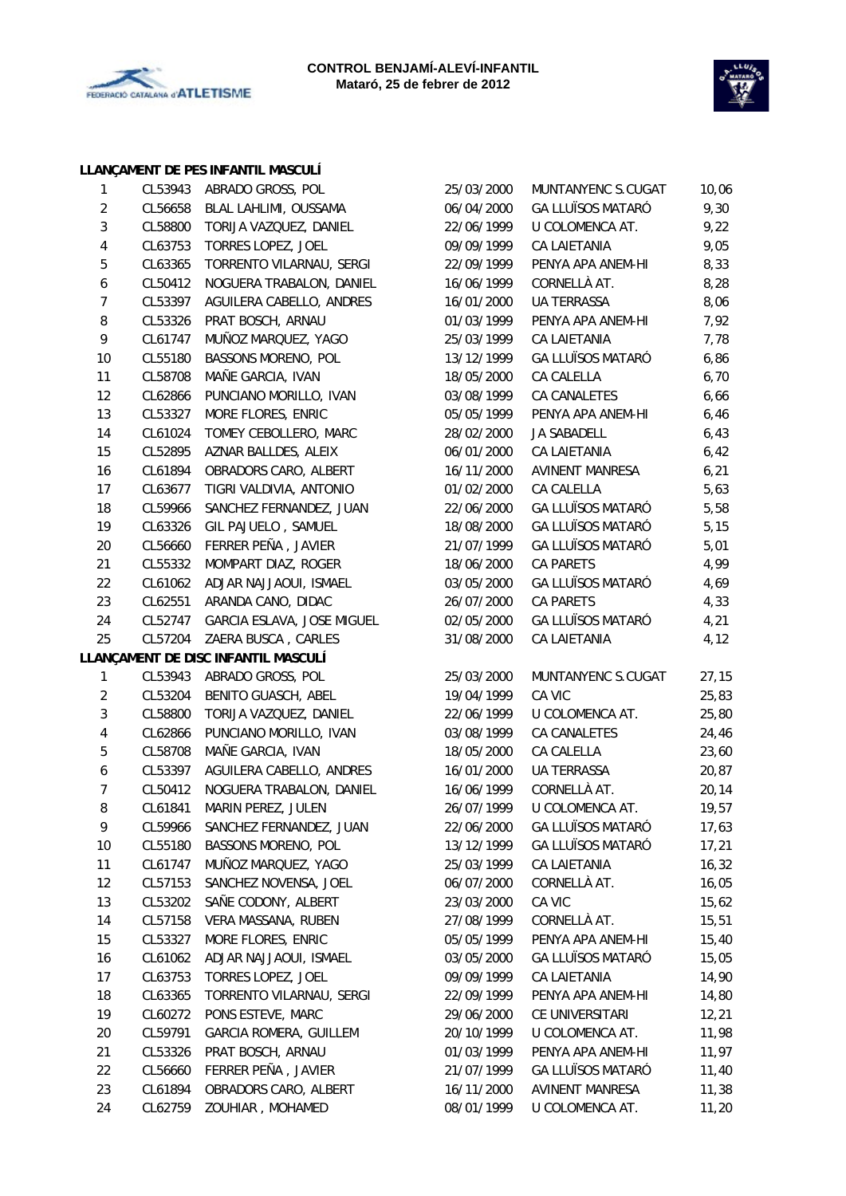**CONTROL BENJAMÍ-ALEVÍ-INFANTIL**
**Mataró, 25 de febrer de 2012**

### LLANÇAMENT DE PES INFANTIL MASCULÍ

| | | | | | |
|---|---|---|---|---|---|
| 1 | CL53943 | ABRADO GROSS, POL | 25/03/2000 | MUNTANYENC S.CUGAT | 10,06 |
| 2 | CL56658 | BLAL LAHLIMI, OUSSAMA | 06/04/2000 | GA LLUÏSOS MATARÓ | 9,30 |
| 3 | CL58800 | TORIJA VAZQUEZ, DANIEL | 22/06/1999 | U COLOMENCA AT. | 9,22 |
| 4 | CL63753 | TORRES LOPEZ, JOEL | 09/09/1999 | CA LAIETANIA | 9,05 |
| 5 | CL63365 | TORRENTO VILARNAU, SERGI | 22/09/1999 | PENYA APA ANEM-HI | 8,33 |
| 6 | CL50412 | NOGUERA TRABALON, DANIEL | 16/06/1999 | CORNELLÀ AT. | 8,28 |
| 7 | CL53397 | AGUILERA CABELLO, ANDRES | 16/01/2000 | UA TERRASSA | 8,06 |
| 8 | CL53326 | PRAT BOSCH, ARNAU | 01/03/1999 | PENYA APA ANEM-HI | 7,92 |
| 9 | CL61747 | MUÑOZ MARQUEZ, YAGO | 25/03/1999 | CA LAIETANIA | 7,78 |
| 10 | CL55180 | BASSONS MORENO, POL | 13/12/1999 | GA LLUÏSOS MATARÓ | 6,86 |
| 11 | CL58708 | MAÑE GARCIA, IVAN | 18/05/2000 | CA CALELLA | 6,70 |
| 12 | CL62866 | PUNCIANO MORILLO, IVAN | 03/08/1999 | CA CANALETES | 6,66 |
| 13 | CL53327 | MORE FLORES, ENRIC | 05/05/1999 | PENYA APA ANEM-HI | 6,46 |
| 14 | CL61024 | TOMEY CEBOLLERO, MARC | 28/02/2000 | JA SABADELL | 6,43 |
| 15 | CL52895 | AZNAR BALLDES, ALEIX | 06/01/2000 | CA LAIETANIA | 6,42 |
| 16 | CL61894 | OBRADORS CARO, ALBERT | 16/11/2000 | AVINENT MANRESA | 6,21 |
| 17 | CL63677 | TIGRI VALDIVIA, ANTONIO | 01/02/2000 | CA CALELLA | 5,63 |
| 18 | CL59966 | SANCHEZ FERNANDEZ, JUAN | 22/06/2000 | GA LLUÏSOS MATARÓ | 5,58 |
| 19 | CL63326 | GIL PAJUELO , SAMUEL | 18/08/2000 | GA LLUÏSOS MATARÓ | 5,15 |
| 20 | CL56660 | FERRER PEÑA , JAVIER | 21/07/1999 | GA LLUÏSOS MATARÓ | 5,01 |
| 21 | CL55332 | MOMPART DIAZ, ROGER | 18/06/2000 | CA PARETS | 4,99 |
| 22 | CL61062 | ADJAR NAJJAOUI, ISMAEL | 03/05/2000 | GA LLUÏSOS MATARÓ | 4,69 |
| 23 | CL62551 | ARANDA CANO, DIDAC | 26/07/2000 | CA PARETS | 4,33 |
| 24 | CL52747 | GARCIA ESLAVA, JOSE MIGUEL | 02/05/2000 | GA LLUÏSOS MATARÓ | 4,21 |
| 25 | CL57204 | ZAERA BUSCA , CARLES | 31/08/2000 | CA LAIETANIA | 4,12 |

### LLANÇAMENT DE DISC INFANTIL MASCULÍ

| | | | | | |
|---|---|---|---|---|---|
| 1 | CL53943 | ABRADO GROSS, POL | 25/03/2000 | MUNTANYENC S.CUGAT | 27,15 |
| 2 | CL53204 | BENITO GUASCH, ABEL | 19/04/1999 | CA VIC | 25,83 |
| 3 | CL58800 | TORIJA VAZQUEZ, DANIEL | 22/06/1999 | U COLOMENCA AT. | 25,80 |
| 4 | CL62866 | PUNCIANO MORILLO, IVAN | 03/08/1999 | CA CANALETES | 24,46 |
| 5 | CL58708 | MAÑE GARCIA, IVAN | 18/05/2000 | CA CALELLA | 23,60 |
| 6 | CL53397 | AGUILERA CABELLO, ANDRES | 16/01/2000 | UA TERRASSA | 20,87 |
| 7 | CL50412 | NOGUERA TRABALON, DANIEL | 16/06/1999 | CORNELLÀ AT. | 20,14 |
| 8 | CL61841 | MARIN PEREZ, JULEN | 26/07/1999 | U COLOMENCA AT. | 19,57 |
| 9 | CL59966 | SANCHEZ FERNANDEZ, JUAN | 22/06/2000 | GA LLUÏSOS MATARÓ | 17,63 |
| 10 | CL55180 | BASSONS MORENO, POL | 13/12/1999 | GA LLUÏSOS MATARÓ | 17,21 |
| 11 | CL61747 | MUÑOZ MARQUEZ, YAGO | 25/03/1999 | CA LAIETANIA | 16,32 |
| 12 | CL57153 | SANCHEZ NOVENSA, JOEL | 06/07/2000 | CORNELLÀ AT. | 16,05 |
| 13 | CL53202 | SAÑE CODONY, ALBERT | 23/03/2000 | CA VIC | 15,62 |
| 14 | CL57158 | VERA MASSANA, RUBEN | 27/08/1999 | CORNELLÀ AT. | 15,51 |
| 15 | CL53327 | MORE FLORES, ENRIC | 05/05/1999 | PENYA APA ANEM-HI | 15,40 |
| 16 | CL61062 | ADJAR NAJJAOUI, ISMAEL | 03/05/2000 | GA LLUÏSOS MATARÓ | 15,05 |
| 17 | CL63753 | TORRES LOPEZ, JOEL | 09/09/1999 | CA LAIETANIA | 14,90 |
| 18 | CL63365 | TORRENTO VILARNAU, SERGI | 22/09/1999 | PENYA APA ANEM-HI | 14,80 |
| 19 | CL60272 | PONS ESTEVE, MARC | 29/06/2000 | CE UNIVERSITARI | 12,21 |
| 20 | CL59791 | GARCIA ROMERA, GUILLEM | 20/10/1999 | U COLOMENCA AT. | 11,98 |
| 21 | CL53326 | PRAT BOSCH, ARNAU | 01/03/1999 | PENYA APA ANEM-HI | 11,97 |
| 22 | CL56660 | FERRER PEÑA , JAVIER | 21/07/1999 | GA LLUÏSOS MATARÓ | 11,40 |
| 23 | CL61894 | OBRADORS CARO, ALBERT | 16/11/2000 | AVINENT MANRESA | 11,38 |
| 24 | CL62759 | ZOUHIAR , MOHAMED | 08/01/1999 | U COLOMENCA AT. | 11,20 |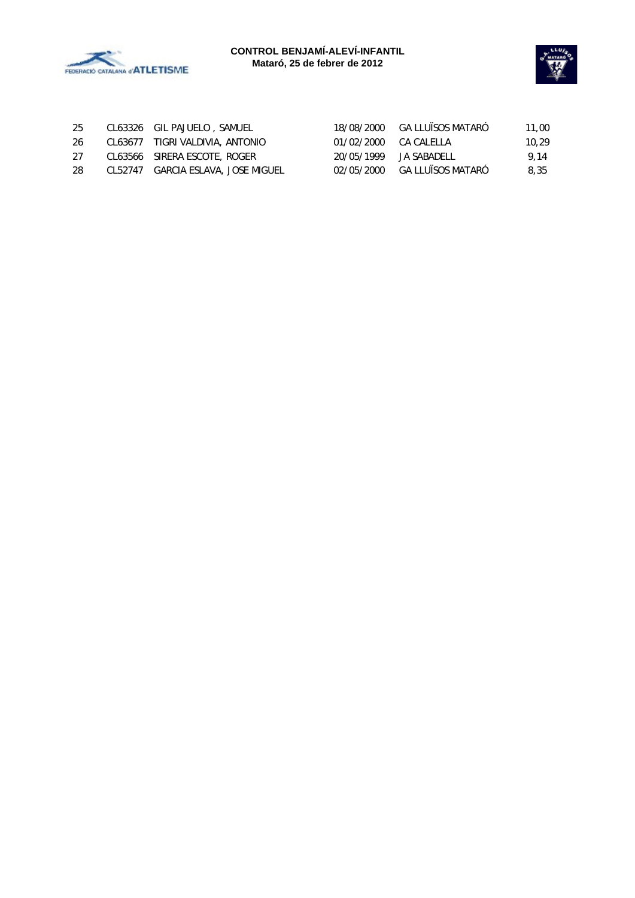| | | | | | |
|---|---|---|---|---|---|
| 25 | CL63326 | GIL PAJUELO , SAMUEL | 18/08/2000 | GA LLUÏSOS MATARÓ | 11,00 |
| 26 | CL63677 | TIGRI VALDIVIA, ANTONIO | 01/02/2000 | CA CALELLA | 10,29 |
| 27 | CL63566 | SIRERA ESCOTE, ROGER | 20/05/1999 | JA SABADELL | 9,14 |
| 28 | CL52747 | GARCIA ESLAVA, JOSE MIGUEL | 02/05/2000 | GA LLUÏSOS MATARÓ | 8,35 |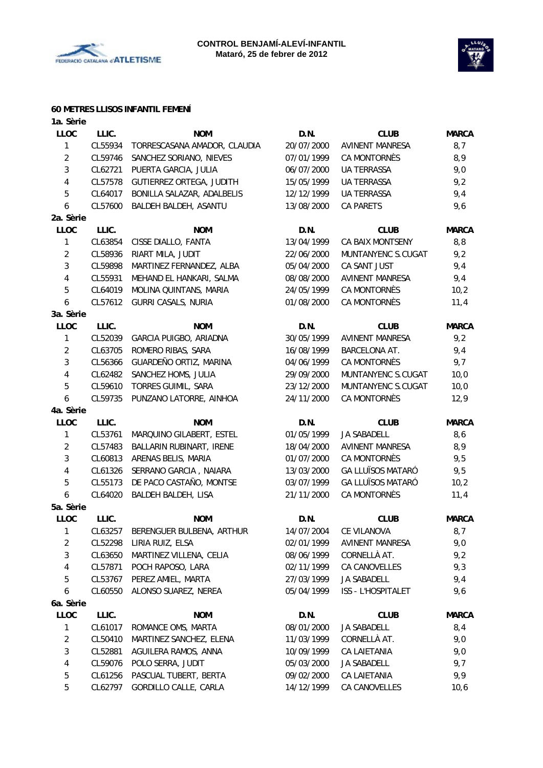**CONTROL BENJAMÍ-ALEVÍ-INFANTIL**
**Mataró, 25 de febrer de 2012**

### 60 METRES LLISOS INFANTIL FEMENÍ

**1a. Sèrie**

| LLOC | LLIC. | NOM | D.N. | CLUB | MARCA |
|---|---|---|---|---|---|
| 1 | CL55934 | TORRESCASANA AMADOR, CLAUDIA | 20/07/2000 | AVINENT MANRESA | 8,7 |
| 2 | CL59746 | SANCHEZ SORIANO, NIEVES | 07/01/1999 | CA MONTORNÈS | 8,9 |
| 3 | CL62721 | PUERTA GARCIA, JULIA | 06/07/2000 | UA TERRASSA | 9,0 |
| 4 | CL57578 | GUTIERREZ ORTEGA, JUDITH | 15/05/1999 | UA TERRASSA | 9,2 |
| 5 | CL64017 | BONILLA SALAZAR, ADALBELIS | 12/12/1999 | UA TERRASSA | 9,4 |
| 6 | CL57600 | BALDEH BALDEH, ASANTU | 13/08/2000 | CA PARETS | 9,6 |

**2a. Sèrie**

| LLOC | LLIC. | NOM | D.N. | CLUB | MARCA |
|---|---|---|---|---|---|
| 1 | CL63854 | CISSE DIALLO, FANTA | 13/04/1999 | CA BAIX MONTSENY | 8,8 |
| 2 | CL58936 | RIART MILA, JUDIT | 22/06/2000 | MUNTANYENC S.CUGAT | 9,2 |
| 3 | CL59898 | MARTINEZ FERNANDEZ, ALBA | 05/04/2000 | CA SANT JUST | 9,4 |
| 4 | CL55931 | MEHAND EL HANKARI, SALMA | 08/08/2000 | AVINENT MANRESA | 9,4 |
| 5 | CL64019 | MOLINA QUINTANS, MARIA | 24/05/1999 | CA MONTORNÈS | 10,2 |
| 6 | CL57612 | GURRI CASALS, NURIA | 01/08/2000 | CA MONTORNÈS | 11,4 |

**3a. Sèrie**

| LLOC | LLIC. | NOM | D.N. | CLUB | MARCA |
|---|---|---|---|---|---|
| 1 | CL52039 | GARCIA PUIGBO, ARIADNA | 30/05/1999 | AVINENT MANRESA | 9,2 |
| 2 | CL63705 | ROMERO RIBAS, SARA | 16/08/1999 | BARCELONA AT. | 9,4 |
| 3 | CL56366 | GUARDEÑO ORTIZ, MARINA | 04/06/1999 | CA MONTORNÈS | 9,7 |
| 4 | CL62482 | SANCHEZ HOMS, JULIA | 29/09/2000 | MUNTANYENC S.CUGAT | 10,0 |
| 5 | CL59610 | TORRES GUIMIL, SARA | 23/12/2000 | MUNTANYENC S.CUGAT | 10,0 |
| 6 | CL59735 | PUNZANO LATORRE, AINHOA | 24/11/2000 | CA MONTORNÈS | 12,9 |

**4a. Sèrie**

| LLOC | LLIC. | NOM | D.N. | CLUB | MARCA |
|---|---|---|---|---|---|
| 1 | CL53761 | MARQUINO GILABERT, ESTEL | 01/05/1999 | JA SABADELL | 8,6 |
| 2 | CL57483 | BALLARIN RUBINART, IRENE | 18/04/2000 | AVINENT MANRESA | 8,9 |
| 3 | CL60813 | ARENAS BELIS, MARIA | 01/07/2000 | CA MONTORNÈS | 9,5 |
| 4 | CL61326 | SERRANO GARCIA , NAIARA | 13/03/2000 | GA LLUÏSOS MATARÓ | 9,5 |
| 5 | CL55173 | DE PACO CASTAÑO, MONTSE | 03/07/1999 | GA LLUÏSOS MATARÓ | 10,2 |
| 6 | CL64020 | BALDEH BALDEH, LISA | 21/11/2000 | CA MONTORNÈS | 11,4 |

**5a. Sèrie**

| LLOC | LLIC. | NOM | D.N. | CLUB | MARCA |
|---|---|---|---|---|---|
| 1 | CL63257 | BERENGUER BULBENA, ARTHUR | 14/07/2004 | CE VILANOVA | 8,7 |
| 2 | CL52298 | LIRIA RUIZ, ELSA | 02/01/1999 | AVINENT MANRESA | 9,0 |
| 3 | CL63650 | MARTINEZ VILLENA, CELIA | 08/06/1999 | CORNELLÀ AT. | 9,2 |
| 4 | CL57871 | POCH RAPOSO, LARA | 02/11/1999 | CA CANOVELLES | 9,3 |
| 5 | CL53767 | PEREZ AMIEL, MARTA | 27/03/1999 | JA SABADELL | 9,4 |
| 6 | CL60550 | ALONSO SUAREZ, NEREA | 05/04/1999 | ISS - L'HOSPITALET | 9,6 |

**6a. Sèrie**

| LLOC | LLIC. | NOM | D.N. | CLUB | MARCA |
|---|---|---|---|---|---|
| 1 | CL61017 | ROMANCE OMS, MARTA | 08/01/2000 | JA SABADELL | 8,4 |
| 2 | CL50410 | MARTINEZ SANCHEZ, ELENA | 11/03/1999 | CORNELLÀ AT. | 9,0 |
| 3 | CL52881 | AGUILERA RAMOS, ANNA | 10/09/1999 | CA LAIETANIA | 9,0 |
| 4 | CL59076 | POLO SERRA, JUDIT | 05/03/2000 | JA SABADELL | 9,7 |
| 5 | CL61256 | PASCUAL TUBERT, BERTA | 09/02/2000 | CA LAIETANIA | 9,9 |
| 5 | CL62797 | GORDILLO CALLE, CARLA | 14/12/1999 | CA CANOVELLES | 10,6 |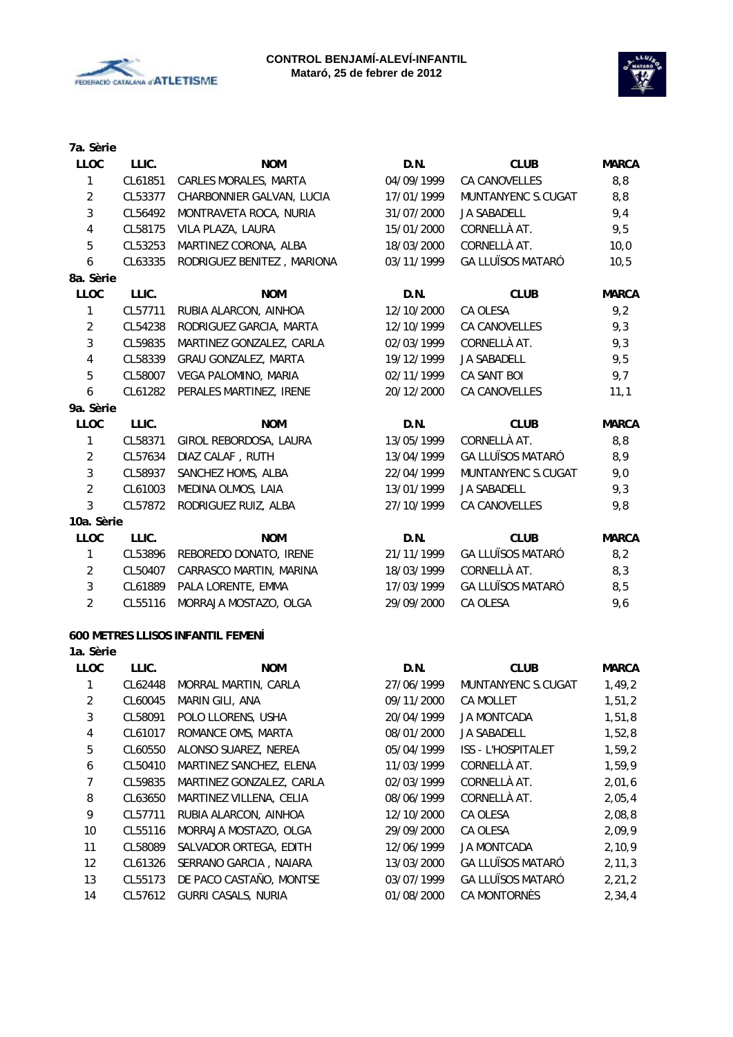**7a. Sèrie**

| LLOC | LLIC. | NOM | D.N. | CLUB | MARCA |
|---|---|---|---|---|---|
| 1 | CL61851 | CARLES MORALES, MARTA | 04/09/1999 | CA CANOVELLES | 8,8 |
| 2 | CL53377 | CHARBONNIER GALVAN, LUCIA | 17/01/1999 | MUNTANYENC S.CUGAT | 8,8 |
| 3 | CL56492 | MONTRAVETA ROCA, NURIA | 31/07/2000 | JA SABADELL | 9,4 |
| 4 | CL58175 | VILA PLAZA, LAURA | 15/01/2000 | CORNELLÀ AT. | 9,5 |
| 5 | CL53253 | MARTINEZ CORONA, ALBA | 18/03/2000 | CORNELLÀ AT. | 10,0 |
| 6 | CL63335 | RODRIGUEZ BENITEZ , MARIONA | 03/11/1999 | GA LLUÏSOS MATARÓ | 10,5 |

**8a. Sèrie**

| LLOC | LLIC. | NOM | D.N. | CLUB | MARCA |
|---|---|---|---|---|---|
| 1 | CL57711 | RUBIA ALARCON, AINHOA | 12/10/2000 | CA OLESA | 9,2 |
| 2 | CL54238 | RODRIGUEZ GARCIA, MARTA | 12/10/1999 | CA CANOVELLES | 9,3 |
| 3 | CL59835 | MARTINEZ GONZALEZ, CARLA | 02/03/1999 | CORNELLÀ AT. | 9,3 |
| 4 | CL58339 | GRAU GONZALEZ, MARTA | 19/12/1999 | JA SABADELL | 9,5 |
| 5 | CL58007 | VEGA PALOMINO, MARIA | 02/11/1999 | CA SANT BOI | 9,7 |
| 6 | CL61282 | PERALES MARTINEZ, IRENE | 20/12/2000 | CA CANOVELLES | 11,1 |

**9a. Sèrie**

| LLOC | LLIC. | NOM | D.N. | CLUB | MARCA |
|---|---|---|---|---|---|
| 1 | CL58371 | GIROL REBORDOSA, LAURA | 13/05/1999 | CORNELLÀ AT. | 8,8 |
| 2 | CL57634 | DIAZ CALAF , RUTH | 13/04/1999 | GA LLUÏSOS MATARÓ | 8,9 |
| 3 | CL58937 | SANCHEZ HOMS, ALBA | 22/04/1999 | MUNTANYENC S.CUGAT | 9,0 |
| 2 | CL61003 | MEDINA OLMOS, LAIA | 13/01/1999 | JA SABADELL | 9,3 |
| 3 | CL57872 | RODRIGUEZ RUIZ, ALBA | 27/10/1999 | CA CANOVELLES | 9,8 |

**10a. Sèrie**

| LLOC | LLIC. | NOM | D.N. | CLUB | MARCA |
|---|---|---|---|---|---|
| 1 | CL53896 | REBOREDO DONATO, IRENE | 21/11/1999 | GA LLUÏSOS MATARÓ | 8,2 |
| 2 | CL50407 | CARRASCO MARTIN, MARINA | 18/03/1999 | CORNELLÀ AT. | 8,3 |
| 3 | CL61889 | PALA LORENTE, EMMA | 17/03/1999 | GA LLUÏSOS MATARÓ | 8,5 |
| 2 | CL55116 | MORRAJA MOSTAZO, OLGA | 29/09/2000 | CA OLESA | 9,6 |

**600 METRES LLISOS INFANTIL FEMENÍ**

**1a. Sèrie**

| LLOC | LLIC. | NOM | D.N. | CLUB | MARCA |
|---|---|---|---|---|---|
| 1 | CL62448 | MORRAL MARTIN, CARLA | 27/06/1999 | MUNTANYENC S.CUGAT | 1,49,2 |
| 2 | CL60045 | MARIN GILI, ANA | 09/11/2000 | CA MOLLET | 1,51,2 |
| 3 | CL58091 | POLO LLORENS, USHA | 20/04/1999 | JA MONTCADA | 1,51,8 |
| 4 | CL61017 | ROMANCE OMS, MARTA | 08/01/2000 | JA SABADELL | 1,52,8 |
| 5 | CL60550 | ALONSO SUAREZ, NEREA | 05/04/1999 | ISS - L'HOSPITALET | 1,59,2 |
| 6 | CL50410 | MARTINEZ SANCHEZ, ELENA | 11/03/1999 | CORNELLÀ AT. | 1,59,9 |
| 7 | CL59835 | MARTINEZ GONZALEZ, CARLA | 02/03/1999 | CORNELLÀ AT. | 2,01,6 |
| 8 | CL63650 | MARTINEZ VILLENA, CELIA | 08/06/1999 | CORNELLÀ AT. | 2,05,4 |
| 9 | CL57711 | RUBIA ALARCON, AINHOA | 12/10/2000 | CA OLESA | 2,08,8 |
| 10 | CL55116 | MORRAJA MOSTAZO, OLGA | 29/09/2000 | CA OLESA | 2,09,9 |
| 11 | CL58089 | SALVADOR ORTEGA, EDITH | 12/06/1999 | JA MONTCADA | 2,10,9 |
| 12 | CL61326 | SERRANO GARCIA , NAIARA | 13/03/2000 | GA LLUÏSOS MATARÓ | 2,11,3 |
| 13 | CL55173 | DE PACO CASTAÑO, MONTSE | 03/07/1999 | GA LLUÏSOS MATARÓ | 2,21,2 |
| 14 | CL57612 | GURRI CASALS, NURIA | 01/08/2000 | CA MONTORNÈS | 2,34,4 |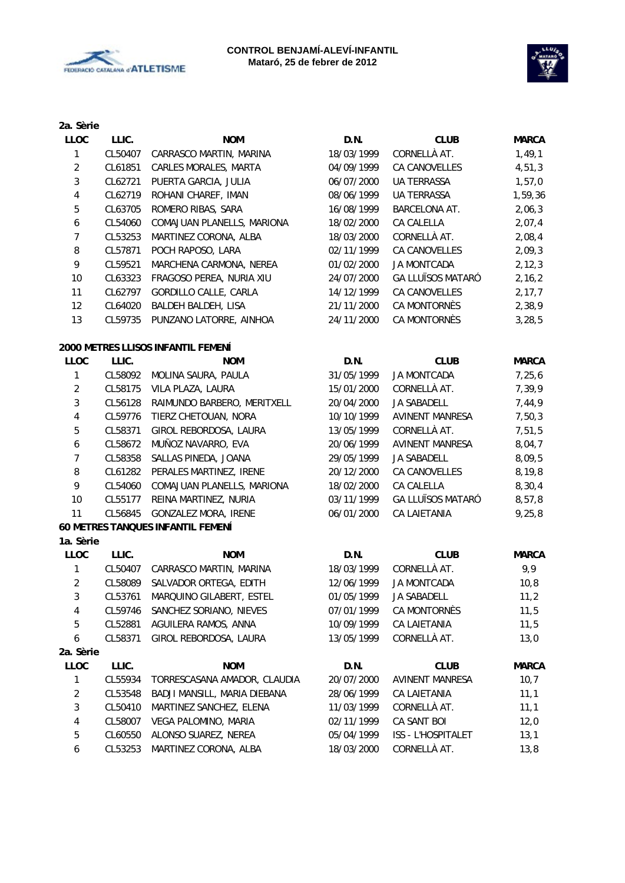**CONTROL BENJAMÍ-ALEVÍ-INFANTIL**
**Mataró, 25 de febrer de 2012**

**2a. Sèrie**

| LLOC | LLIC. | NOM | D.N. | CLUB | MARCA |
|---|---|---|---|---|---|
| 1 | CL50407 | CARRASCO MARTIN, MARINA | 18/03/1999 | CORNELLÀ AT. | 1,49,1 |
| 2 | CL61851 | CARLES MORALES, MARTA | 04/09/1999 | CA CANOVELLES | 4,51,3 |
| 3 | CL62721 | PUERTA GARCIA, JULIA | 06/07/2000 | UA TERRASSA | 1,57,0 |
| 4 | CL62719 | ROHANI CHAREF, IMAN | 08/06/1999 | UA TERRASSA | 1,59,36 |
| 5 | CL63705 | ROMERO RIBAS, SARA | 16/08/1999 | BARCELONA AT. | 2,06,3 |
| 6 | CL54060 | COMAJUAN PLANELLS, MARIONA | 18/02/2000 | CA CALELLA | 2,07,4 |
| 7 | CL53253 | MARTINEZ CORONA, ALBA | 18/03/2000 | CORNELLÀ AT. | 2,08,4 |
| 8 | CL57871 | POCH RAPOSO, LARA | 02/11/1999 | CA CANOVELLES | 2,09,3 |
| 9 | CL59521 | MARCHENA CARMONA, NEREA | 01/02/2000 | JA MONTCADA | 2,12,3 |
| 10 | CL63323 | FRAGOSO PEREA, NURIA XIU | 24/07/2000 | GA LLUÏSOS MATARÓ | 2,16,2 |
| 11 | CL62797 | GORDILLO CALLE, CARLA | 14/12/1999 | CA CANOVELLES | 2,17,7 |
| 12 | CL64020 | BALDEH BALDEH, LISA | 21/11/2000 | CA MONTORNÈS | 2,38,9 |
| 13 | CL59735 | PUNZANO LATORRE, AINHOA | 24/11/2000 | CA MONTORNÈS | 3,28,5 |

**2000 METRES LLISOS INFANTIL FEMENÍ**

| LLOC | LLIC. | NOM | D.N. | CLUB | MARCA |
|---|---|---|---|---|---|
| 1 | CL58092 | MOLINA SAURA, PAULA | 31/05/1999 | JA MONTCADA | 7,25,6 |
| 2 | CL58175 | VILA PLAZA, LAURA | 15/01/2000 | CORNELLÀ AT. | 7,39,9 |
| 3 | CL56128 | RAIMUNDO BARBERO, MERITXELL | 20/04/2000 | JA SABADELL | 7,44,9 |
| 4 | CL59776 | TIERZ CHETOUAN, NORA | 10/10/1999 | AVINENT MANRESA | 7,50,3 |
| 5 | CL58371 | GIROL REBORDOSA, LAURA | 13/05/1999 | CORNELLÀ AT. | 7,51,5 |
| 6 | CL58672 | MUÑOZ NAVARRO, EVA | 20/06/1999 | AVINENT MANRESA | 8,04,7 |
| 7 | CL58358 | SALLAS PINEDA, JOANA | 29/05/1999 | JA SABADELL | 8,09,5 |
| 8 | CL61282 | PERALES MARTINEZ, IRENE | 20/12/2000 | CA CANOVELLES | 8,19,8 |
| 9 | CL54060 | COMAJUAN PLANELLS, MARIONA | 18/02/2000 | CA CALELLA | 8,30,4 |
| 10 | CL55177 | REINA MARTINEZ, NURIA | 03/11/1999 | GA LLUÏSOS MATARÓ | 8,57,8 |
| 11 | CL56845 | GONZALEZ MORA, IRENE | 06/01/2000 | CA LAIETANIA | 9,25,8 |

**60 METRES TANQUES INFANTIL FEMENÍ**

**1a. Sèrie**

| LLOC | LLIC. | NOM | D.N. | CLUB | MARCA |
|---|---|---|---|---|---|
| 1 | CL50407 | CARRASCO MARTIN, MARINA | 18/03/1999 | CORNELLÀ AT. | 9,9 |
| 2 | CL58089 | SALVADOR ORTEGA, EDITH | 12/06/1999 | JA MONTCADA | 10,8 |
| 3 | CL53761 | MARQUINO GILABERT, ESTEL | 01/05/1999 | JA SABADELL | 11,2 |
| 4 | CL59746 | SANCHEZ SORIANO, NIEVES | 07/01/1999 | CA MONTORNÈS | 11,5 |
| 5 | CL52881 | AGUILERA RAMOS, ANNA | 10/09/1999 | CA LAIETANIA | 11,5 |
| 6 | CL58371 | GIROL REBORDOSA, LAURA | 13/05/1999 | CORNELLÀ AT. | 13,0 |

**2a. Sèrie**

| LLOC | LLIC. | NOM | D.N. | CLUB | MARCA |
|---|---|---|---|---|---|
| 1 | CL55934 | TORRESCASANA AMADOR, CLAUDIA | 20/07/2000 | AVINENT MANRESA | 10,7 |
| 2 | CL53548 | BADJI MANSILL, MARIA DIEBANA | 28/06/1999 | CA LAIETANIA | 11,1 |
| 3 | CL50410 | MARTINEZ SANCHEZ, ELENA | 11/03/1999 | CORNELLÀ AT. | 11,1 |
| 4 | CL58007 | VEGA PALOMINO, MARIA | 02/11/1999 | CA SANT BOI | 12,0 |
| 5 | CL60550 | ALONSO SUAREZ, NEREA | 05/04/1999 | ISS - L'HOSPITALET | 13,1 |
| 6 | CL53253 | MARTINEZ CORONA, ALBA | 18/03/2000 | CORNELLÀ AT. | 13,8 |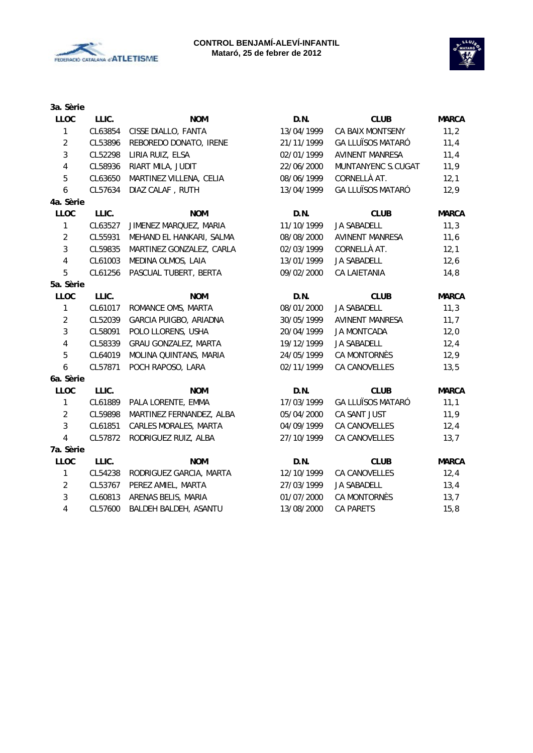**CONTROL BENJAMÍ-ALEVÍ-INFANTIL**
**Mataró, 25 de febrer de 2012**

**3a. Sèrie**

| LLOC | LLIC. | NOM | D.N. | CLUB | MARCA |
|---|---|---|---|---|---|
| 1 | CL63854 | CISSE DIALLO, FANTA | 13/04/1999 | CA BAIX MONTSENY | 11,2 |
| 2 | CL53896 | REBOREDO DONATO, IRENE | 21/11/1999 | GA LLUÏSOS MATARÓ | 11,4 |
| 3 | CL52298 | LIRIA RUIZ, ELSA | 02/01/1999 | AVINENT MANRESA | 11,4 |
| 4 | CL58936 | RIART MILA, JUDIT | 22/06/2000 | MUNTANYENC S.CUGAT | 11,9 |
| 5 | CL63650 | MARTINEZ VILLENA, CELIA | 08/06/1999 | CORNELLÀ AT. | 12,1 |
| 6 | CL57634 | DIAZ CALAF , RUTH | 13/04/1999 | GA LLUÏSOS MATARÓ | 12,9 |

**4a. Sèrie**

| LLOC | LLIC. | NOM | D.N. | CLUB | MARCA |
|---|---|---|---|---|---|
| 1 | CL63527 | JIMENEZ MARQUEZ, MARIA | 11/10/1999 | JA SABADELL | 11,3 |
| 2 | CL55931 | MEHAND EL HANKARI, SALMA | 08/08/2000 | AVINENT MANRESA | 11,6 |
| 3 | CL59835 | MARTINEZ GONZALEZ, CARLA | 02/03/1999 | CORNELLÀ AT. | 12,1 |
| 4 | CL61003 | MEDINA OLMOS, LAIA | 13/01/1999 | JA SABADELL | 12,6 |
| 5 | CL61256 | PASCUAL TUBERT, BERTA | 09/02/2000 | CA LAIETANIA | 14,8 |

**5a. Sèrie**

| LLOC | LLIC. | NOM | D.N. | CLUB | MARCA |
|---|---|---|---|---|---|
| 1 | CL61017 | ROMANCE OMS, MARTA | 08/01/2000 | JA SABADELL | 11,3 |
| 2 | CL52039 | GARCIA PUIGBO, ARIADNA | 30/05/1999 | AVINENT MANRESA | 11,7 |
| 3 | CL58091 | POLO LLORENS, USHA | 20/04/1999 | JA MONTCADA | 12,0 |
| 4 | CL58339 | GRAU GONZALEZ, MARTA | 19/12/1999 | JA SABADELL | 12,4 |
| 5 | CL64019 | MOLINA QUINTANS, MARIA | 24/05/1999 | CA MONTORNÈS | 12,9 |
| 6 | CL57871 | POCH RAPOSO, LARA | 02/11/1999 | CA CANOVELLES | 13,5 |

**6a. Sèrie**

| LLOC | LLIC. | NOM | D.N. | CLUB | MARCA |
|---|---|---|---|---|---|
| 1 | CL61889 | PALA LORENTE, EMMA | 17/03/1999 | GA LLUÏSOS MATARÓ | 11,1 |
| 2 | CL59898 | MARTINEZ FERNANDEZ, ALBA | 05/04/2000 | CA SANT JUST | 11,9 |
| 3 | CL61851 | CARLES MORALES, MARTA | 04/09/1999 | CA CANOVELLES | 12,4 |
| 4 | CL57872 | RODRIGUEZ RUIZ, ALBA | 27/10/1999 | CA CANOVELLES | 13,7 |

**7a. Sèrie**

| LLOC | LLIC. | NOM | D.N. | CLUB | MARCA |
|---|---|---|---|---|---|
| 1 | CL54238 | RODRIGUEZ GARCIA, MARTA | 12/10/1999 | CA CANOVELLES | 12,4 |
| 2 | CL53767 | PEREZ AMIEL, MARTA | 27/03/1999 | JA SABADELL | 13,4 |
| 3 | CL60813 | ARENAS BELIS, MARIA | 01/07/2000 | CA MONTORNÈS | 13,7 |
| 4 | CL57600 | BALDEH BALDEH, ASANTU | 13/08/2000 | CA PARETS | 15,8 |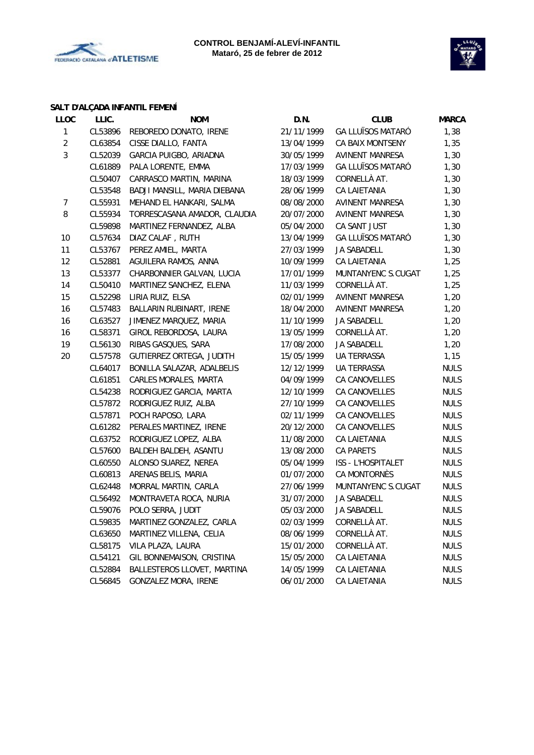**CONTROL BENJAMÍ-ALEVÍ-INFANTIL**
**Mataró, 25 de febrer de 2012**

### SALT D'ALÇADA INFANTIL FEMENÍ

| LLOC | LLIC. | NOM | D.N. | CLUB | MARCA |
|---|---|---|---|---|---|
| 1 | CL53896 | REBOREDO DONATO, IRENE | 21/11/1999 | GA LLUÏSOS MATARÓ | 1,38 |
| 2 | CL63854 | CISSE DIALLO, FANTA | 13/04/1999 | CA BAIX MONTSENY | 1,35 |
| 3 | CL52039 | GARCIA PUIGBO, ARIADNA | 30/05/1999 | AVINENT MANRESA | 1,30 |
| | CL61889 | PALA LORENTE, EMMA | 17/03/1999 | GA LLUÏSOS MATARÓ | 1,30 |
| | CL50407 | CARRASCO MARTIN, MARINA | 18/03/1999 | CORNELLÀ AT. | 1,30 |
| | CL53548 | BADJI MANSILL, MARIA DIEBANA | 28/06/1999 | CA LAIETANIA | 1,30 |
| 7 | CL55931 | MEHAND EL HANKARI, SALMA | 08/08/2000 | AVINENT MANRESA | 1,30 |
| 8 | CL55934 | TORRESCASANA AMADOR, CLAUDIA | 20/07/2000 | AVINENT MANRESA | 1,30 |
| | CL59898 | MARTINEZ FERNANDEZ, ALBA | 05/04/2000 | CA SANT JUST | 1,30 |
| 10 | CL57634 | DIAZ CALAF , RUTH | 13/04/1999 | GA LLUÏSOS MATARÓ | 1,30 |
| 11 | CL53767 | PEREZ AMIEL, MARTA | 27/03/1999 | JA SABADELL | 1,30 |
| 12 | CL52881 | AGUILERA RAMOS, ANNA | 10/09/1999 | CA LAIETANIA | 1,25 |
| 13 | CL53377 | CHARBONNIER GALVAN, LUCIA | 17/01/1999 | MUNTANYENC S.CUGAT | 1,25 |
| 14 | CL50410 | MARTINEZ SANCHEZ, ELENA | 11/03/1999 | CORNELLÀ AT. | 1,25 |
| 15 | CL52298 | LIRIA RUIZ, ELSA | 02/01/1999 | AVINENT MANRESA | 1,20 |
| 16 | CL57483 | BALLARIN RUBINART, IRENE | 18/04/2000 | AVINENT MANRESA | 1,20 |
| 16 | CL63527 | JIMENEZ MARQUEZ, MARIA | 11/10/1999 | JA SABADELL | 1,20 |
| 16 | CL58371 | GIROL REBORDOSA, LAURA | 13/05/1999 | CORNELLÀ AT. | 1,20 |
| 19 | CL56130 | RIBAS GASQUES, SARA | 17/08/2000 | JA SABADELL | 1,20 |
| 20 | CL57578 | GUTIERREZ ORTEGA, JUDITH | 15/05/1999 | UA TERRASSA | 1,15 |
| | CL64017 | BONILLA SALAZAR, ADALBELIS | 12/12/1999 | UA TERRASSA | NULS |
| | CL61851 | CARLES MORALES, MARTA | 04/09/1999 | CA CANOVELLES | NULS |
| | CL54238 | RODRIGUEZ GARCIA, MARTA | 12/10/1999 | CA CANOVELLES | NULS |
| | CL57872 | RODRIGUEZ RUIZ, ALBA | 27/10/1999 | CA CANOVELLES | NULS |
| | CL57871 | POCH RAPOSO, LARA | 02/11/1999 | CA CANOVELLES | NULS |
| | CL61282 | PERALES MARTINEZ, IRENE | 20/12/2000 | CA CANOVELLES | NULS |
| | CL63752 | RODRIGUEZ LOPEZ, ALBA | 11/08/2000 | CA LAIETANIA | NULS |
| | CL57600 | BALDEH BALDEH, ASANTU | 13/08/2000 | CA PARETS | NULS |
| | CL60550 | ALONSO SUAREZ, NEREA | 05/04/1999 | ISS - L'HOSPITALET | NULS |
| | CL60813 | ARENAS BELIS, MARIA | 01/07/2000 | CA MONTORNÈS | NULS |
| | CL62448 | MORRAL MARTIN, CARLA | 27/06/1999 | MUNTANYENC S.CUGAT | NULS |
| | CL56492 | MONTRAVETA ROCA, NURIA | 31/07/2000 | JA SABADELL | NULS |
| | CL59076 | POLO SERRA, JUDIT | 05/03/2000 | JA SABADELL | NULS |
| | CL59835 | MARTINEZ GONZALEZ, CARLA | 02/03/1999 | CORNELLÀ AT. | NULS |
| | CL63650 | MARTINEZ VILLENA, CELIA | 08/06/1999 | CORNELLÀ AT. | NULS |
| | CL58175 | VILA PLAZA, LAURA | 15/01/2000 | CORNELLÀ AT. | NULS |
| | CL54121 | GIL BONNEMAISON, CRISTINA | 15/05/2000 | CA LAIETANIA | NULS |
| | CL52884 | BALLESTEROS LLOVET, MARTINA | 14/05/1999 | CA LAIETANIA | NULS |
| | CL56845 | GONZALEZ MORA, IRENE | 06/01/2000 | CA LAIETANIA | NULS |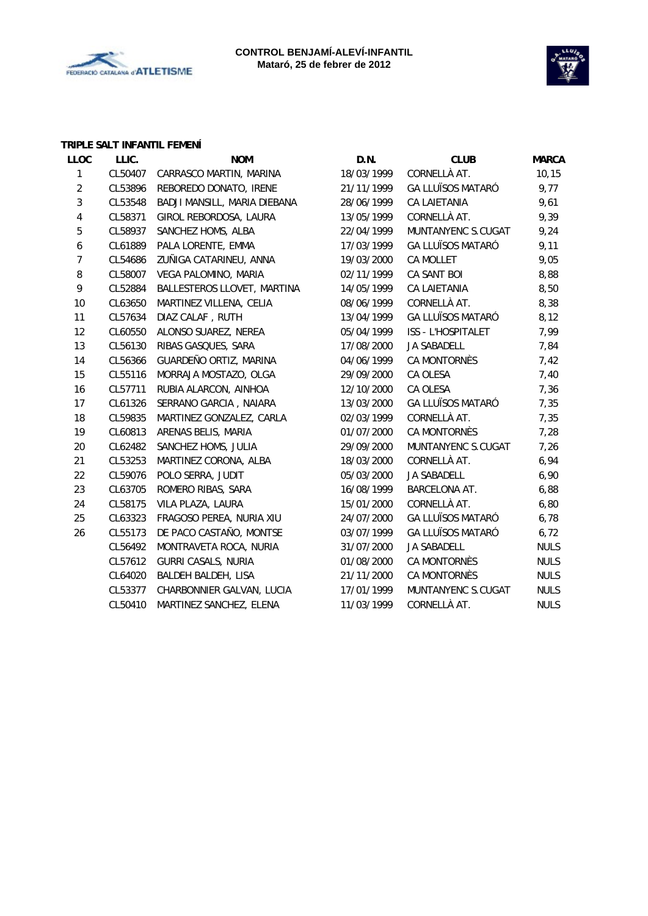**CONTROL BENJAMÍ-ALEVÍ-INFANTIL**
**Mataró, 25 de febrer de 2012**

**TRIPLE SALT INFANTIL FEMENÍ**

| LLOC | LLIC. | NOM | D.N. | CLUB | MARCA |
|---|---|---|---|---|---|
| 1 | CL50407 | CARRASCO MARTIN, MARINA | 18/03/1999 | CORNELLÀ AT. | 10,15 |
| 2 | CL53896 | REBOREDO DONATO, IRENE | 21/11/1999 | GA LLUÏSOS MATARÓ | 9,77 |
| 3 | CL53548 | BADJI MANSILL, MARIA DIEBANA | 28/06/1999 | CA LAIETANIA | 9,61 |
| 4 | CL58371 | GIROL REBORDOSA, LAURA | 13/05/1999 | CORNELLÀ AT. | 9,39 |
| 5 | CL58937 | SANCHEZ HOMS, ALBA | 22/04/1999 | MUNTANYENC S.CUGAT | 9,24 |
| 6 | CL61889 | PALA LORENTE, EMMA | 17/03/1999 | GA LLUÏSOS MATARÓ | 9,11 |
| 7 | CL54686 | ZUÑIGA CATARINEU, ANNA | 19/03/2000 | CA MOLLET | 9,05 |
| 8 | CL58007 | VEGA PALOMINO, MARIA | 02/11/1999 | CA SANT BOI | 8,88 |
| 9 | CL52884 | BALLESTEROS LLOVET, MARTINA | 14/05/1999 | CA LAIETANIA | 8,50 |
| 10 | CL63650 | MARTINEZ VILLENA, CELIA | 08/06/1999 | CORNELLÀ AT. | 8,38 |
| 11 | CL57634 | DIAZ CALAF , RUTH | 13/04/1999 | GA LLUÏSOS MATARÓ | 8,12 |
| 12 | CL60550 | ALONSO SUAREZ, NEREA | 05/04/1999 | ISS - L'HOSPITALET | 7,99 |
| 13 | CL56130 | RIBAS GASQUES, SARA | 17/08/2000 | JA SABADELL | 7,84 |
| 14 | CL56366 | GUARDEÑO ORTIZ, MARINA | 04/06/1999 | CA MONTORNÈS | 7,42 |
| 15 | CL55116 | MORRAJA MOSTAZO, OLGA | 29/09/2000 | CA OLESA | 7,40 |
| 16 | CL57711 | RUBIA ALARCON, AINHOA | 12/10/2000 | CA OLESA | 7,36 |
| 17 | CL61326 | SERRANO GARCIA , NAIARA | 13/03/2000 | GA LLUÏSOS MATARÓ | 7,35 |
| 18 | CL59835 | MARTINEZ GONZALEZ, CARLA | 02/03/1999 | CORNELLÀ AT. | 7,35 |
| 19 | CL60813 | ARENAS BELIS, MARIA | 01/07/2000 | CA MONTORNÈS | 7,28 |
| 20 | CL62482 | SANCHEZ HOMS, JULIA | 29/09/2000 | MUNTANYENC S.CUGAT | 7,26 |
| 21 | CL53253 | MARTINEZ CORONA, ALBA | 18/03/2000 | CORNELLÀ AT. | 6,94 |
| 22 | CL59076 | POLO SERRA, JUDIT | 05/03/2000 | JA SABADELL | 6,90 |
| 23 | CL63705 | ROMERO RIBAS, SARA | 16/08/1999 | BARCELONA AT. | 6,88 |
| 24 | CL58175 | VILA PLAZA, LAURA | 15/01/2000 | CORNELLÀ AT. | 6,80 |
| 25 | CL63323 | FRAGOSO PEREA, NURIA XIU | 24/07/2000 | GA LLUÏSOS MATARÓ | 6,78 |
| 26 | CL55173 | DE PACO CASTAÑO, MONTSE | 03/07/1999 | GA LLUÏSOS MATARÓ | 6,72 |
| | CL56492 | MONTRAVETA ROCA, NURIA | 31/07/2000 | JA SABADELL | NULS |
| | CL57612 | GURRI CASALS, NURIA | 01/08/2000 | CA MONTORNÈS | NULS |
| | CL64020 | BALDEH BALDEH, LISA | 21/11/2000 | CA MONTORNÈS | NULS |
| | CL53377 | CHARBONNIER GALVAN, LUCIA | 17/01/1999 | MUNTANYENC S.CUGAT | NULS |
| | CL50410 | MARTINEZ SANCHEZ, ELENA | 11/03/1999 | CORNELLÀ AT. | NULS |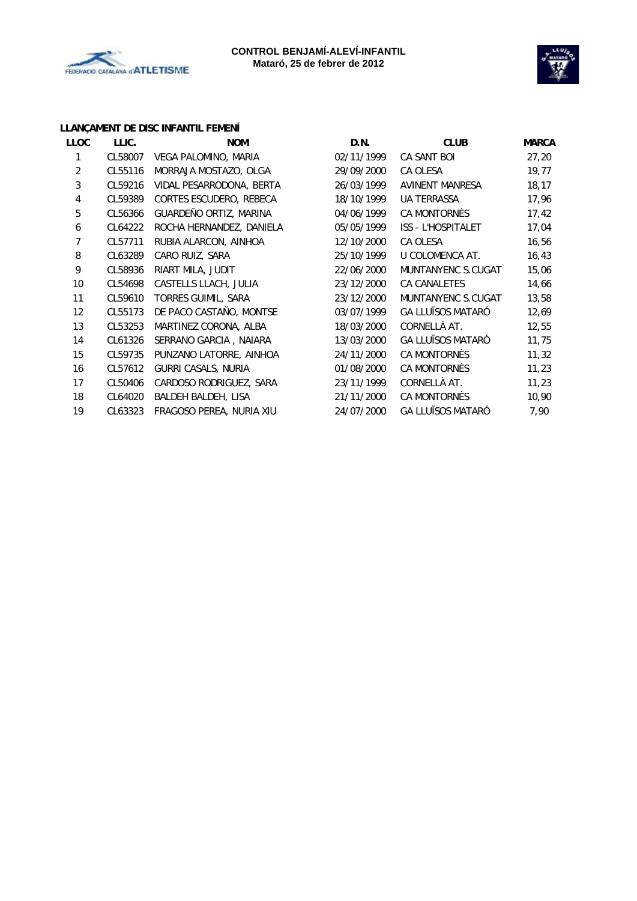**CONTROL BENJAMÍ-ALEVÍ-INFANTIL**
**Mataró, 25 de febrer de 2012**

### LLANÇAMENT DE DISC INFANTIL FEMENÍ

| LLOC | LLIC. | NOM | D.N. | CLUB | MARCA |
|---|---|---|---|---|---|
| 1 | CL58007 | VEGA PALOMINO, MARIA | 02/11/1999 | CA SANT BOI | 27,20 |
| 2 | CL55116 | MORRAJA MOSTAZO, OLGA | 29/09/2000 | CA OLESA | 19,77 |
| 3 | CL59216 | VIDAL PESARRODONA, BERTA | 26/03/1999 | AVINENT MANRESA | 18,17 |
| 4 | CL59389 | CORTES ESCUDERO, REBECA | 18/10/1999 | UA TERRASSA | 17,96 |
| 5 | CL56366 | GUARDEÑO ORTIZ, MARINA | 04/06/1999 | CA MONTORNÈS | 17,42 |
| 6 | CL64222 | ROCHA HERNANDEZ, DANIELA | 05/05/1999 | ISS - L'HOSPITALET | 17,04 |
| 7 | CL57711 | RUBIA ALARCON, AINHOA | 12/10/2000 | CA OLESA | 16,56 |
| 8 | CL63289 | CARO RUIZ, SARA | 25/10/1999 | U COLOMENCA AT. | 16,43 |
| 9 | CL58936 | RIART MILA, JUDIT | 22/06/2000 | MUNTANYENC S.CUGAT | 15,06 |
| 10 | CL54698 | CASTELLS LLACH, JULIA | 23/12/2000 | CA CANALETES | 14,66 |
| 11 | CL59610 | TORRES GUIMIL, SARA | 23/12/2000 | MUNTANYENC S.CUGAT | 13,58 |
| 12 | CL55173 | DE PACO CASTAÑO, MONTSE | 03/07/1999 | GA LLUÏSOS MATARÓ | 12,69 |
| 13 | CL53253 | MARTINEZ CORONA, ALBA | 18/03/2000 | CORNELLÀ AT. | 12,55 |
| 14 | CL61326 | SERRANO GARCIA , NAIARA | 13/03/2000 | GA LLUÏSOS MATARÓ | 11,75 |
| 15 | CL59735 | PUNZANO LATORRE, AINHOA | 24/11/2000 | CA MONTORNÈS | 11,32 |
| 16 | CL57612 | GURRI CASALS, NURIA | 01/08/2000 | CA MONTORNÈS | 11,23 |
| 17 | CL50406 | CARDOSO RODRIGUEZ, SARA | 23/11/1999 | CORNELLÀ AT. | 11,23 |
| 18 | CL64020 | BALDEH BALDEH, LISA | 21/11/2000 | CA MONTORNÈS | 10,90 |
| 19 | CL63323 | FRAGOSO PEREA, NURIA XIU | 24/07/2000 | GA LLUÏSOS MATARÓ | 7,90 |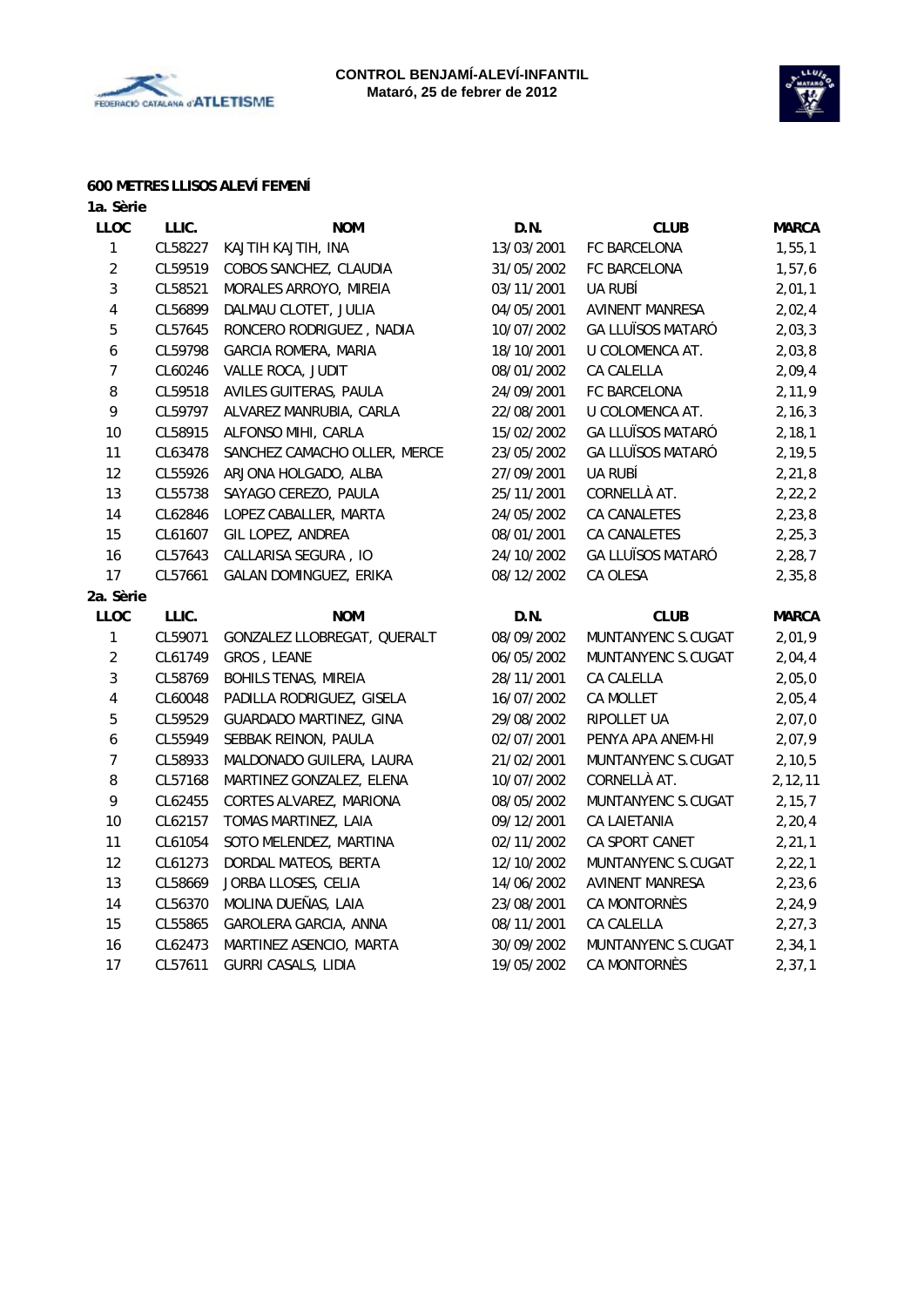**CONTROL BENJAMÍ-ALEVÍ-INFANTIL**
**Mataró, 25 de febrer de 2012**

### 600 METRES LLISOS ALEVÍ FEMENÍ

**1a. Sèrie**

| LLOC | LLIC. | NOM | D.N. | CLUB | MARCA |
|---|---|---|---|---|---|
| 1 | CL58227 | KAJTIH KAJTIH, INA | 13/03/2001 | FC BARCELONA | 1,55,1 |
| 2 | CL59519 | COBOS SANCHEZ, CLAUDIA | 31/05/2002 | FC BARCELONA | 1,57,6 |
| 3 | CL58521 | MORALES ARROYO, MIREIA | 03/11/2001 | UA RUBÍ | 2,01,1 |
| 4 | CL56899 | DALMAU CLOTET, JULIA | 04/05/2001 | AVINENT MANRESA | 2,02,4 |
| 5 | CL57645 | RONCERO RODRIGUEZ , NADIA | 10/07/2002 | GA LLUÏSOS MATARÓ | 2,03,3 |
| 6 | CL59798 | GARCIA ROMERA, MARIA | 18/10/2001 | U COLOMENCA AT. | 2,03,8 |
| 7 | CL60246 | VALLE ROCA, JUDIT | 08/01/2002 | CA CALELLA | 2,09,4 |
| 8 | CL59518 | AVILES GUITERAS, PAULA | 24/09/2001 | FC BARCELONA | 2,11,9 |
| 9 | CL59797 | ALVAREZ MANRUBIA, CARLA | 22/08/2001 | U COLOMENCA AT. | 2,16,3 |
| 10 | CL58915 | ALFONSO MIHI, CARLA | 15/02/2002 | GA LLUÏSOS MATARÓ | 2,18,1 |
| 11 | CL63478 | SANCHEZ CAMACHO OLLER, MERCE | 23/05/2002 | GA LLUÏSOS MATARÓ | 2,19,5 |
| 12 | CL55926 | ARJONA HOLGADO, ALBA | 27/09/2001 | UA RUBÍ | 2,21,8 |
| 13 | CL55738 | SAYAGO CEREZO, PAULA | 25/11/2001 | CORNELLÀ AT. | 2,22,2 |
| 14 | CL62846 | LOPEZ CABALLER, MARTA | 24/05/2002 | CA CANALETES | 2,23,8 |
| 15 | CL61607 | GIL LOPEZ, ANDREA | 08/01/2001 | CA CANALETES | 2,25,3 |
| 16 | CL57643 | CALLARISA SEGURA , IO | 24/10/2002 | GA LLUÏSOS MATARÓ | 2,28,7 |
| 17 | CL57661 | GALAN DOMINGUEZ, ERIKA | 08/12/2002 | CA OLESA | 2,35,8 |

**2a. Sèrie**

| LLOC | LLIC. | NOM | D.N. | CLUB | MARCA |
|---|---|---|---|---|---|
| 1 | CL59071 | GONZALEZ LLOBREGAT, QUERALT | 08/09/2002 | MUNTANYENC S.CUGAT | 2,01,9 |
| 2 | CL61749 | GROS , LEANE | 06/05/2002 | MUNTANYENC S.CUGAT | 2,04,4 |
| 3 | CL58769 | BOHILS TENAS, MIREIA | 28/11/2001 | CA CALELLA | 2,05,0 |
| 4 | CL60048 | PADILLA RODRIGUEZ, GISELA | 16/07/2002 | CA MOLLET | 2,05,4 |
| 5 | CL59529 | GUARDADO MARTINEZ, GINA | 29/08/2002 | RIPOLLET UA | 2,07,0 |
| 6 | CL55949 | SEBBAK REINON, PAULA | 02/07/2001 | PENYA APA ANEM-HI | 2,07,9 |
| 7 | CL58933 | MALDONADO GUILERA, LAURA | 21/02/2001 | MUNTANYENC S.CUGAT | 2,10,5 |
| 8 | CL57168 | MARTINEZ GONZALEZ, ELENA | 10/07/2002 | CORNELLÀ AT. | 2,12,11 |
| 9 | CL62455 | CORTES ALVAREZ, MARIONA | 08/05/2002 | MUNTANYENC S.CUGAT | 2,15,7 |
| 10 | CL62157 | TOMAS MARTINEZ, LAIA | 09/12/2001 | CA LAIETANIA | 2,20,4 |
| 11 | CL61054 | SOTO MELENDEZ, MARTINA | 02/11/2002 | CA SPORT CANET | 2,21,1 |
| 12 | CL61273 | DORDAL MATEOS, BERTA | 12/10/2002 | MUNTANYENC S.CUGAT | 2,22,1 |
| 13 | CL58669 | JORBA LLOSES, CELIA | 14/06/2002 | AVINENT MANRESA | 2,23,6 |
| 14 | CL56370 | MOLINA DUEÑAS, LAIA | 23/08/2001 | CA MONTORNÈS | 2,24,9 |
| 15 | CL55865 | GAROLERA GARCIA, ANNA | 08/11/2001 | CA CALELLA | 2,27,3 |
| 16 | CL62473 | MARTINEZ ASENCIO, MARTA | 30/09/2002 | MUNTANYENC S.CUGAT | 2,34,1 |
| 17 | CL57611 | GURRI CASALS, LIDIA | 19/05/2002 | CA MONTORNÈS | 2,37,1 |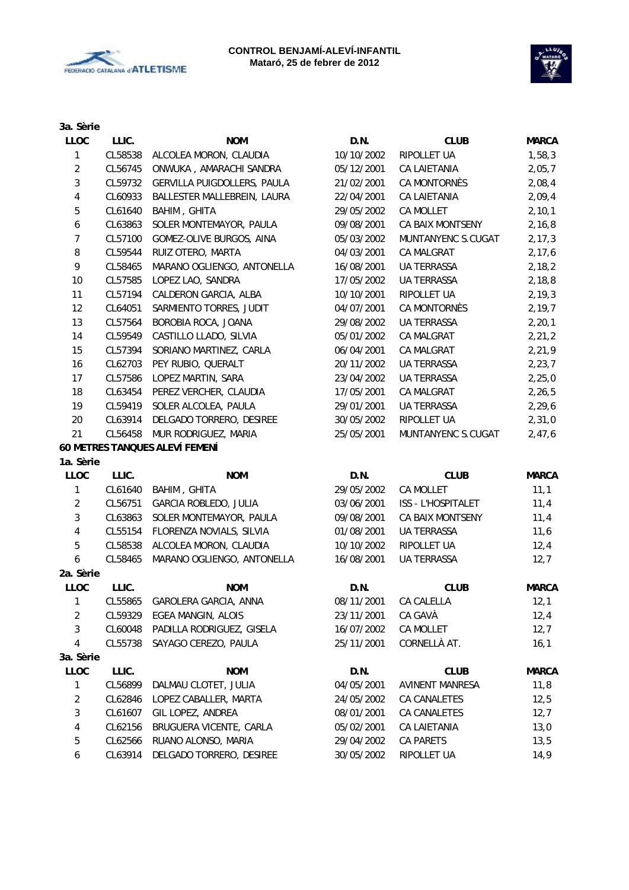**3a. Sèrie**

| LLOC | LLIC. | NOM | D.N. | CLUB | MARCA |
|---|---|---|---|---|---|
| 1 | CL58538 | ALCOLEA MORON, CLAUDIA | 10/10/2002 | RIPOLLET UA | 1,58,3 |
| 2 | CL56745 | ONWUKA , AMARACHI SANDRA | 05/12/2001 | CA LAIETANIA | 2,05,7 |
| 3 | CL59732 | GERVILLA PUIGDOLLERS, PAULA | 21/02/2001 | CA MONTORNÈS | 2,08,4 |
| 4 | CL60933 | BALLESTER MALLEBREIN, LAURA | 22/04/2001 | CA LAIETANIA | 2,09,4 |
| 5 | CL61640 | BAHIM , GHITA | 29/05/2002 | CA MOLLET | 2,10,1 |
| 6 | CL63863 | SOLER MONTEMAYOR, PAULA | 09/08/2001 | CA BAIX MONTSENY | 2,16,8 |
| 7 | CL57100 | GOMEZ-OLIVE BURGOS, AINA | 05/03/2002 | MUNTANYENC S.CUGAT | 2,17,3 |
| 8 | CL59544 | RUIZ OTERO, MARTA | 04/03/2001 | CA MALGRAT | 2,17,6 |
| 9 | CL58465 | MARANO OGLIENGO, ANTONELLA | 16/08/2001 | UA TERRASSA | 2,18,2 |
| 10 | CL57585 | LOPEZ LAO, SANDRA | 17/05/2002 | UA TERRASSA | 2,18,8 |
| 11 | CL57194 | CALDERON GARCIA, ALBA | 10/10/2001 | RIPOLLET UA | 2,19,3 |
| 12 | CL64051 | SARMIENTO TORRES, JUDIT | 04/07/2001 | CA MONTORNÈS | 2,19,7 |
| 13 | CL57564 | BOROBIA ROCA, JOANA | 29/08/2002 | UA TERRASSA | 2,20,1 |
| 14 | CL59549 | CASTILLO LLADO, SILVIA | 05/01/2002 | CA MALGRAT | 2,21,2 |
| 15 | CL57394 | SORIANO MARTINEZ, CARLA | 06/04/2001 | CA MALGRAT | 2,21,9 |
| 16 | CL62703 | PEY RUBIO, QUERALT | 20/11/2002 | UA TERRASSA | 2,23,7 |
| 17 | CL57586 | LOPEZ MARTIN, SARA | 23/04/2002 | UA TERRASSA | 2,25,0 |
| 18 | CL63454 | PEREZ VERCHER, CLAUDIA | 17/05/2001 | CA MALGRAT | 2,26,5 |
| 19 | CL59419 | SOLER ALCOLEA, PAULA | 29/01/2001 | UA TERRASSA | 2,29,6 |
| 20 | CL63914 | DELGADO TORRERO, DESIREE | 30/05/2002 | RIPOLLET UA | 2,31,0 |
| 21 | CL56458 | MUR RODRIGUEZ, MARIA | 25/05/2001 | MUNTANYENC S.CUGAT | 2,47,6 |

**60 METRES TANQUES ALEVÍ FEMENÍ**

**1a. Sèrie**

| LLOC | LLIC. | NOM | D.N. | CLUB | MARCA |
|---|---|---|---|---|---|
| 1 | CL61640 | BAHIM , GHITA | 29/05/2002 | CA MOLLET | 11,1 |
| 2 | CL56751 | GARCIA ROBLEDO, JULIA | 03/06/2001 | ISS - L'HOSPITALET | 11,4 |
| 3 | CL63863 | SOLER MONTEMAYOR, PAULA | 09/08/2001 | CA BAIX MONTSENY | 11,4 |
| 4 | CL55154 | FLORENZA NOVIALS, SILVIA | 01/08/2001 | UA TERRASSA | 11,6 |
| 5 | CL58538 | ALCOLEA MORON, CLAUDIA | 10/10/2002 | RIPOLLET UA | 12,4 |
| 6 | CL58465 | MARANO OGLIENGO, ANTONELLA | 16/08/2001 | UA TERRASSA | 12,7 |

**2a. Sèrie**

| LLOC | LLIC. | NOM | D.N. | CLUB | MARCA |
|---|---|---|---|---|---|
| 1 | CL55865 | GAROLERA GARCIA, ANNA | 08/11/2001 | CA CALELLA | 12,1 |
| 2 | CL59329 | EGEA MANGIN, ALOIS | 23/11/2001 | CA GAVÀ | 12,4 |
| 3 | CL60048 | PADILLA RODRIGUEZ, GISELA | 16/07/2002 | CA MOLLET | 12,7 |
| 4 | CL55738 | SAYAGO CEREZO, PAULA | 25/11/2001 | CORNELLÀ AT. | 16,1 |

**3a. Sèrie**

| LLOC | LLIC. | NOM | D.N. | CLUB | MARCA |
|---|---|---|---|---|---|
| 1 | CL56899 | DALMAU CLOTET, JULIA | 04/05/2001 | AVINENT MANRESA | 11,8 |
| 2 | CL62846 | LOPEZ CABALLER, MARTA | 24/05/2002 | CA CANALETES | 12,5 |
| 3 | CL61607 | GIL LOPEZ, ANDREA | 08/01/2001 | CA CANALETES | 12,7 |
| 4 | CL62156 | BRUGUERA VICENTE, CARLA | 05/02/2001 | CA LAIETANIA | 13,0 |
| 5 | CL62566 | RUANO ALONSO, MARIA | 29/04/2002 | CA PARETS | 13,5 |
| 6 | CL63914 | DELGADO TORRERO, DESIREE | 30/05/2002 | RIPOLLET UA | 14,9 |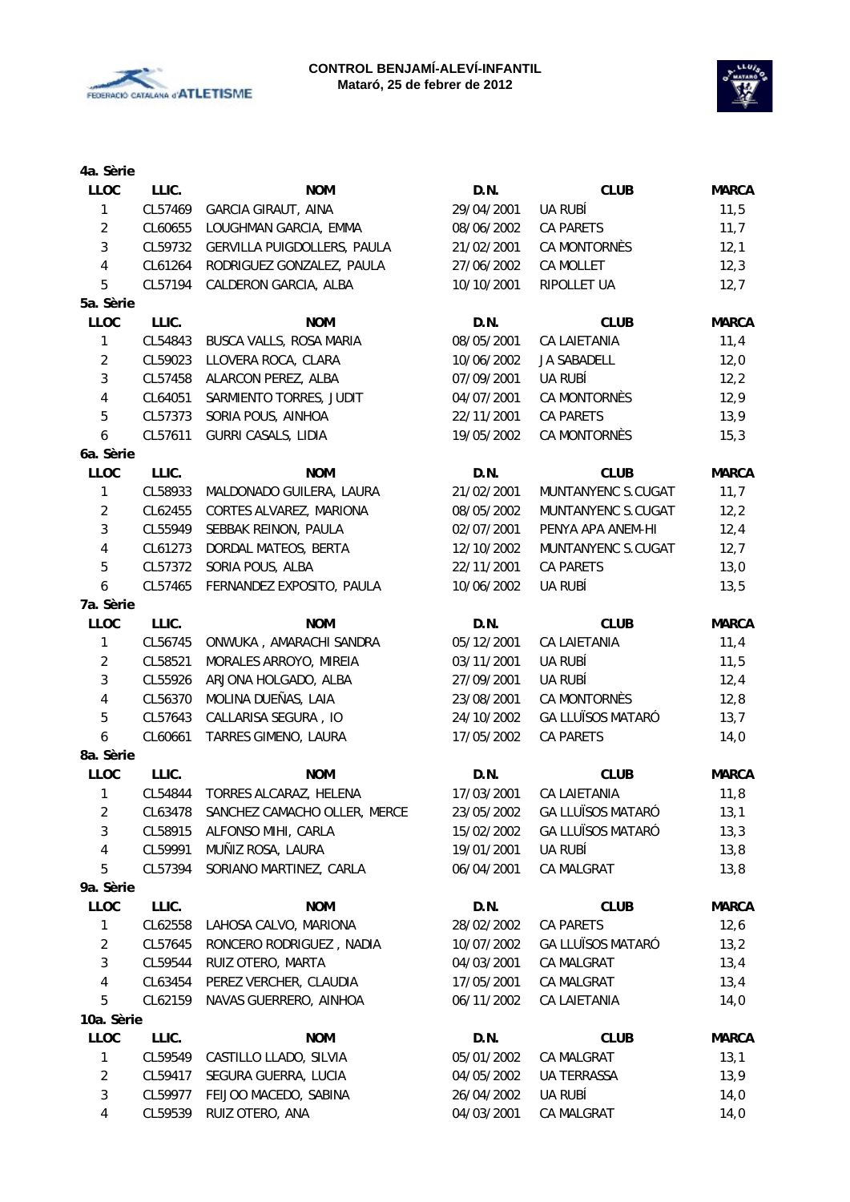### 4a. Sèrie

| LLOC | LLIC. | NOM | D.N. | CLUB | MARCA |
|---|---|---|---|---|---|
| 1 | CL57469 | GARCIA GIRAUT, AINA | 29/04/2001 | UA RUBÍ | 11,5 |
| 2 | CL60655 | LOUGHMAN GARCIA, EMMA | 08/06/2002 | CA PARETS | 11,7 |
| 3 | CL59732 | GERVILLA PUIGDOLLERS, PAULA | 21/02/2001 | CA MONTORNÈS | 12,1 |
| 4 | CL61264 | RODRIGUEZ GONZALEZ, PAULA | 27/06/2002 | CA MOLLET | 12,3 |
| 5 | CL57194 | CALDERON GARCIA, ALBA | 10/10/2001 | RIPOLLET UA | 12,7 |

### 5a. Sèrie

| LLOC | LLIC. | NOM | D.N. | CLUB | MARCA |
|---|---|---|---|---|---|
| 1 | CL54843 | BUSCA VALLS, ROSA MARIA | 08/05/2001 | CA LAIETANIA | 11,4 |
| 2 | CL59023 | LLOVERA ROCA, CLARA | 10/06/2002 | JA SABADELL | 12,0 |
| 3 | CL57458 | ALARCON PEREZ, ALBA | 07/09/2001 | UA RUBÍ | 12,2 |
| 4 | CL64051 | SARMIENTO TORRES, JUDIT | 04/07/2001 | CA MONTORNÈS | 12,9 |
| 5 | CL57373 | SORIA POUS, AINHOA | 22/11/2001 | CA PARETS | 13,9 |
| 6 | CL57611 | GURRI CASALS, LIDIA | 19/05/2002 | CA MONTORNÈS | 15,3 |

### 6a. Sèrie

| LLOC | LLIC. | NOM | D.N. | CLUB | MARCA |
|---|---|---|---|---|---|
| 1 | CL58933 | MALDONADO GUILERA, LAURA | 21/02/2001 | MUNTANYENC S.CUGAT | 11,7 |
| 2 | CL62455 | CORTES ALVAREZ, MARIONA | 08/05/2002 | MUNTANYENC S.CUGAT | 12,2 |
| 3 | CL55949 | SEBBAK REINON, PAULA | 02/07/2001 | PENYA APA ANEM-HI | 12,4 |
| 4 | CL61273 | DORDAL MATEOS, BERTA | 12/10/2002 | MUNTANYENC S.CUGAT | 12,7 |
| 5 | CL57372 | SORIA POUS, ALBA | 22/11/2001 | CA PARETS | 13,0 |
| 6 | CL57465 | FERNANDEZ EXPOSITO, PAULA | 10/06/2002 | UA RUBÍ | 13,5 |

### 7a. Sèrie

| LLOC | LLIC. | NOM | D.N. | CLUB | MARCA |
|---|---|---|---|---|---|
| 1 | CL56745 | ONWUKA , AMARACHI SANDRA | 05/12/2001 | CA LAIETANIA | 11,4 |
| 2 | CL58521 | MORALES ARROYO, MIREIA | 03/11/2001 | UA RUBÍ | 11,5 |
| 3 | CL55926 | ARJONA HOLGADO, ALBA | 27/09/2001 | UA RUBÍ | 12,4 |
| 4 | CL56370 | MOLINA DUEÑAS, LAIA | 23/08/2001 | CA MONTORNÈS | 12,8 |
| 5 | CL57643 | CALLARISA SEGURA , IO | 24/10/2002 | GA LLUÏSOS MATARÓ | 13,7 |
| 6 | CL60661 | TARRES GIMENO, LAURA | 17/05/2002 | CA PARETS | 14,0 |

### 8a. Sèrie

| LLOC | LLIC. | NOM | D.N. | CLUB | MARCA |
|---|---|---|---|---|---|
| 1 | CL54844 | TORRES ALCARAZ, HELENA | 17/03/2001 | CA LAIETANIA | 11,8 |
| 2 | CL63478 | SANCHEZ CAMACHO OLLER, MERCE | 23/05/2002 | GA LLUÏSOS MATARÓ | 13,1 |
| 3 | CL58915 | ALFONSO MIHI, CARLA | 15/02/2002 | GA LLUÏSOS MATARÓ | 13,3 |
| 4 | CL59991 | MUÑIZ ROSA, LAURA | 19/01/2001 | UA RUBÍ | 13,8 |
| 5 | CL57394 | SORIANO MARTINEZ, CARLA | 06/04/2001 | CA MALGRAT | 13,8 |

### 9a. Sèrie

| LLOC | LLIC. | NOM | D.N. | CLUB | MARCA |
|---|---|---|---|---|---|
| 1 | CL62558 | LAHOSA CALVO, MARIONA | 28/02/2002 | CA PARETS | 12,6 |
| 2 | CL57645 | RONCERO RODRIGUEZ , NADIA | 10/07/2002 | GA LLUÏSOS MATARÓ | 13,2 |
| 3 | CL59544 | RUIZ OTERO, MARTA | 04/03/2001 | CA MALGRAT | 13,4 |
| 4 | CL63454 | PEREZ VERCHER, CLAUDIA | 17/05/2001 | CA MALGRAT | 13,4 |
| 5 | CL62159 | NAVAS GUERRERO, AINHOA | 06/11/2002 | CA LAIETANIA | 14,0 |

### 10a. Sèrie

| LLOC | LLIC. | NOM | D.N. | CLUB | MARCA |
|---|---|---|---|---|---|
| 1 | CL59549 | CASTILLO LLADO, SILVIA | 05/01/2002 | CA MALGRAT | 13,1 |
| 2 | CL59417 | SEGURA GUERRA, LUCIA | 04/05/2002 | UA TERRASSA | 13,9 |
| 3 | CL59977 | FEIJOO MACEDO, SABINA | 26/04/2002 | UA RUBÍ | 14,0 |
| 4 | CL59539 | RUIZ OTERO, ANA | 04/03/2001 | CA MALGRAT | 14,0 |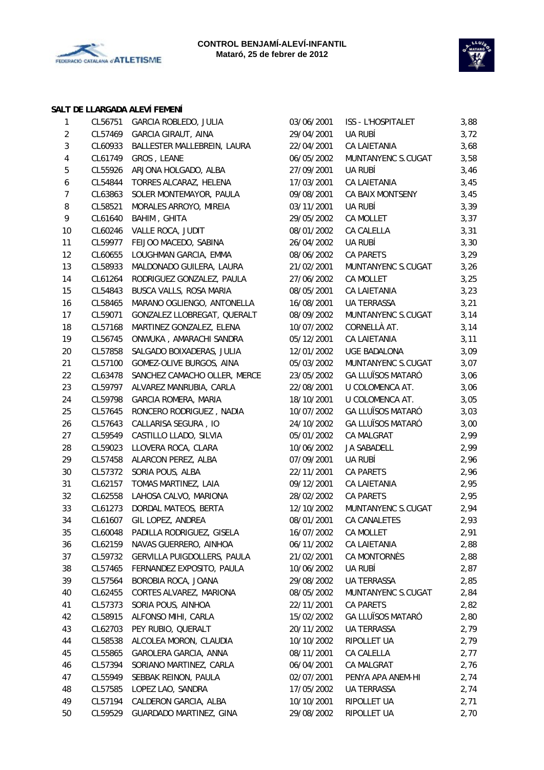**CONTROL BENJAMÍ-ALEVÍ-INFANTIL**
**Mataró, 25 de febrer de 2012**

### SALT DE LLARGADA ALEVÍ FEMENÍ

| | | | | | |
|---|---|---|---|---|---|
| 1 | CL56751 | GARCIA ROBLEDO, JULIA | 03/06/2001 | ISS - L'HOSPITALET | 3,88 |
| 2 | CL57469 | GARCIA GIRAUT, AINA | 29/04/2001 | UA RUBÍ | 3,72 |
| 3 | CL60933 | BALLESTER MALLEBREIN, LAURA | 22/04/2001 | CA LAIETANIA | 3,68 |
| 4 | CL61749 | GROS , LEANE | 06/05/2002 | MUNTANYENC S.CUGAT | 3,58 |
| 5 | CL55926 | ARJONA HOLGADO, ALBA | 27/09/2001 | UA RUBÍ | 3,46 |
| 6 | CL54844 | TORRES ALCARAZ, HELENA | 17/03/2001 | CA LAIETANIA | 3,45 |
| 7 | CL63863 | SOLER MONTEMAYOR, PAULA | 09/08/2001 | CA BAIX MONTSENY | 3,45 |
| 8 | CL58521 | MORALES ARROYO, MIREIA | 03/11/2001 | UA RUBÍ | 3,39 |
| 9 | CL61640 | BAHIM , GHITA | 29/05/2002 | CA MOLLET | 3,37 |
| 10 | CL60246 | VALLE ROCA, JUDIT | 08/01/2002 | CA CALELLA | 3,31 |
| 11 | CL59977 | FEIJOO MACEDO, SABINA | 26/04/2002 | UA RUBÍ | 3,30 |
| 12 | CL60655 | LOUGHMAN GARCIA, EMMA | 08/06/2002 | CA PARETS | 3,29 |
| 13 | CL58933 | MALDONADO GUILERA, LAURA | 21/02/2001 | MUNTANYENC S.CUGAT | 3,26 |
| 14 | CL61264 | RODRIGUEZ GONZALEZ, PAULA | 27/06/2002 | CA MOLLET | 3,25 |
| 15 | CL54843 | BUSCA VALLS, ROSA MARIA | 08/05/2001 | CA LAIETANIA | 3,23 |
| 16 | CL58465 | MARANO OGLIENGO, ANTONELLA | 16/08/2001 | UA TERRASSA | 3,21 |
| 17 | CL59071 | GONZALEZ LLOBREGAT, QUERALT | 08/09/2002 | MUNTANYENC S.CUGAT | 3,14 |
| 18 | CL57168 | MARTINEZ GONZALEZ, ELENA | 10/07/2002 | CORNELLÀ AT. | 3,14 |
| 19 | CL56745 | ONWUKA , AMARACHI SANDRA | 05/12/2001 | CA LAIETANIA | 3,11 |
| 20 | CL57858 | SALGADO BOIXADERAS, JULIA | 12/01/2002 | UGE BADALONA | 3,09 |
| 21 | CL57100 | GOMEZ-OLIVE BURGOS, AINA | 05/03/2002 | MUNTANYENC S.CUGAT | 3,07 |
| 22 | CL63478 | SANCHEZ CAMACHO OLLER, MERCE | 23/05/2002 | GA LLUÏSOS MATARÓ | 3,06 |
| 23 | CL59797 | ALVAREZ MANRUBIA, CARLA | 22/08/2001 | U COLOMENCA AT. | 3,06 |
| 24 | CL59798 | GARCIA ROMERA, MARIA | 18/10/2001 | U COLOMENCA AT. | 3,05 |
| 25 | CL57645 | RONCERO RODRIGUEZ , NADIA | 10/07/2002 | GA LLUÏSOS MATARÓ | 3,03 |
| 26 | CL57643 | CALLARISA SEGURA , IO | 24/10/2002 | GA LLUÏSOS MATARÓ | 3,00 |
| 27 | CL59549 | CASTILLO LLADO, SILVIA | 05/01/2002 | CA MALGRAT | 2,99 |
| 28 | CL59023 | LLOVERA ROCA, CLARA | 10/06/2002 | JA SABADELL | 2,99 |
| 29 | CL57458 | ALARCON PEREZ, ALBA | 07/09/2001 | UA RUBÍ | 2,96 |
| 30 | CL57372 | SORIA POUS, ALBA | 22/11/2001 | CA PARETS | 2,96 |
| 31 | CL62157 | TOMAS MARTINEZ, LAIA | 09/12/2001 | CA LAIETANIA | 2,95 |
| 32 | CL62558 | LAHOSA CALVO, MARIONA | 28/02/2002 | CA PARETS | 2,95 |
| 33 | CL61273 | DORDAL MATEOS, BERTA | 12/10/2002 | MUNTANYENC S.CUGAT | 2,94 |
| 34 | CL61607 | GIL LOPEZ, ANDREA | 08/01/2001 | CA CANALETES | 2,93 |
| 35 | CL60048 | PADILLA RODRIGUEZ, GISELA | 16/07/2002 | CA MOLLET | 2,91 |
| 36 | CL62159 | NAVAS GUERRERO, AINHOA | 06/11/2002 | CA LAIETANIA | 2,88 |
| 37 | CL59732 | GERVILLA PUIGDOLLERS, PAULA | 21/02/2001 | CA MONTORNÈS | 2,88 |
| 38 | CL57465 | FERNANDEZ EXPOSITO, PAULA | 10/06/2002 | UA RUBÍ | 2,87 |
| 39 | CL57564 | BOROBIA ROCA, JOANA | 29/08/2002 | UA TERRASSA | 2,85 |
| 40 | CL62455 | CORTES ALVAREZ, MARIONA | 08/05/2002 | MUNTANYENC S.CUGAT | 2,84 |
| 41 | CL57373 | SORIA POUS, AINHOA | 22/11/2001 | CA PARETS | 2,82 |
| 42 | CL58915 | ALFONSO MIHI, CARLA | 15/02/2002 | GA LLUÏSOS MATARÓ | 2,80 |
| 43 | CL62703 | PEY RUBIO, QUERALT | 20/11/2002 | UA TERRASSA | 2,79 |
| 44 | CL58538 | ALCOLEA MORON, CLAUDIA | 10/10/2002 | RIPOLLET UA | 2,79 |
| 45 | CL55865 | GAROLERA GARCIA, ANNA | 08/11/2001 | CA CALELLA | 2,77 |
| 46 | CL57394 | SORIANO MARTINEZ, CARLA | 06/04/2001 | CA MALGRAT | 2,76 |
| 47 | CL55949 | SEBBAK REINON, PAULA | 02/07/2001 | PENYA APA ANEM-HI | 2,74 |
| 48 | CL57585 | LOPEZ LAO, SANDRA | 17/05/2002 | UA TERRASSA | 2,74 |
| 49 | CL57194 | CALDERON GARCIA, ALBA | 10/10/2001 | RIPOLLET UA | 2,71 |
| 50 | CL59529 | GUARDADO MARTINEZ, GINA | 29/08/2002 | RIPOLLET UA | 2,70 |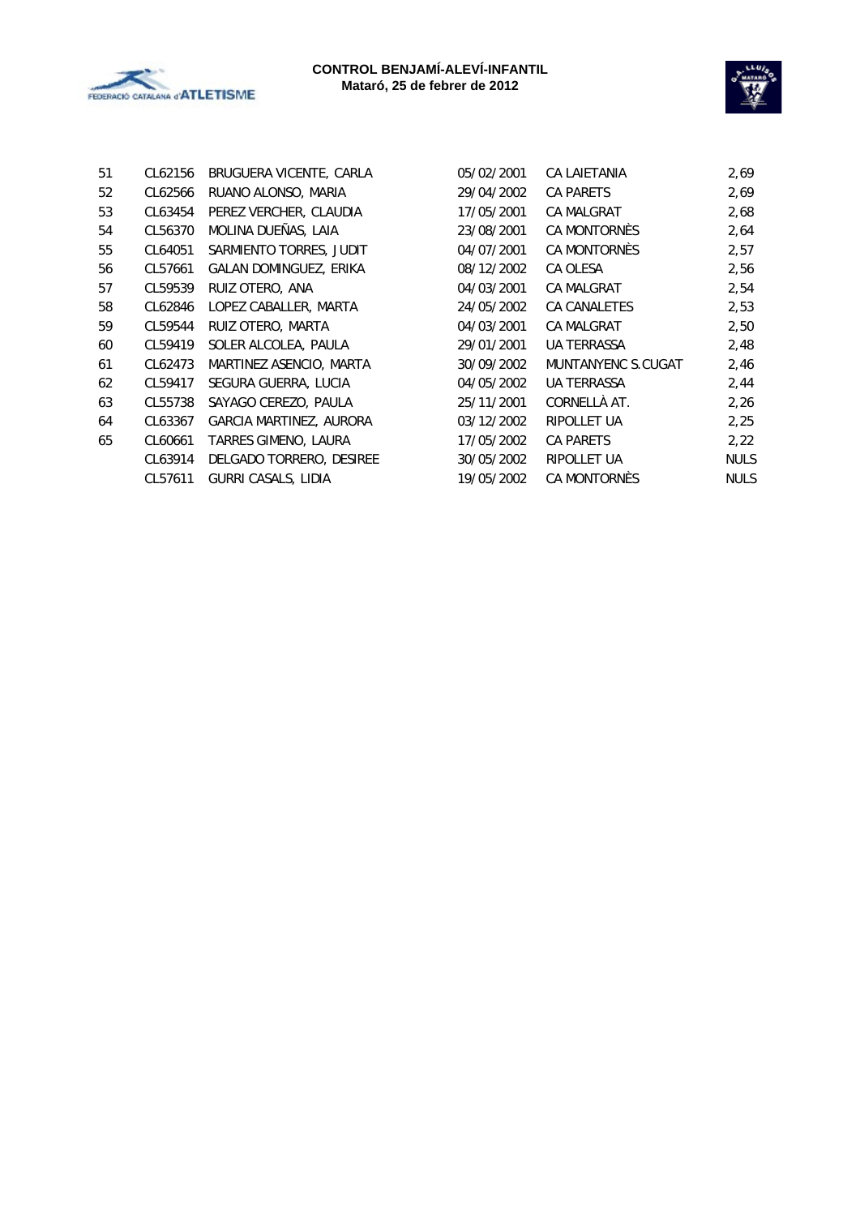| | | | | | |
|---|---|---|---|---|---|
| 51 | CL62156 | BRUGUERA VICENTE, CARLA | 05/02/2001 | CA LAIETANIA | 2,69 |
| 52 | CL62566 | RUANO ALONSO, MARIA | 29/04/2002 | CA PARETS | 2,69 |
| 53 | CL63454 | PEREZ VERCHER, CLAUDIA | 17/05/2001 | CA MALGRAT | 2,68 |
| 54 | CL56370 | MOLINA DUEÑAS, LAIA | 23/08/2001 | CA MONTORNÈS | 2,64 |
| 55 | CL64051 | SARMIENTO TORRES, JUDIT | 04/07/2001 | CA MONTORNÈS | 2,57 |
| 56 | CL57661 | GALAN DOMINGUEZ, ERIKA | 08/12/2002 | CA OLESA | 2,56 |
| 57 | CL59539 | RUIZ OTERO, ANA | 04/03/2001 | CA MALGRAT | 2,54 |
| 58 | CL62846 | LOPEZ CABALLER, MARTA | 24/05/2002 | CA CANALETES | 2,53 |
| 59 | CL59544 | RUIZ OTERO, MARTA | 04/03/2001 | CA MALGRAT | 2,50 |
| 60 | CL59419 | SOLER ALCOLEA, PAULA | 29/01/2001 | UA TERRASSA | 2,48 |
| 61 | CL62473 | MARTINEZ ASENCIO, MARTA | 30/09/2002 | MUNTANYENC S.CUGAT | 2,46 |
| 62 | CL59417 | SEGURA GUERRA, LUCIA | 04/05/2002 | UA TERRASSA | 2,44 |
| 63 | CL55738 | SAYAGO CEREZO, PAULA | 25/11/2001 | CORNELLÀ AT. | 2,26 |
| 64 | CL63367 | GARCIA MARTINEZ, AURORA | 03/12/2002 | RIPOLLET UA | 2,25 |
| 65 | CL60661 | TARRES GIMENO, LAURA | 17/05/2002 | CA PARETS | 2,22 |
| | CL63914 | DELGADO TORRERO, DESIREE | 30/05/2002 | RIPOLLET UA | NULS |
| | CL57611 | GURRI CASALS, LIDIA | 19/05/2002 | CA MONTORNÈS | NULS |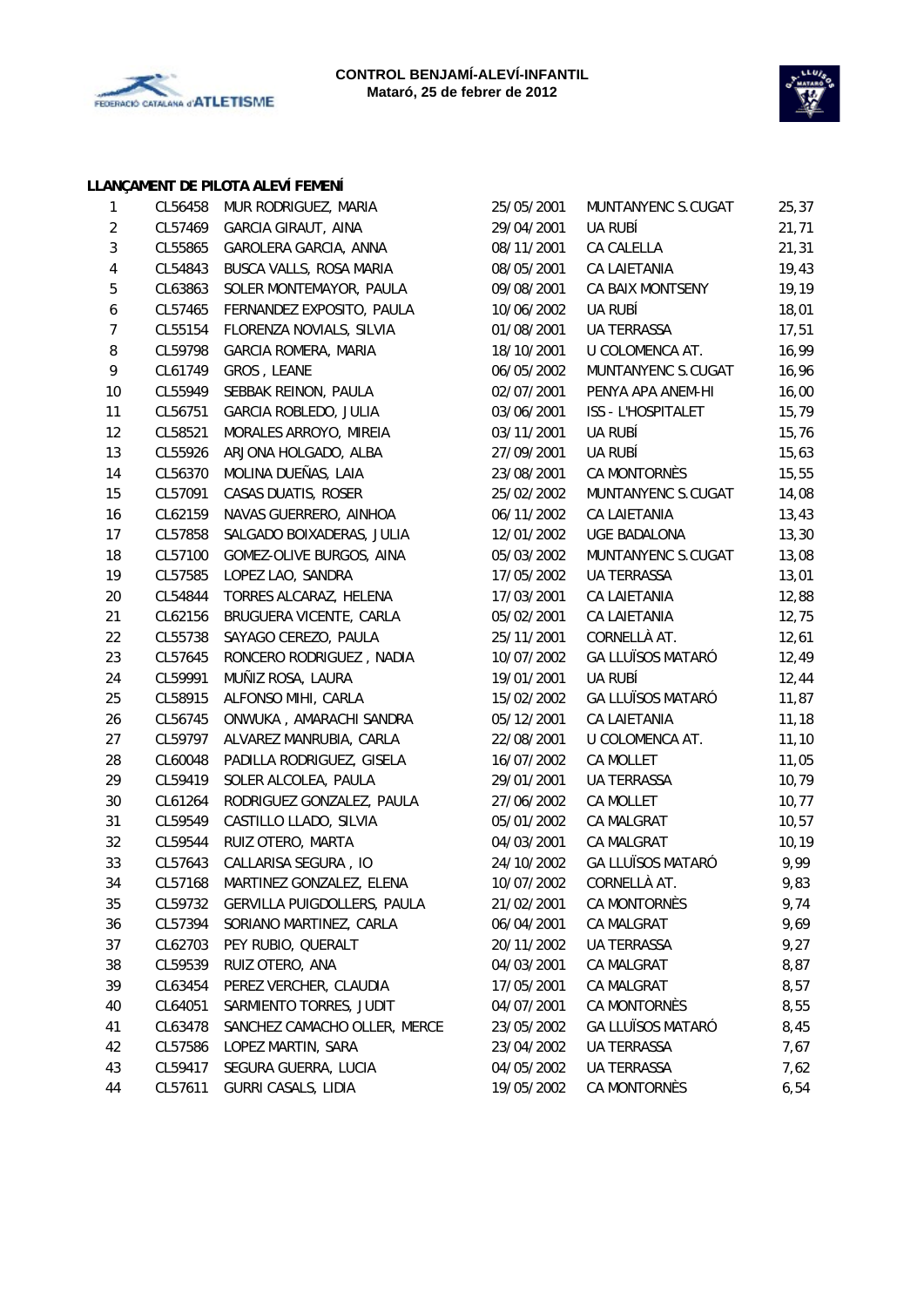**LLANÇAMENT DE PILOTA ALEVÍ FEMENÍ**

| | | | | | |
|---|---|---|---|---|---|
| 1 | CL56458 | MUR RODRIGUEZ, MARIA | 25/05/2001 | MUNTANYENC S.CUGAT | 25,37 |
| 2 | CL57469 | GARCIA GIRAUT, AINA | 29/04/2001 | UA RUBÍ | 21,71 |
| 3 | CL55865 | GAROLERA GARCIA, ANNA | 08/11/2001 | CA CALELLA | 21,31 |
| 4 | CL54843 | BUSCA VALLS, ROSA MARIA | 08/05/2001 | CA LAIETANIA | 19,43 |
| 5 | CL63863 | SOLER MONTEMAYOR, PAULA | 09/08/2001 | CA BAIX MONTSENY | 19,19 |
| 6 | CL57465 | FERNANDEZ EXPOSITO, PAULA | 10/06/2002 | UA RUBÍ | 18,01 |
| 7 | CL55154 | FLORENZA NOVIALS, SILVIA | 01/08/2001 | UA TERRASSA | 17,51 |
| 8 | CL59798 | GARCIA ROMERA, MARIA | 18/10/2001 | U COLOMENCA AT. | 16,99 |
| 9 | CL61749 | GROS , LEANE | 06/05/2002 | MUNTANYENC S.CUGAT | 16,96 |
| 10 | CL55949 | SEBBAK REINON, PAULA | 02/07/2001 | PENYA APA ANEM-HI | 16,00 |
| 11 | CL56751 | GARCIA ROBLEDO, JULIA | 03/06/2001 | ISS - L'HOSPITALET | 15,79 |
| 12 | CL58521 | MORALES ARROYO, MIREIA | 03/11/2001 | UA RUBÍ | 15,76 |
| 13 | CL55926 | ARJONA HOLGADO, ALBA | 27/09/2001 | UA RUBÍ | 15,63 |
| 14 | CL56370 | MOLINA DUEÑAS, LAIA | 23/08/2001 | CA MONTORNÈS | 15,55 |
| 15 | CL57091 | CASAS DUATIS, ROSER | 25/02/2002 | MUNTANYENC S.CUGAT | 14,08 |
| 16 | CL62159 | NAVAS GUERRERO, AINHOA | 06/11/2002 | CA LAIETANIA | 13,43 |
| 17 | CL57858 | SALGADO BOIXADERAS, JULIA | 12/01/2002 | UGE BADALONA | 13,30 |
| 18 | CL57100 | GOMEZ-OLIVE BURGOS, AINA | 05/03/2002 | MUNTANYENC S.CUGAT | 13,08 |
| 19 | CL57585 | LOPEZ LAO, SANDRA | 17/05/2002 | UA TERRASSA | 13,01 |
| 20 | CL54844 | TORRES ALCARAZ, HELENA | 17/03/2001 | CA LAIETANIA | 12,88 |
| 21 | CL62156 | BRUGUERA VICENTE, CARLA | 05/02/2001 | CA LAIETANIA | 12,75 |
| 22 | CL55738 | SAYAGO CEREZO, PAULA | 25/11/2001 | CORNELLÀ AT. | 12,61 |
| 23 | CL57645 | RONCERO RODRIGUEZ , NADIA | 10/07/2002 | GA LLUÏSOS MATARÓ | 12,49 |
| 24 | CL59991 | MUÑIZ ROSA, LAURA | 19/01/2001 | UA RUBÍ | 12,44 |
| 25 | CL58915 | ALFONSO MIHI, CARLA | 15/02/2002 | GA LLUÏSOS MATARÓ | 11,87 |
| 26 | CL56745 | ONWUKA , AMARACHI SANDRA | 05/12/2001 | CA LAIETANIA | 11,18 |
| 27 | CL59797 | ALVAREZ MANRUBIA, CARLA | 22/08/2001 | U COLOMENCA AT. | 11,10 |
| 28 | CL60048 | PADILLA RODRIGUEZ, GISELA | 16/07/2002 | CA MOLLET | 11,05 |
| 29 | CL59419 | SOLER ALCOLEA, PAULA | 29/01/2001 | UA TERRASSA | 10,79 |
| 30 | CL61264 | RODRIGUEZ GONZALEZ, PAULA | 27/06/2002 | CA MOLLET | 10,77 |
| 31 | CL59549 | CASTILLO LLADO, SILVIA | 05/01/2002 | CA MALGRAT | 10,57 |
| 32 | CL59544 | RUIZ OTERO, MARTA | 04/03/2001 | CA MALGRAT | 10,19 |
| 33 | CL57643 | CALLARISA SEGURA , IO | 24/10/2002 | GA LLUÏSOS MATARÓ | 9,99 |
| 34 | CL57168 | MARTINEZ GONZALEZ, ELENA | 10/07/2002 | CORNELLÀ AT. | 9,83 |
| 35 | CL59732 | GERVILLA PUIGDOLLERS, PAULA | 21/02/2001 | CA MONTORNÈS | 9,74 |
| 36 | CL57394 | SORIANO MARTINEZ, CARLA | 06/04/2001 | CA MALGRAT | 9,69 |
| 37 | CL62703 | PEY RUBIO, QUERALT | 20/11/2002 | UA TERRASSA | 9,27 |
| 38 | CL59539 | RUIZ OTERO, ANA | 04/03/2001 | CA MALGRAT | 8,87 |
| 39 | CL63454 | PEREZ VERCHER, CLAUDIA | 17/05/2001 | CA MALGRAT | 8,57 |
| 40 | CL64051 | SARMIENTO TORRES, JUDIT | 04/07/2001 | CA MONTORNÈS | 8,55 |
| 41 | CL63478 | SANCHEZ CAMACHO OLLER, MERCE | 23/05/2002 | GA LLUÏSOS MATARÓ | 8,45 |
| 42 | CL57586 | LOPEZ MARTIN, SARA | 23/04/2002 | UA TERRASSA | 7,67 |
| 43 | CL59417 | SEGURA GUERRA, LUCIA | 04/05/2002 | UA TERRASSA | 7,62 |
| 44 | CL57611 | GURRI CASALS, LIDIA | 19/05/2002 | CA MONTORNÈS | 6,54 |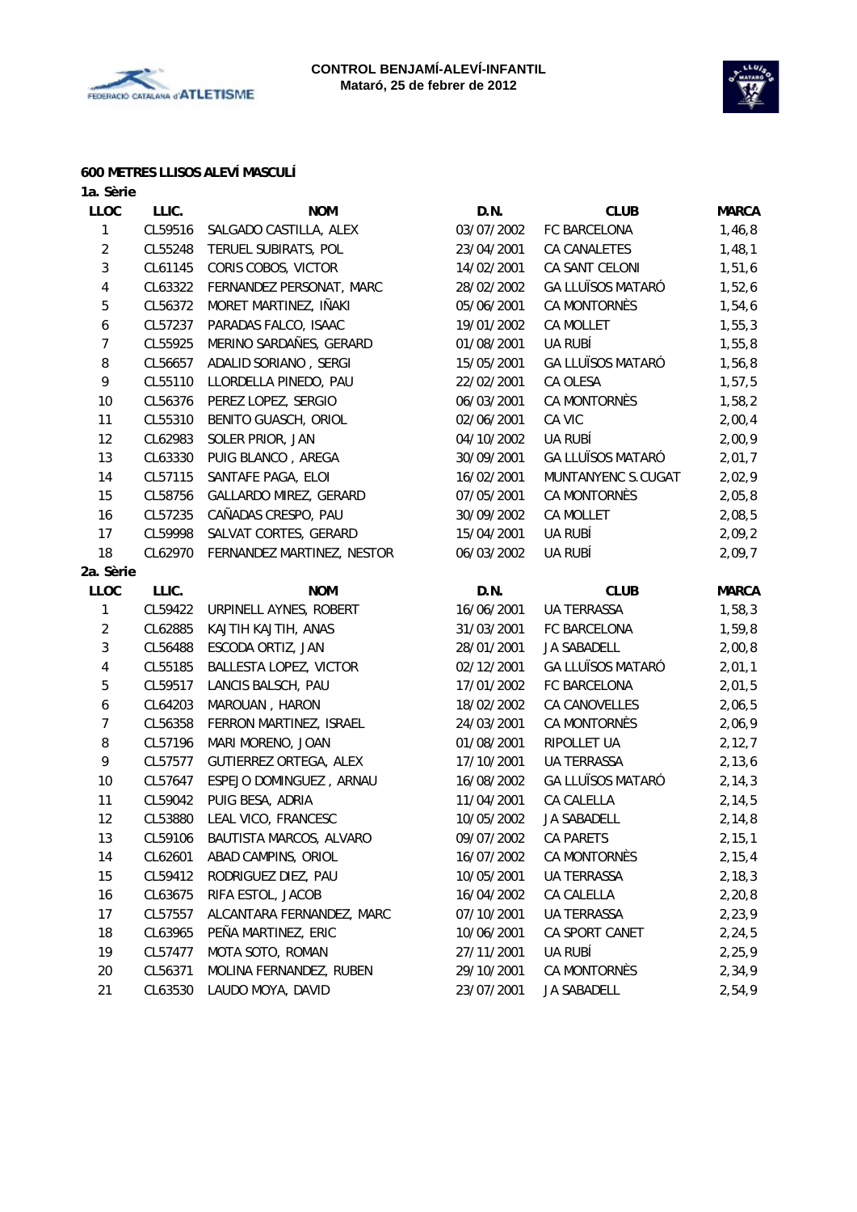**CONTROL BENJAMÍ-ALEVÍ-INFANTIL**
**Mataró, 25 de febrer de 2012**

### 600 METRES LLISOS ALEVÍ MASCULÍ

**1a. Sèrie**

| LLOC | LLIC. | NOM | D.N. | CLUB | MARCA |
|---|---|---|---|---|---|
| 1 | CL59516 | SALGADO CASTILLA, ALEX | 03/07/2002 | FC BARCELONA | 1,46,8 |
| 2 | CL55248 | TERUEL SUBIRATS, POL | 23/04/2001 | CA CANALETES | 1,48,1 |
| 3 | CL61145 | CORIS COBOS, VICTOR | 14/02/2001 | CA SANT CELONI | 1,51,6 |
| 4 | CL63322 | FERNANDEZ PERSONAT, MARC | 28/02/2002 | GA LLUÏSOS MATARÓ | 1,52,6 |
| 5 | CL56372 | MORET MARTINEZ, IÑAKI | 05/06/2001 | CA MONTORNÈS | 1,54,6 |
| 6 | CL57237 | PARADAS FALCO, ISAAC | 19/01/2002 | CA MOLLET | 1,55,3 |
| 7 | CL55925 | MERINO SARDAÑES, GERARD | 01/08/2001 | UA RUBÍ | 1,55,8 |
| 8 | CL56657 | ADALID SORIANO , SERGI | 15/05/2001 | GA LLUÏSOS MATARÓ | 1,56,8 |
| 9 | CL55110 | LLORDELLA PINEDO, PAU | 22/02/2001 | CA OLESA | 1,57,5 |
| 10 | CL56376 | PEREZ LOPEZ, SERGIO | 06/03/2001 | CA MONTORNÈS | 1,58,2 |
| 11 | CL55310 | BENITO GUASCH, ORIOL | 02/06/2001 | CA VIC | 2,00,4 |
| 12 | CL62983 | SOLER PRIOR, JAN | 04/10/2002 | UA RUBÍ | 2,00,9 |
| 13 | CL63330 | PUIG BLANCO , AREGA | 30/09/2001 | GA LLUÏSOS MATARÓ | 2,01,7 |
| 14 | CL57115 | SANTAFE PAGA, ELOI | 16/02/2001 | MUNTANYENC S.CUGAT | 2,02,9 |
| 15 | CL58756 | GALLARDO MIREZ, GERARD | 07/05/2001 | CA MONTORNÈS | 2,05,8 |
| 16 | CL57235 | CAÑADAS CRESPO, PAU | 30/09/2002 | CA MOLLET | 2,08,5 |
| 17 | CL59998 | SALVAT CORTES, GERARD | 15/04/2001 | UA RUBÍ | 2,09,2 |
| 18 | CL62970 | FERNANDEZ MARTINEZ, NESTOR | 06/03/2002 | UA RUBÍ | 2,09,7 |

**2a. Sèrie**

| LLOC | LLIC. | NOM | D.N. | CLUB | MARCA |
|---|---|---|---|---|---|
| 1 | CL59422 | URPINELL AYNES, ROBERT | 16/06/2001 | UA TERRASSA | 1,58,3 |
| 2 | CL62885 | KAJTIH KAJTIH, ANAS | 31/03/2001 | FC BARCELONA | 1,59,8 |
| 3 | CL56488 | ESCODA ORTIZ, JAN | 28/01/2001 | JA SABADELL | 2,00,8 |
| 4 | CL55185 | BALLESTA LOPEZ, VICTOR | 02/12/2001 | GA LLUÏSOS MATARÓ | 2,01,1 |
| 5 | CL59517 | LANCIS BALSCH, PAU | 17/01/2002 | FC BARCELONA | 2,01,5 |
| 6 | CL64203 | MAROUAN , HARON | 18/02/2002 | CA CANOVELLES | 2,06,5 |
| 7 | CL56358 | FERRON MARTINEZ, ISRAEL | 24/03/2001 | CA MONTORNÈS | 2,06,9 |
| 8 | CL57196 | MARI MORENO, JOAN | 01/08/2001 | RIPOLLET UA | 2,12,7 |
| 9 | CL57577 | GUTIERREZ ORTEGA, ALEX | 17/10/2001 | UA TERRASSA | 2,13,6 |
| 10 | CL57647 | ESPEJO DOMINGUEZ , ARNAU | 16/08/2002 | GA LLUÏSOS MATARÓ | 2,14,3 |
| 11 | CL59042 | PUIG BESA, ADRIA | 11/04/2001 | CA CALELLA | 2,14,5 |
| 12 | CL53880 | LEAL VICO, FRANCESC | 10/05/2002 | JA SABADELL | 2,14,8 |
| 13 | CL59106 | BAUTISTA MARCOS, ALVARO | 09/07/2002 | CA PARETS | 2,15,1 |
| 14 | CL62601 | ABAD CAMPINS, ORIOL | 16/07/2002 | CA MONTORNÈS | 2,15,4 |
| 15 | CL59412 | RODRIGUEZ DIEZ, PAU | 10/05/2001 | UA TERRASSA | 2,18,3 |
| 16 | CL63675 | RIFA ESTOL, JACOB | 16/04/2002 | CA CALELLA | 2,20,8 |
| 17 | CL57557 | ALCANTARA FERNANDEZ, MARC | 07/10/2001 | UA TERRASSA | 2,23,9 |
| 18 | CL63965 | PEÑA MARTINEZ, ERIC | 10/06/2001 | CA SPORT CANET | 2,24,5 |
| 19 | CL57477 | MOTA SOTO, ROMAN | 27/11/2001 | UA RUBÍ | 2,25,9 |
| 20 | CL56371 | MOLINA FERNANDEZ, RUBEN | 29/10/2001 | CA MONTORNÈS | 2,34,9 |
| 21 | CL63530 | LAUDO MOYA, DAVID | 23/07/2001 | JA SABADELL | 2,54,9 |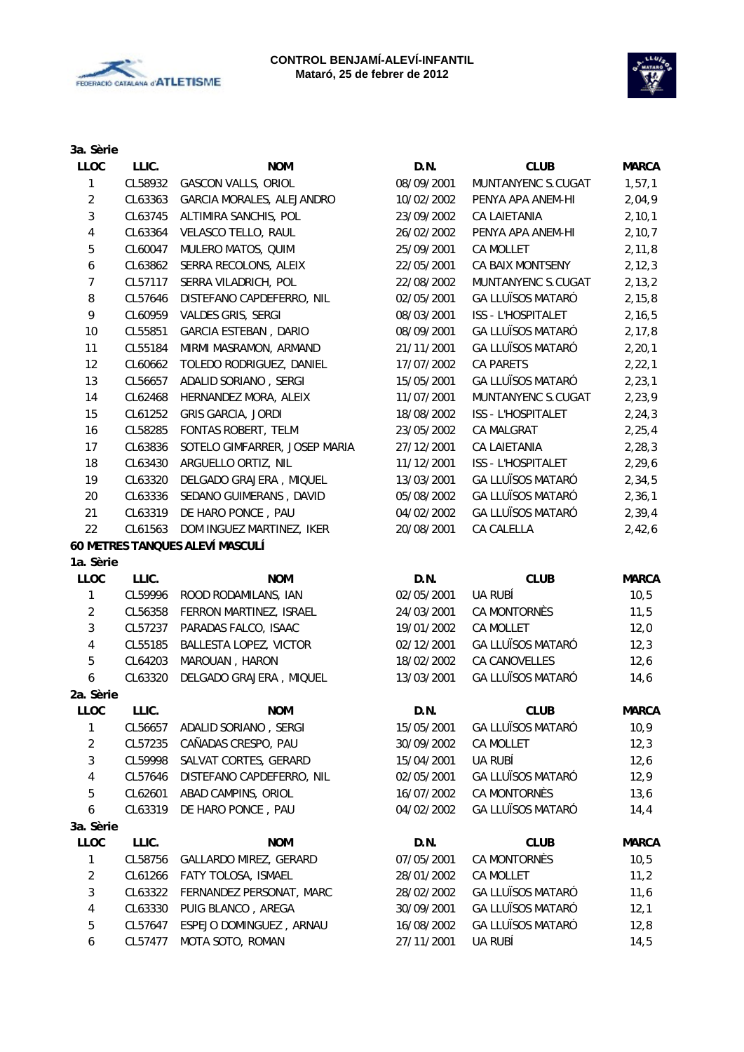3a. Sèrie

| LLOC | LLIC. | NOM | D.N. | CLUB | MARCA |
|---|---|---|---|---|---|
| 1 | CL58932 | GASCON VALLS, ORIOL | 08/09/2001 | MUNTANYENC S.CUGAT | 1,57,1 |
| 2 | CL63363 | GARCIA MORALES, ALEJANDRO | 10/02/2002 | PENYA APA ANEM-HI | 2,04,9 |
| 3 | CL63745 | ALTIMIRA SANCHIS, POL | 23/09/2002 | CA LAIETANIA | 2,10,1 |
| 4 | CL63364 | VELASCO TELLO, RAUL | 26/02/2002 | PENYA APA ANEM-HI | 2,10,7 |
| 5 | CL60047 | MULERO MATOS, QUIM | 25/09/2001 | CA MOLLET | 2,11,8 |
| 6 | CL63862 | SERRA RECOLONS, ALEIX | 22/05/2001 | CA BAIX MONTSENY | 2,12,3 |
| 7 | CL57117 | SERRA VILADRICH, POL | 22/08/2002 | MUNTANYENC S.CUGAT | 2,13,2 |
| 8 | CL57646 | DISTEFANO CAPDEFERRO, NIL | 02/05/2001 | GA LLUÏSOS MATARÓ | 2,15,8 |
| 9 | CL60959 | VALDES GRIS, SERGI | 08/03/2001 | ISS - L'HOSPITALET | 2,16,5 |
| 10 | CL55851 | GARCIA ESTEBAN , DARIO | 08/09/2001 | GA LLUÏSOS MATARÓ | 2,17,8 |
| 11 | CL55184 | MIRMI MASRAMON, ARMAND | 21/11/2001 | GA LLUÏSOS MATARÓ | 2,20,1 |
| 12 | CL60662 | TOLEDO RODRIGUEZ, DANIEL | 17/07/2002 | CA PARETS | 2,22,1 |
| 13 | CL56657 | ADALID SORIANO , SERGI | 15/05/2001 | GA LLUÏSOS MATARÓ | 2,23,1 |
| 14 | CL62468 | HERNANDEZ MORA, ALEIX | 11/07/2001 | MUNTANYENC S.CUGAT | 2,23,9 |
| 15 | CL61252 | GRIS GARCIA, JORDI | 18/08/2002 | ISS - L'HOSPITALET | 2,24,3 |
| 16 | CL58285 | FONTAS ROBERT, TELM | 23/05/2002 | CA MALGRAT | 2,25,4 |
| 17 | CL63836 | SOTELO GIMFARRER, JOSEP MARIA | 27/12/2001 | CA LAIETANIA | 2,28,3 |
| 18 | CL63430 | ARGUELLO ORTIZ, NIL | 11/12/2001 | ISS - L'HOSPITALET | 2,29,6 |
| 19 | CL63320 | DELGADO GRAJERA , MIQUEL | 13/03/2001 | GA LLUÏSOS MATARÓ | 2,34,5 |
| 20 | CL63336 | SEDANO GUIMERANS , DAVID | 05/08/2002 | GA LLUÏSOS MATARÓ | 2,36,1 |
| 21 | CL63319 | DE HARO PONCE , PAU | 04/02/2002 | GA LLUÏSOS MATARÓ | 2,39,4 |
| 22 | CL61563 | DOMINGUEZ MARTINEZ, IKER | 20/08/2001 | CA CALELLA | 2,42,6 |

**60 METRES TANQUES ALEVÍ MASCULÍ**

1a. Sèrie

| LLOC | LLIC. | NOM | D.N. | CLUB | MARCA |
|---|---|---|---|---|---|
| 1 | CL59996 | ROOD RODAMILANS, IAN | 02/05/2001 | UA RUBÍ | 10,5 |
| 2 | CL56358 | FERRON MARTINEZ, ISRAEL | 24/03/2001 | CA MONTORNÈS | 11,5 |
| 3 | CL57237 | PARADAS FALCO, ISAAC | 19/01/2002 | CA MOLLET | 12,0 |
| 4 | CL55185 | BALLESTA LOPEZ, VICTOR | 02/12/2001 | GA LLUÏSOS MATARÓ | 12,3 |
| 5 | CL64203 | MAROUAN , HARON | 18/02/2002 | CA CANOVELLES | 12,6 |
| 6 | CL63320 | DELGADO GRAJERA , MIQUEL | 13/03/2001 | GA LLUÏSOS MATARÓ | 14,6 |

2a. Sèrie

| LLOC | LLIC. | NOM | D.N. | CLUB | MARCA |
|---|---|---|---|---|---|
| 1 | CL56657 | ADALID SORIANO , SERGI | 15/05/2001 | GA LLUÏSOS MATARÓ | 10,9 |
| 2 | CL57235 | CAÑADAS CRESPO, PAU | 30/09/2002 | CA MOLLET | 12,3 |
| 3 | CL59998 | SALVAT CORTES, GERARD | 15/04/2001 | UA RUBÍ | 12,6 |
| 4 | CL57646 | DISTEFANO CAPDEFERRO, NIL | 02/05/2001 | GA LLUÏSOS MATARÓ | 12,9 |
| 5 | CL62601 | ABAD CAMPINS, ORIOL | 16/07/2002 | CA MONTORNÈS | 13,6 |
| 6 | CL63319 | DE HARO PONCE , PAU | 04/02/2002 | GA LLUÏSOS MATARÓ | 14,4 |

3a. Sèrie

| LLOC | LLIC. | NOM | D.N. | CLUB | MARCA |
|---|---|---|---|---|---|
| 1 | CL58756 | GALLARDO MIREZ, GERARD | 07/05/2001 | CA MONTORNÈS | 10,5 |
| 2 | CL61266 | FATY TOLOSA, ISMAEL | 28/01/2002 | CA MOLLET | 11,2 |
| 3 | CL63322 | FERNANDEZ PERSONAT, MARC | 28/02/2002 | GA LLUÏSOS MATARÓ | 11,6 |
| 4 | CL63330 | PUIG BLANCO , AREGA | 30/09/2001 | GA LLUÏSOS MATARÓ | 12,1 |
| 5 | CL57647 | ESPEJO DOMINGUEZ , ARNAU | 16/08/2002 | GA LLUÏSOS MATARÓ | 12,8 |
| 6 | CL57477 | MOTA SOTO, ROMAN | 27/11/2001 | UA RUBÍ | 14,5 |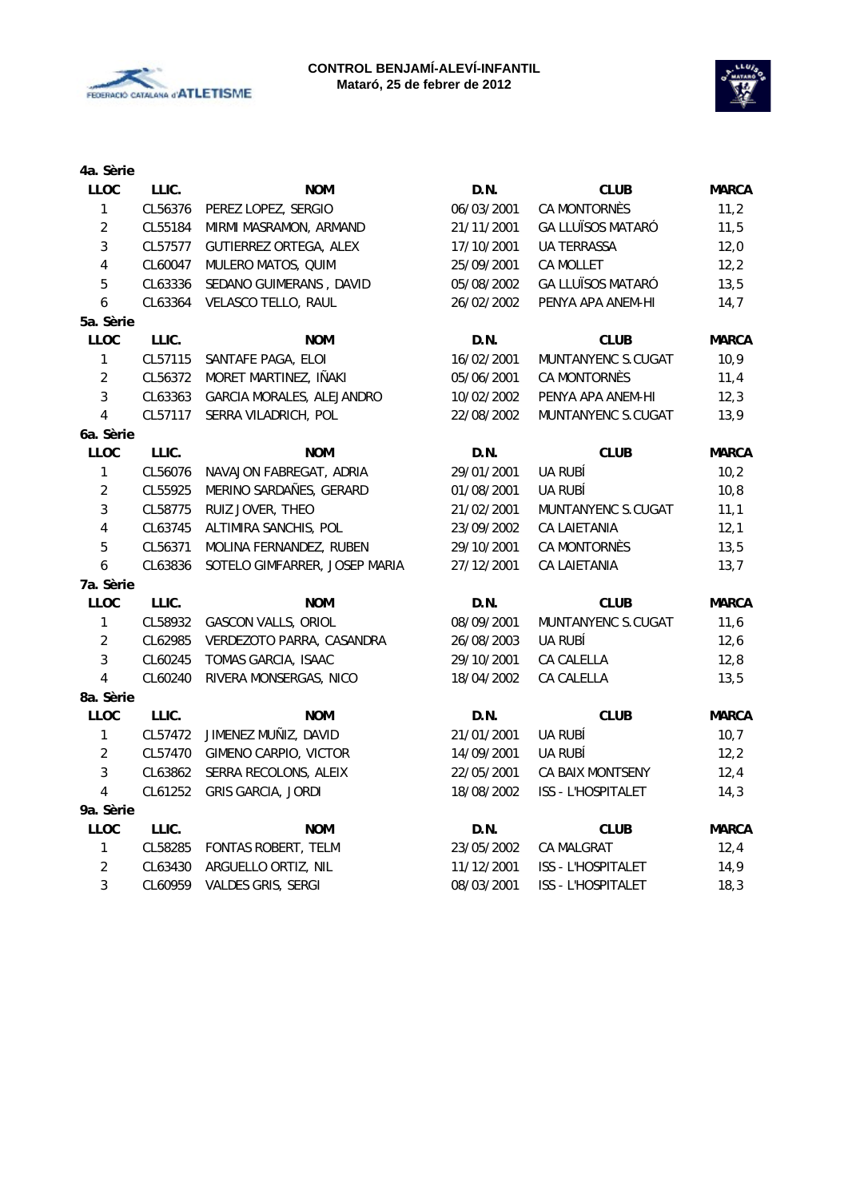**CONTROL BENJAMÍ-ALEVÍ-INFANTIL**
**Mataró, 25 de febrer de 2012**

**4a. Sèrie**

| LLOC | LLIC. | NOM | D.N. | CLUB | MARCA |
|---|---|---|---|---|---|
| 1 | CL56376 | PEREZ LOPEZ, SERGIO | 06/03/2001 | CA MONTORNÈS | 11,2 |
| 2 | CL55184 | MIRMI MASRAMON, ARMAND | 21/11/2001 | GA LLUÏSOS MATARÓ | 11,5 |
| 3 | CL57577 | GUTIERREZ ORTEGA, ALEX | 17/10/2001 | UA TERRASSA | 12,0 |
| 4 | CL60047 | MULERO MATOS, QUIM | 25/09/2001 | CA MOLLET | 12,2 |
| 5 | CL63336 | SEDANO GUIMERANS , DAVID | 05/08/2002 | GA LLUÏSOS MATARÓ | 13,5 |
| 6 | CL63364 | VELASCO TELLO, RAUL | 26/02/2002 | PENYA APA ANEM-HI | 14,7 |

**5a. Sèrie**

| LLOC | LLIC. | NOM | D.N. | CLUB | MARCA |
|---|---|---|---|---|---|
| 1 | CL57115 | SANTAFE PAGA, ELOI | 16/02/2001 | MUNTANYENC S.CUGAT | 10,9 |
| 2 | CL56372 | MORET MARTINEZ, IÑAKI | 05/06/2001 | CA MONTORNÈS | 11,4 |
| 3 | CL63363 | GARCIA MORALES, ALEJANDRO | 10/02/2002 | PENYA APA ANEM-HI | 12,3 |
| 4 | CL57117 | SERRA VILADRICH, POL | 22/08/2002 | MUNTANYENC S.CUGAT | 13,9 |

**6a. Sèrie**

| LLOC | LLIC. | NOM | D.N. | CLUB | MARCA |
|---|---|---|---|---|---|
| 1 | CL56076 | NAVAJON FABREGAT, ADRIA | 29/01/2001 | UA RUBÍ | 10,2 |
| 2 | CL55925 | MERINO SARDAÑES, GERARD | 01/08/2001 | UA RUBÍ | 10,8 |
| 3 | CL58775 | RUIZ JOVER, THEO | 21/02/2001 | MUNTANYENC S.CUGAT | 11,1 |
| 4 | CL63745 | ALTIMIRA SANCHIS, POL | 23/09/2002 | CA LAIETANIA | 12,1 |
| 5 | CL56371 | MOLINA FERNANDEZ, RUBEN | 29/10/2001 | CA MONTORNÈS | 13,5 |
| 6 | CL63836 | SOTELO GIMFARRER, JOSEP MARIA | 27/12/2001 | CA LAIETANIA | 13,7 |

**7a. Sèrie**

| LLOC | LLIC. | NOM | D.N. | CLUB | MARCA |
|---|---|---|---|---|---|
| 1 | CL58932 | GASCON VALLS, ORIOL | 08/09/2001 | MUNTANYENC S.CUGAT | 11,6 |
| 2 | CL62985 | VERDEZOTO PARRA, CASANDRA | 26/08/2003 | UA RUBÍ | 12,6 |
| 3 | CL60245 | TOMAS GARCIA, ISAAC | 29/10/2001 | CA CALELLA | 12,8 |
| 4 | CL60240 | RIVERA MONSERGAS, NICO | 18/04/2002 | CA CALELLA | 13,5 |

**8a. Sèrie**

| LLOC | LLIC. | NOM | D.N. | CLUB | MARCA |
|---|---|---|---|---|---|
| 1 | CL57472 | JIMENEZ MUÑIZ, DAVID | 21/01/2001 | UA RUBÍ | 10,7 |
| 2 | CL57470 | GIMENO CARPIO, VICTOR | 14/09/2001 | UA RUBÍ | 12,2 |
| 3 | CL63862 | SERRA RECOLONS, ALEIX | 22/05/2001 | CA BAIX MONTSENY | 12,4 |
| 4 | CL61252 | GRIS GARCIA, JORDI | 18/08/2002 | ISS - L'HOSPITALET | 14,3 |

**9a. Sèrie**

| LLOC | LLIC. | NOM | D.N. | CLUB | MARCA |
|---|---|---|---|---|---|
| 1 | CL58285 | FONTAS ROBERT, TELM | 23/05/2002 | CA MALGRAT | 12,4 |
| 2 | CL63430 | ARGUELLO ORTIZ, NIL | 11/12/2001 | ISS - L'HOSPITALET | 14,9 |
| 3 | CL60959 | VALDES GRIS, SERGI | 08/03/2001 | ISS - L'HOSPITALET | 18,3 |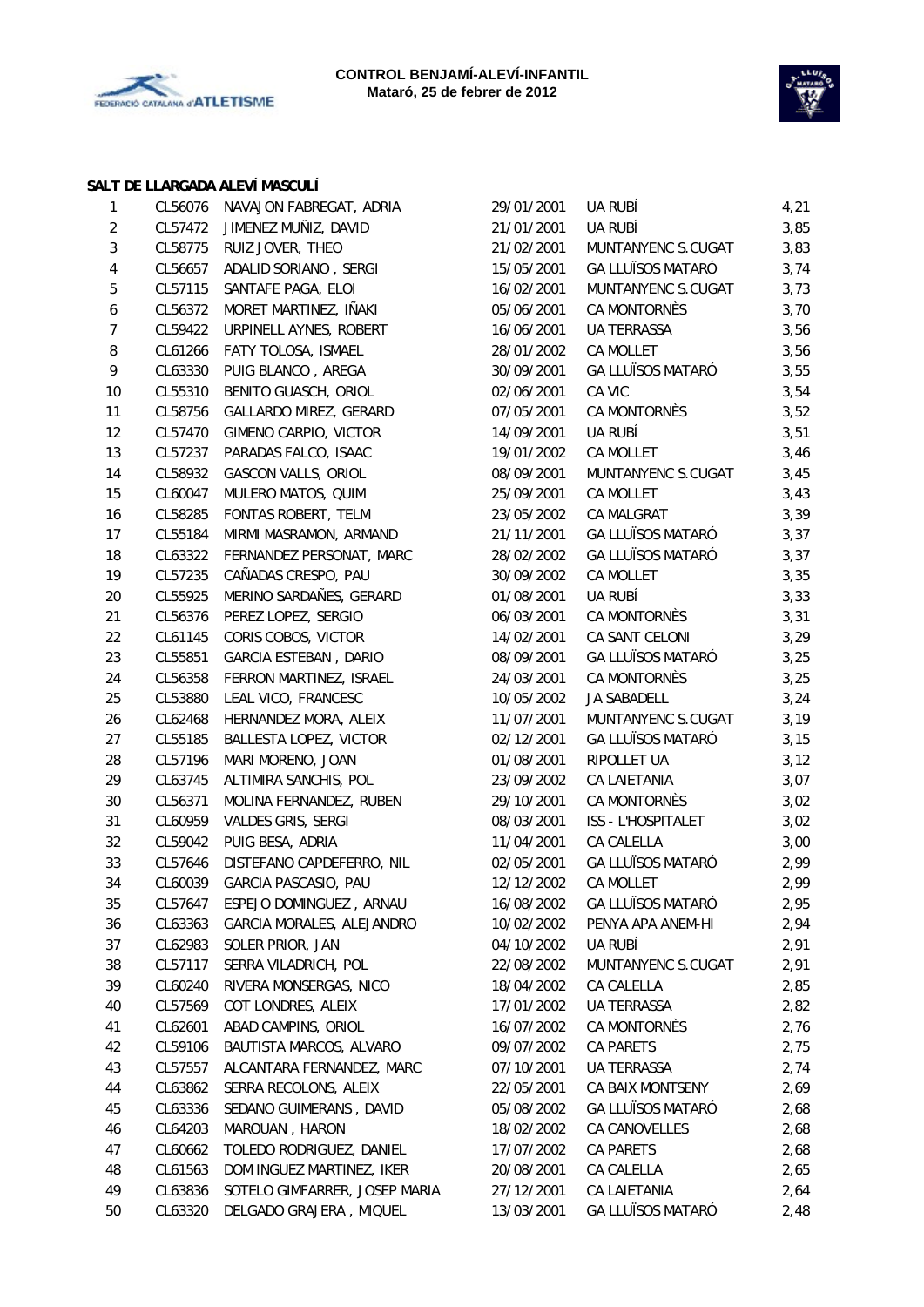**CONTROL BENJAMÍ-ALEVÍ-INFANTIL**
**Mataró, 25 de febrer de 2012**

### SALT DE LLARGADA ALEVÍ MASCULÍ

| | | | | | |
|---|---|---|---|---|---|
| 1 | CL56076 | NAVAJON FABREGAT, ADRIA | 29/01/2001 | UA RUBÍ | 4,21 |
| 2 | CL57472 | JIMENEZ MUÑIZ, DAVID | 21/01/2001 | UA RUBÍ | 3,85 |
| 3 | CL58775 | RUIZ JOVER, THEO | 21/02/2001 | MUNTANYENC S.CUGAT | 3,83 |
| 4 | CL56657 | ADALID SORIANO , SERGI | 15/05/2001 | GA LLUÏSOS MATARÓ | 3,74 |
| 5 | CL57115 | SANTAFE PAGA, ELOI | 16/02/2001 | MUNTANYENC S.CUGAT | 3,73 |
| 6 | CL56372 | MORET MARTINEZ, IÑAKI | 05/06/2001 | CA MONTORNÈS | 3,70 |
| 7 | CL59422 | URPINELL AYNES, ROBERT | 16/06/2001 | UA TERRASSA | 3,56 |
| 8 | CL61266 | FATY TOLOSA, ISMAEL | 28/01/2002 | CA MOLLET | 3,56 |
| 9 | CL63330 | PUIG BLANCO , AREGA | 30/09/2001 | GA LLUÏSOS MATARÓ | 3,55 |
| 10 | CL55310 | BENITO GUASCH, ORIOL | 02/06/2001 | CA VIC | 3,54 |
| 11 | CL58756 | GALLARDO MIREZ, GERARD | 07/05/2001 | CA MONTORNÈS | 3,52 |
| 12 | CL57470 | GIMENO CARPIO, VICTOR | 14/09/2001 | UA RUBÍ | 3,51 |
| 13 | CL57237 | PARADAS FALCO, ISAAC | 19/01/2002 | CA MOLLET | 3,46 |
| 14 | CL58932 | GASCON VALLS, ORIOL | 08/09/2001 | MUNTANYENC S.CUGAT | 3,45 |
| 15 | CL60047 | MULERO MATOS, QUIM | 25/09/2001 | CA MOLLET | 3,43 |
| 16 | CL58285 | FONTAS ROBERT, TELM | 23/05/2002 | CA MALGRAT | 3,39 |
| 17 | CL55184 | MIRMI MASRAMON, ARMAND | 21/11/2001 | GA LLUÏSOS MATARÓ | 3,37 |
| 18 | CL63322 | FERNANDEZ PERSONAT, MARC | 28/02/2002 | GA LLUÏSOS MATARÓ | 3,37 |
| 19 | CL57235 | CAÑADAS CRESPO, PAU | 30/09/2002 | CA MOLLET | 3,35 |
| 20 | CL55925 | MERINO SARDAÑES, GERARD | 01/08/2001 | UA RUBÍ | 3,33 |
| 21 | CL56376 | PEREZ LOPEZ, SERGIO | 06/03/2001 | CA MONTORNÈS | 3,31 |
| 22 | CL61145 | CORIS COBOS, VICTOR | 14/02/2001 | CA SANT CELONI | 3,29 |
| 23 | CL55851 | GARCIA ESTEBAN , DARIO | 08/09/2001 | GA LLUÏSOS MATARÓ | 3,25 |
| 24 | CL56358 | FERRON MARTINEZ, ISRAEL | 24/03/2001 | CA MONTORNÈS | 3,25 |
| 25 | CL53880 | LEAL VICO, FRANCESC | 10/05/2002 | JA SABADELL | 3,24 |
| 26 | CL62468 | HERNANDEZ MORA, ALEIX | 11/07/2001 | MUNTANYENC S.CUGAT | 3,19 |
| 27 | CL55185 | BALLESTA LOPEZ, VICTOR | 02/12/2001 | GA LLUÏSOS MATARÓ | 3,15 |
| 28 | CL57196 | MARI MORENO, JOAN | 01/08/2001 | RIPOLLET UA | 3,12 |
| 29 | CL63745 | ALTIMIRA SANCHIS, POL | 23/09/2002 | CA LAIETANIA | 3,07 |
| 30 | CL56371 | MOLINA FERNANDEZ, RUBEN | 29/10/2001 | CA MONTORNÈS | 3,02 |
| 31 | CL60959 | VALDES GRIS, SERGI | 08/03/2001 | ISS - L'HOSPITALET | 3,02 |
| 32 | CL59042 | PUIG BESA, ADRIA | 11/04/2001 | CA CALELLA | 3,00 |
| 33 | CL57646 | DISTEFANO CAPDEFERRO, NIL | 02/05/2001 | GA LLUÏSOS MATARÓ | 2,99 |
| 34 | CL60039 | GARCIA PASCASIO, PAU | 12/12/2002 | CA MOLLET | 2,99 |
| 35 | CL57647 | ESPEJO DOMINGUEZ , ARNAU | 16/08/2002 | GA LLUÏSOS MATARÓ | 2,95 |
| 36 | CL63363 | GARCIA MORALES, ALEJANDRO | 10/02/2002 | PENYA APA ANEM-HI | 2,94 |
| 37 | CL62983 | SOLER PRIOR, JAN | 04/10/2002 | UA RUBÍ | 2,91 |
| 38 | CL57117 | SERRA VILADRICH, POL | 22/08/2002 | MUNTANYENC S.CUGAT | 2,91 |
| 39 | CL60240 | RIVERA MONSERGAS, NICO | 18/04/2002 | CA CALELLA | 2,85 |
| 40 | CL57569 | COT LONDRES, ALEIX | 17/01/2002 | UA TERRASSA | 2,82 |
| 41 | CL62601 | ABAD CAMPINS, ORIOL | 16/07/2002 | CA MONTORNÈS | 2,76 |
| 42 | CL59106 | BAUTISTA MARCOS, ALVARO | 09/07/2002 | CA PARETS | 2,75 |
| 43 | CL57557 | ALCANTARA FERNANDEZ, MARC | 07/10/2001 | UA TERRASSA | 2,74 |
| 44 | CL63862 | SERRA RECOLONS, ALEIX | 22/05/2001 | CA BAIX MONTSENY | 2,69 |
| 45 | CL63336 | SEDANO GUIMERANS , DAVID | 05/08/2002 | GA LLUÏSOS MATARÓ | 2,68 |
| 46 | CL64203 | MAROUAN , HARON | 18/02/2002 | CA CANOVELLES | 2,68 |
| 47 | CL60662 | TOLEDO RODRIGUEZ, DANIEL | 17/07/2002 | CA PARETS | 2,68 |
| 48 | CL61563 | DOMINGUEZ MARTINEZ, IKER | 20/08/2001 | CA CALELLA | 2,65 |
| 49 | CL63836 | SOTELO GIMFARRER, JOSEP MARIA | 27/12/2001 | CA LAIETANIA | 2,64 |
| 50 | CL63320 | DELGADO GRAJERA , MIQUEL | 13/03/2001 | GA LLUÏSOS MATARÓ | 2,48 |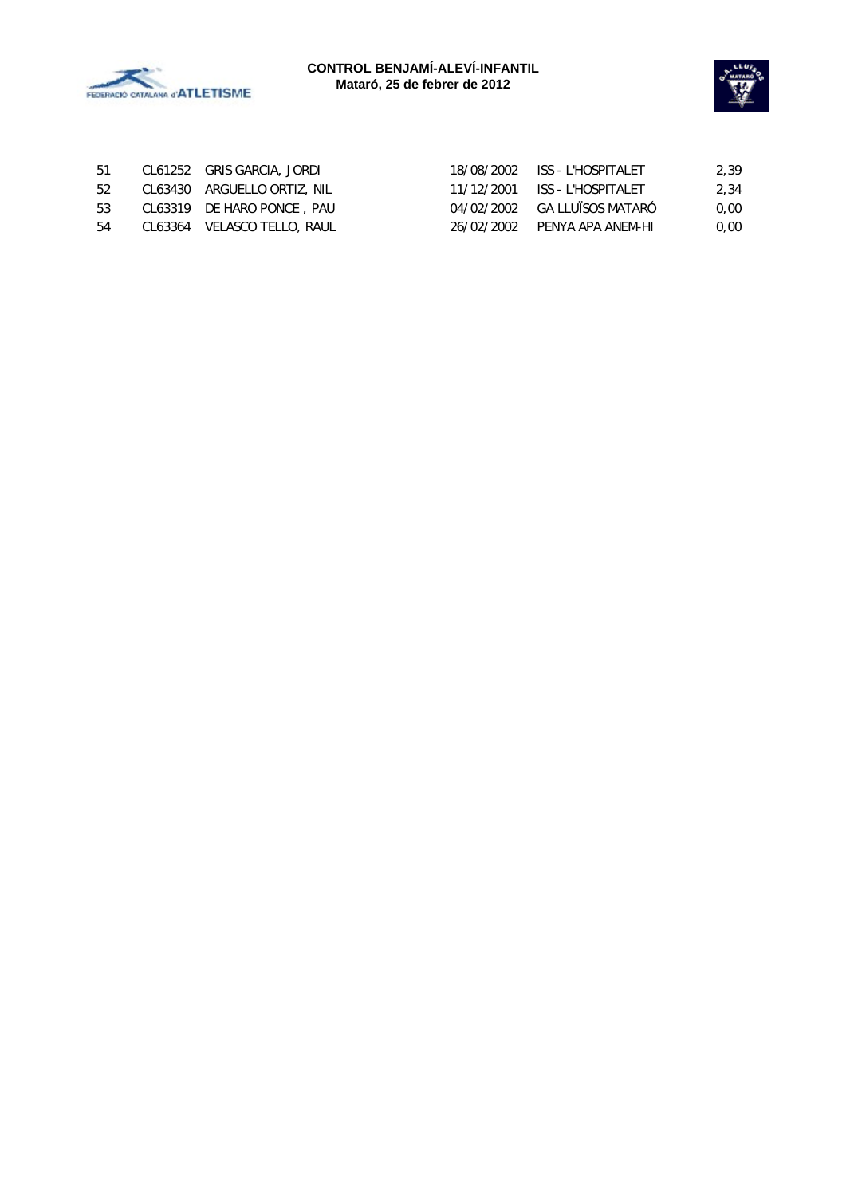**CONTROL BENJAMÍ-ALEVÍ-INFANTIL**
**Mataró, 25 de febrer de 2012**

| | | | | | |
|---|---|---|---|---|---|
| 51 | CL61252 | GRIS GARCIA, JORDI | 18/08/2002 | ISS - L'HOSPITALET | 2,39 |
| 52 | CL63430 | ARGUELLO ORTIZ, NIL | 11/12/2001 | ISS - L'HOSPITALET | 2,34 |
| 53 | CL63319 | DE HARO PONCE , PAU | 04/02/2002 | GA LLUÏSOS MATARÓ | 0,00 |
| 54 | CL63364 | VELASCO TELLO, RAUL | 26/02/2002 | PENYA APA ANEM-HI | 0,00 |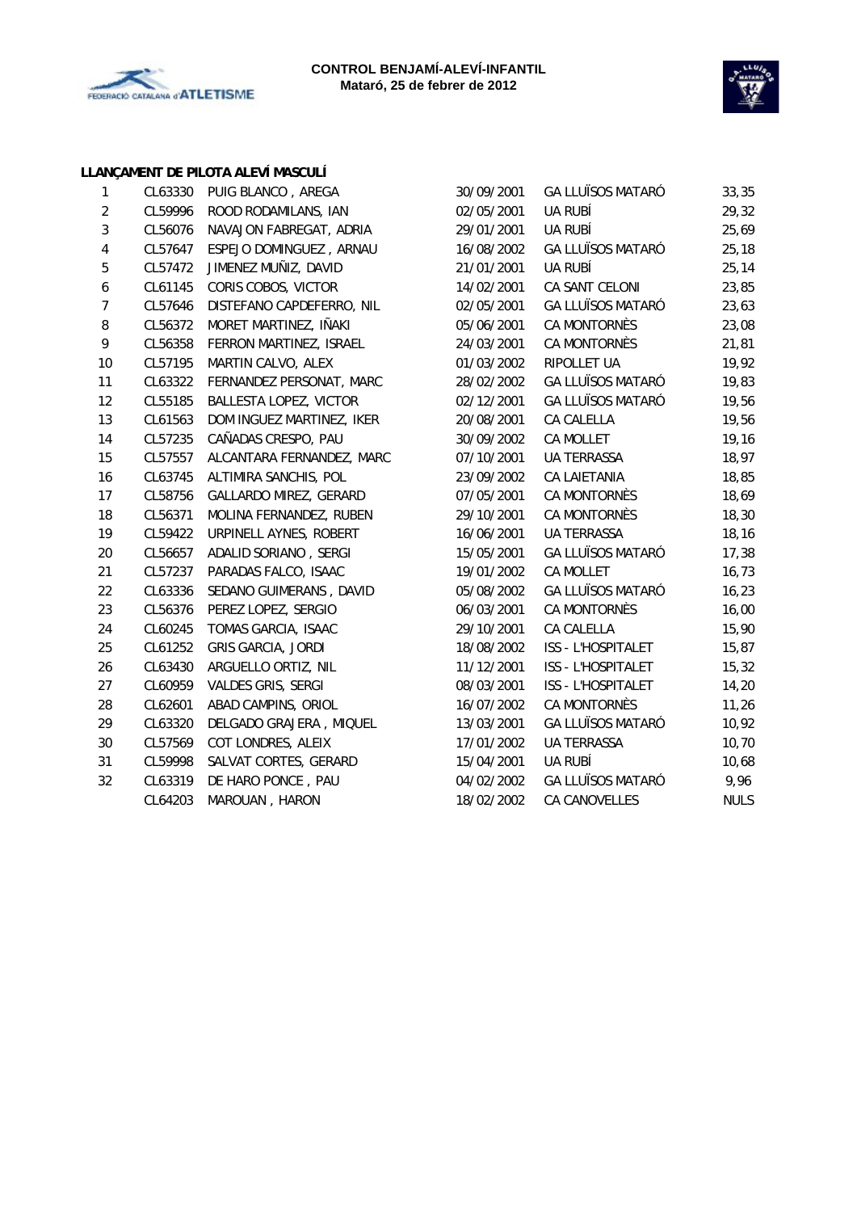**CONTROL BENJAMÍ-ALEVÍ-INFANTIL**
**Mataró, 25 de febrer de 2012**

### LLANÇAMENT DE PILOTA ALEVÍ MASCULÍ

| | | | | | |
|---|---|---|---|---|---|
| 1 | CL63330 | PUIG BLANCO , AREGA | 30/09/2001 | GA LLUÏSOS MATARÓ | 33,35 |
| 2 | CL59996 | ROOD RODAMILANS, IAN | 02/05/2001 | UA RUBÍ | 29,32 |
| 3 | CL56076 | NAVAJON FABREGAT, ADRIA | 29/01/2001 | UA RUBÍ | 25,69 |
| 4 | CL57647 | ESPEJO DOMINGUEZ , ARNAU | 16/08/2002 | GA LLUÏSOS MATARÓ | 25,18 |
| 5 | CL57472 | JIMENEZ MUÑIZ, DAVID | 21/01/2001 | UA RUBÍ | 25,14 |
| 6 | CL61145 | CORIS COBOS, VICTOR | 14/02/2001 | CA SANT CELONI | 23,85 |
| 7 | CL57646 | DISTEFANO CAPDEFERRO, NIL | 02/05/2001 | GA LLUÏSOS MATARÓ | 23,63 |
| 8 | CL56372 | MORET MARTINEZ, IÑAKI | 05/06/2001 | CA MONTORNÈS | 23,08 |
| 9 | CL56358 | FERRON MARTINEZ, ISRAEL | 24/03/2001 | CA MONTORNÈS | 21,81 |
| 10 | CL57195 | MARTIN CALVO, ALEX | 01/03/2002 | RIPOLLET UA | 19,92 |
| 11 | CL63322 | FERNANDEZ PERSONAT, MARC | 28/02/2002 | GA LLUÏSOS MATARÓ | 19,83 |
| 12 | CL55185 | BALLESTA LOPEZ, VICTOR | 02/12/2001 | GA LLUÏSOS MATARÓ | 19,56 |
| 13 | CL61563 | DOMINGUEZ MARTINEZ, IKER | 20/08/2001 | CA CALELLA | 19,56 |
| 14 | CL57235 | CAÑADAS CRESPO, PAU | 30/09/2002 | CA MOLLET | 19,16 |
| 15 | CL57557 | ALCANTARA FERNANDEZ, MARC | 07/10/2001 | UA TERRASSA | 18,97 |
| 16 | CL63745 | ALTIMIRA SANCHIS, POL | 23/09/2002 | CA LAIETANIA | 18,85 |
| 17 | CL58756 | GALLARDO MIREZ, GERARD | 07/05/2001 | CA MONTORNÈS | 18,69 |
| 18 | CL56371 | MOLINA FERNANDEZ, RUBEN | 29/10/2001 | CA MONTORNÈS | 18,30 |
| 19 | CL59422 | URPINELL AYNES, ROBERT | 16/06/2001 | UA TERRASSA | 18,16 |
| 20 | CL56657 | ADALID SORIANO , SERGI | 15/05/2001 | GA LLUÏSOS MATARÓ | 17,38 |
| 21 | CL57237 | PARADAS FALCO, ISAAC | 19/01/2002 | CA MOLLET | 16,73 |
| 22 | CL63336 | SEDANO GUIMERANS , DAVID | 05/08/2002 | GA LLUÏSOS MATARÓ | 16,23 |
| 23 | CL56376 | PEREZ LOPEZ, SERGIO | 06/03/2001 | CA MONTORNÈS | 16,00 |
| 24 | CL60245 | TOMAS GARCIA, ISAAC | 29/10/2001 | CA CALELLA | 15,90 |
| 25 | CL61252 | GRIS GARCIA, JORDI | 18/08/2002 | ISS - L'HOSPITALET | 15,87 |
| 26 | CL63430 | ARGUELLO ORTIZ, NIL | 11/12/2001 | ISS - L'HOSPITALET | 15,32 |
| 27 | CL60959 | VALDES GRIS, SERGI | 08/03/2001 | ISS - L'HOSPITALET | 14,20 |
| 28 | CL62601 | ABAD CAMPINS, ORIOL | 16/07/2002 | CA MONTORNÈS | 11,26 |
| 29 | CL63320 | DELGADO GRAJERA , MIQUEL | 13/03/2001 | GA LLUÏSOS MATARÓ | 10,92 |
| 30 | CL57569 | COT LONDRES, ALEIX | 17/01/2002 | UA TERRASSA | 10,70 |
| 31 | CL59998 | SALVAT CORTES, GERARD | 15/04/2001 | UA RUBÍ | 10,68 |
| 32 | CL63319 | DE HARO PONCE , PAU | 04/02/2002 | GA LLUÏSOS MATARÓ | 9,96 |
| | CL64203 | MAROUAN , HARON | 18/02/2002 | CA CANOVELLES | NULS |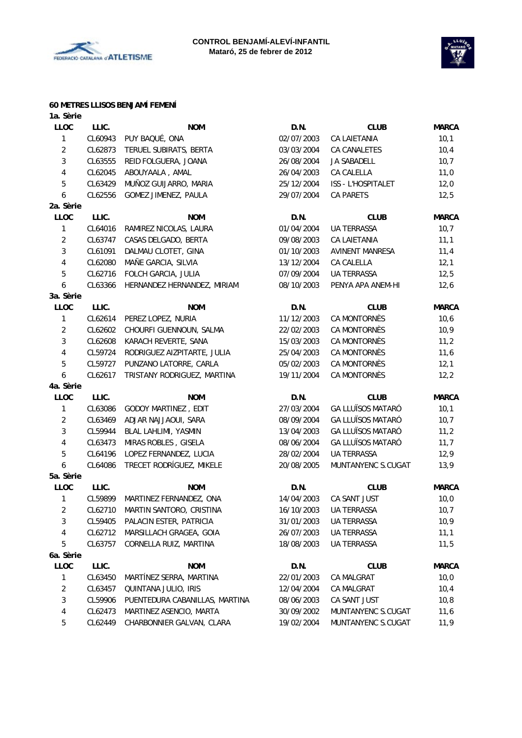**CONTROL BENJAMÍ-ALEVÍ-INFANTIL**
**Mataró, 25 de febrer de 2012**

### 60 METRES LLISOS BENJAMÍ FEMENÍ

**1a. Sèrie**

| LLOC | LLIC. | NOM | D.N. | CLUB | MARCA |
|---|---|---|---|---|---|
| 1 | CL60943 | PUY BAQUÉ, ONA | 02/07/2003 | CA LAIETANIA | 10,1 |
| 2 | CL62873 | TERUEL SUBIRATS, BERTA | 03/03/2004 | CA CANALETES | 10,4 |
| 3 | CL63555 | REID FOLGUERA, JOANA | 26/08/2004 | JA SABADELL | 10,7 |
| 4 | CL62045 | ABOUYAALA , AMAL | 26/04/2003 | CA CALELLA | 11,0 |
| 5 | CL63429 | MUÑOZ GUIJARRO, MARIA | 25/12/2004 | ISS - L'HOSPITALET | 12,0 |
| 6 | CL62556 | GOMEZ JIMENEZ, PAULA | 29/07/2004 | CA PARETS | 12,5 |

**2a. Sèrie**

| LLOC | LLIC. | NOM | D.N. | CLUB | MARCA |
|---|---|---|---|---|---|
| 1 | CL64016 | RAMIREZ NICOLAS, LAURA | 01/04/2004 | UA TERRASSA | 10,7 |
| 2 | CL63747 | CASAS DELGADO, BERTA | 09/08/2003 | CA LAIETANIA | 11,1 |
| 3 | CL61091 | DALMAU CLOTET, GINA | 01/10/2003 | AVINENT MANRESA | 11,4 |
| 4 | CL62080 | MAÑE GARCIA, SILVIA | 13/12/2004 | CA CALELLA | 12,1 |
| 5 | CL62716 | FOLCH GARCIA, JULIA | 07/09/2004 | UA TERRASSA | 12,5 |
| 6 | CL63366 | HERNANDEZ HERNANDEZ, MIRIAM | 08/10/2003 | PENYA APA ANEM-HI | 12,6 |

**3a. Sèrie**

| LLOC | LLIC. | NOM | D.N. | CLUB | MARCA |
|---|---|---|---|---|---|
| 1 | CL62614 | PEREZ LOPEZ, NURIA | 11/12/2003 | CA MONTORNÈS | 10,6 |
| 2 | CL62602 | CHOURFI GUENNOUN, SALMA | 22/02/2003 | CA MONTORNÈS | 10,9 |
| 3 | CL62608 | KARACH REVERTE, SANA | 15/03/2003 | CA MONTORNÈS | 11,2 |
| 4 | CL59724 | RODRIGUEZ AIZPITARTE, JULIA | 25/04/2003 | CA MONTORNÈS | 11,6 |
| 5 | CL59727 | PUNZANO LATORRE, CARLA | 05/02/2003 | CA MONTORNÈS | 12,1 |
| 6 | CL62617 | TRISTANY RODRIGUEZ, MARTINA | 19/11/2004 | CA MONTORNÈS | 12,2 |

**4a. Sèrie**

| LLOC | LLIC. | NOM | D.N. | CLUB | MARCA |
|---|---|---|---|---|---|
| 1 | CL63086 | GODOY MARTINEZ , EDIT | 27/03/2004 | GA LLUÏSOS MATARÓ | 10,1 |
| 2 | CL63469 | ADJAR NAJJAOUI, SARA | 08/09/2004 | GA LLUÏSOS MATARÓ | 10,7 |
| 3 | CL59944 | BLAL LAHLIMI, YASMIN | 13/04/2003 | GA LLUÏSOS MATARÓ | 11,2 |
| 4 | CL63473 | MIRAS ROBLES , GISELA | 08/06/2004 | GA LLUÏSOS MATARÓ | 11,7 |
| 5 | CL64196 | LOPEZ FERNANDEZ, LUCIA | 28/02/2004 | UA TERRASSA | 12,9 |
| 6 | CL64086 | TRECET RODRÍGUEZ, MIKELE | 20/08/2005 | MUNTANYENC S.CUGAT | 13,9 |

**5a. Sèrie**

| LLOC | LLIC. | NOM | D.N. | CLUB | MARCA |
|---|---|---|---|---|---|
| 1 | CL59899 | MARTINEZ FERNANDEZ, ONA | 14/04/2003 | CA SANT JUST | 10,0 |
| 2 | CL62710 | MARTIN SANTORO, CRISTINA | 16/10/2003 | UA TERRASSA | 10,7 |
| 3 | CL59405 | PALACIN ESTER, PATRICIA | 31/01/2003 | UA TERRASSA | 10,9 |
| 4 | CL62712 | MARSILLACH GRAGEA, GOIA | 26/07/2003 | UA TERRASSA | 11,1 |
| 5 | CL63757 | CORNELLA RUIZ, MARTINA | 18/08/2003 | UA TERRASSA | 11,5 |

**6a. Sèrie**

| LLOC | LLIC. | NOM | D.N. | CLUB | MARCA |
|---|---|---|---|---|---|
| 1 | CL63450 | MARTÍNEZ SERRA, MARTINA | 22/01/2003 | CA MALGRAT | 10,0 |
| 2 | CL63457 | QUINTANA JULIO, IRIS | 12/04/2004 | CA MALGRAT | 10,4 |
| 3 | CL59906 | PUENTEDURA CABANILLAS, MARTINA | 08/06/2003 | CA SANT JUST | 10,8 |
| 4 | CL62473 | MARTINEZ ASENCIO, MARTA | 30/09/2002 | MUNTANYENC S.CUGAT | 11,6 |
| 5 | CL62449 | CHARBONNIER GALVAN, CLARA | 19/02/2004 | MUNTANYENC S.CUGAT | 11,9 |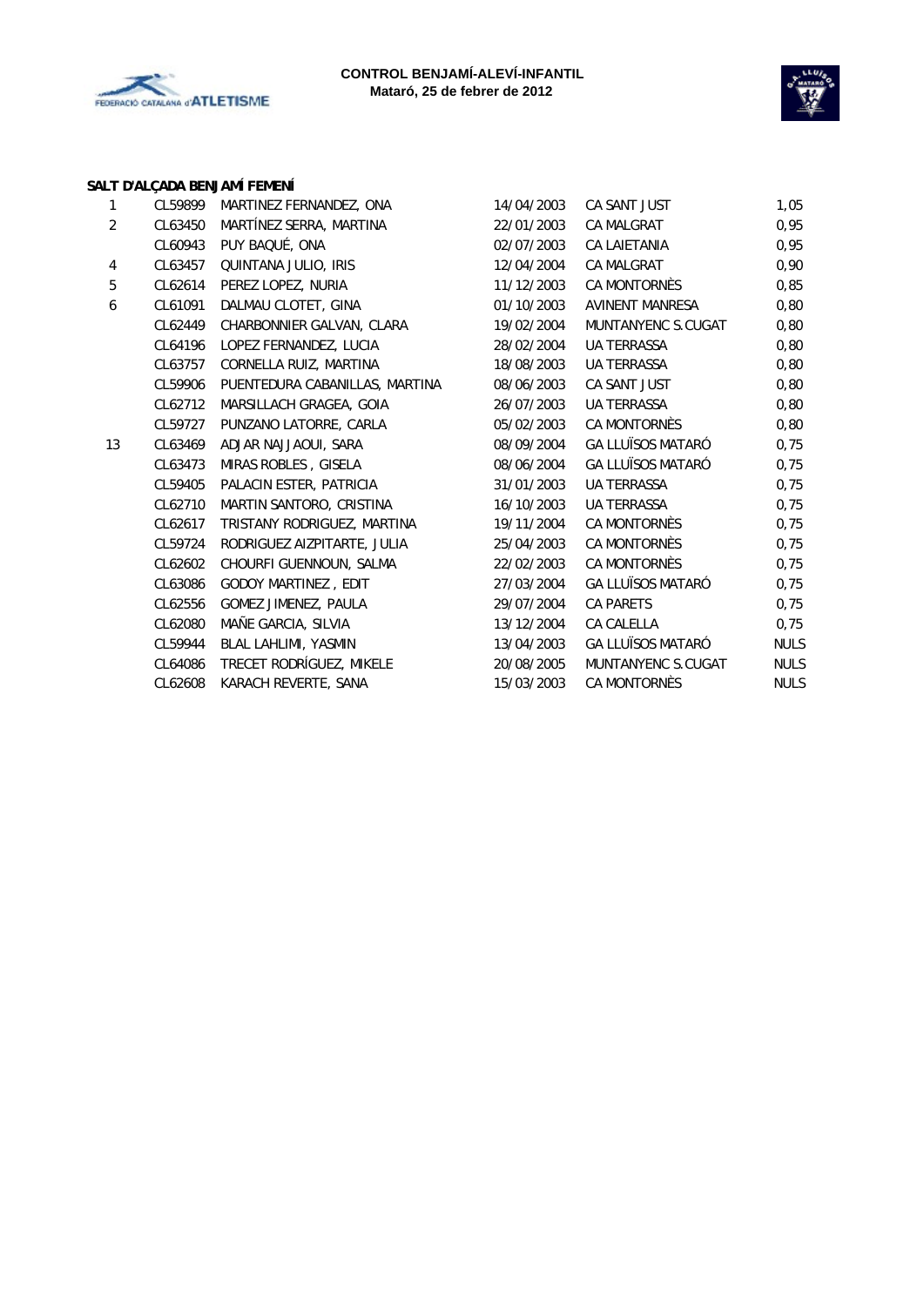**CONTROL BENJAMÍ-ALEVÍ-INFANTIL**
**Mataró, 25 de febrer de 2012**

**SALT D'ALÇADA BENJAMÍ FEMENÍ**

| | | | | | |
|---|---|---|---|---|---|
| 1 | CL59899 | MARTINEZ FERNANDEZ, ONA | 14/04/2003 | CA SANT JUST | 1,05 |
| 2 | CL63450 | MARTÍNEZ SERRA, MARTINA | 22/01/2003 | CA MALGRAT | 0,95 |
| | CL60943 | PUY BAQUÉ, ONA | 02/07/2003 | CA LAIETANIA | 0,95 |
| 4 | CL63457 | QUINTANA JULIO, IRIS | 12/04/2004 | CA MALGRAT | 0,90 |
| 5 | CL62614 | PEREZ LOPEZ, NURIA | 11/12/2003 | CA MONTORNÈS | 0,85 |
| 6 | CL61091 | DALMAU CLOTET, GINA | 01/10/2003 | AVINENT MANRESA | 0,80 |
| | CL62449 | CHARBONNIER GALVAN, CLARA | 19/02/2004 | MUNTANYENC S.CUGAT | 0,80 |
| | CL64196 | LOPEZ FERNANDEZ, LUCIA | 28/02/2004 | UA TERRASSA | 0,80 |
| | CL63757 | CORNELLA RUIZ, MARTINA | 18/08/2003 | UA TERRASSA | 0,80 |
| | CL59906 | PUENTEDURA CABANILLAS, MARTINA | 08/06/2003 | CA SANT JUST | 0,80 |
| | CL62712 | MARSILLACH GRAGEA, GOIA | 26/07/2003 | UA TERRASSA | 0,80 |
| | CL59727 | PUNZANO LATORRE, CARLA | 05/02/2003 | CA MONTORNÈS | 0,80 |
| 13 | CL63469 | ADJAR NAJJAOUI, SARA | 08/09/2004 | GA LLUÏSOS MATARÓ | 0,75 |
| | CL63473 | MIRAS ROBLES , GISELA | 08/06/2004 | GA LLUÏSOS MATARÓ | 0,75 |
| | CL59405 | PALACIN ESTER, PATRICIA | 31/01/2003 | UA TERRASSA | 0,75 |
| | CL62710 | MARTIN SANTORO, CRISTINA | 16/10/2003 | UA TERRASSA | 0,75 |
| | CL62617 | TRISTANY RODRIGUEZ, MARTINA | 19/11/2004 | CA MONTORNÈS | 0,75 |
| | CL59724 | RODRIGUEZ AIZPITARTE, JULIA | 25/04/2003 | CA MONTORNÈS | 0,75 |
| | CL62602 | CHOURFI GUENNOUN, SALMA | 22/02/2003 | CA MONTORNÈS | 0,75 |
| | CL63086 | GODOY MARTINEZ , EDIT | 27/03/2004 | GA LLUÏSOS MATARÓ | 0,75 |
| | CL62556 | GOMEZ JIMENEZ, PAULA | 29/07/2004 | CA PARETS | 0,75 |
| | CL62080 | MAÑE GARCIA, SILVIA | 13/12/2004 | CA CALELLA | 0,75 |
| | CL59944 | BLAL LAHLIMI, YASMIN | 13/04/2003 | GA LLUÏSOS MATARÓ | NULS |
| | CL64086 | TRECET RODRÍGUEZ, MIKELE | 20/08/2005 | MUNTANYENC S.CUGAT | NULS |
| | CL62608 | KARACH REVERTE, SANA | 15/03/2003 | CA MONTORNÈS | NULS |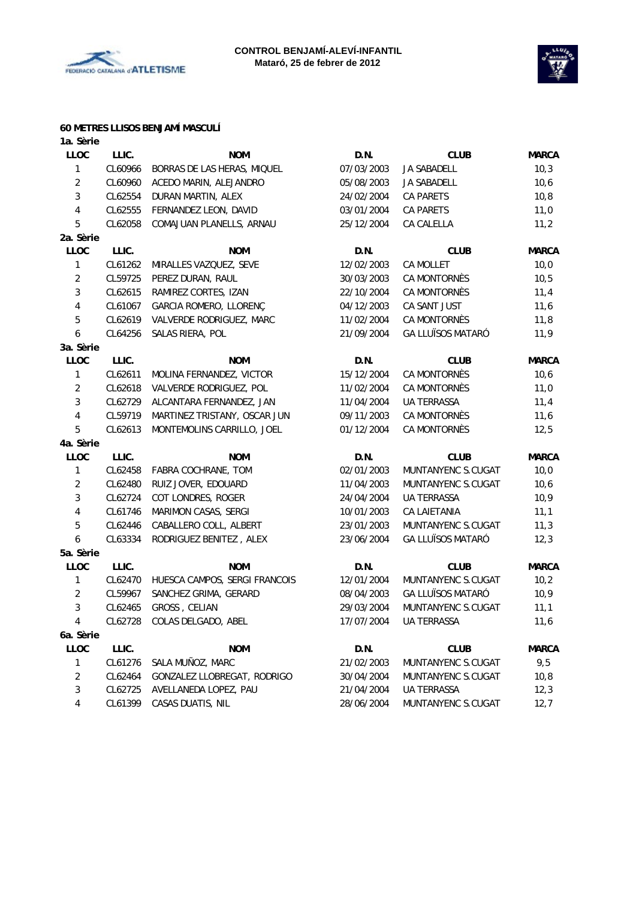**CONTROL BENJAMÍ-ALEVÍ-INFANTIL**
**Mataró, 25 de febrer de 2012**

### 60 METRES LLISOS BENJAMÍ MASCULÍ

**1a. Sèrie**

| LLOC | LLIC. | NOM | D.N. | CLUB | MARCA |
|---|---|---|---|---|---|
| 1 | CL60966 | BORRAS DE LAS HERAS, MIQUEL | 07/03/2003 | JA SABADELL | 10,3 |
| 2 | CL60960 | ACEDO MARIN, ALEJANDRO | 05/08/2003 | JA SABADELL | 10,6 |
| 3 | CL62554 | DURAN MARTIN, ALEX | 24/02/2004 | CA PARETS | 10,8 |
| 4 | CL62555 | FERNANDEZ LEON, DAVID | 03/01/2004 | CA PARETS | 11,0 |
| 5 | CL62058 | COMAJUAN PLANELLS, ARNAU | 25/12/2004 | CA CALELLA | 11,2 |

**2a. Sèrie**

| LLOC | LLIC. | NOM | D.N. | CLUB | MARCA |
|---|---|---|---|---|---|
| 1 | CL61262 | MIRALLES VAZQUEZ, SEVE | 12/02/2003 | CA MOLLET | 10,0 |
| 2 | CL59725 | PEREZ DURAN, RAUL | 30/03/2003 | CA MONTORNÈS | 10,5 |
| 3 | CL62615 | RAMIREZ CORTES, IZAN | 22/10/2004 | CA MONTORNÈS | 11,4 |
| 4 | CL61067 | GARCIA ROMERO, LLORENÇ | 04/12/2003 | CA SANT JUST | 11,6 |
| 5 | CL62619 | VALVERDE RODRIGUEZ, MARC | 11/02/2004 | CA MONTORNÈS | 11,8 |
| 6 | CL64256 | SALAS RIERA, POL | 21/09/2004 | GA LLUÏSOS MATARÓ | 11,9 |

**3a. Sèrie**

| LLOC | LLIC. | NOM | D.N. | CLUB | MARCA |
|---|---|---|---|---|---|
| 1 | CL62611 | MOLINA FERNANDEZ, VICTOR | 15/12/2004 | CA MONTORNÈS | 10,6 |
| 2 | CL62618 | VALVERDE RODRIGUEZ, POL | 11/02/2004 | CA MONTORNÈS | 11,0 |
| 3 | CL62729 | ALCANTARA FERNANDEZ, JAN | 11/04/2004 | UA TERRASSA | 11,4 |
| 4 | CL59719 | MARTINEZ TRISTANY, OSCAR JUN | 09/11/2003 | CA MONTORNÈS | 11,6 |
| 5 | CL62613 | MONTEMOLINS CARRILLO, JOEL | 01/12/2004 | CA MONTORNÈS | 12,5 |

**4a. Sèrie**

| LLOC | LLIC. | NOM | D.N. | CLUB | MARCA |
|---|---|---|---|---|---|
| 1 | CL62458 | FABRA COCHRANE, TOM | 02/01/2003 | MUNTANYENC S.CUGAT | 10,0 |
| 2 | CL62480 | RUIZ JOVER, EDOUARD | 11/04/2003 | MUNTANYENC S.CUGAT | 10,6 |
| 3 | CL62724 | COT LONDRES, ROGER | 24/04/2004 | UA TERRASSA | 10,9 |
| 4 | CL61746 | MARIMON CASAS, SERGI | 10/01/2003 | CA LAIETANIA | 11,1 |
| 5 | CL62446 | CABALLERO COLL, ALBERT | 23/01/2003 | MUNTANYENC S.CUGAT | 11,3 |
| 6 | CL63334 | RODRIGUEZ BENITEZ , ALEX | 23/06/2004 | GA LLUÏSOS MATARÓ | 12,3 |

**5a. Sèrie**

| LLOC | LLIC. | NOM | D.N. | CLUB | MARCA |
|---|---|---|---|---|---|
| 1 | CL62470 | HUESCA CAMPOS, SERGI FRANCOIS | 12/01/2004 | MUNTANYENC S.CUGAT | 10,2 |
| 2 | CL59967 | SANCHEZ GRIMA, GERARD | 08/04/2003 | GA LLUÏSOS MATARÓ | 10,9 |
| 3 | CL62465 | GROSS , CELIAN | 29/03/2004 | MUNTANYENC S.CUGAT | 11,1 |
| 4 | CL62728 | COLAS DELGADO, ABEL | 17/07/2004 | UA TERRASSA | 11,6 |

**6a. Sèrie**

| LLOC | LLIC. | NOM | D.N. | CLUB | MARCA |
|---|---|---|---|---|---|
| 1 | CL61276 | SALA MUÑOZ, MARC | 21/02/2003 | MUNTANYENC S.CUGAT | 9,5 |
| 2 | CL62464 | GONZALEZ LLOBREGAT, RODRIGO | 30/04/2004 | MUNTANYENC S.CUGAT | 10,8 |
| 3 | CL62725 | AVELLANEDA LOPEZ, PAU | 21/04/2004 | UA TERRASSA | 12,3 |
| 4 | CL61399 | CASAS DUATIS, NIL | 28/06/2004 | MUNTANYENC S.CUGAT | 12,7 |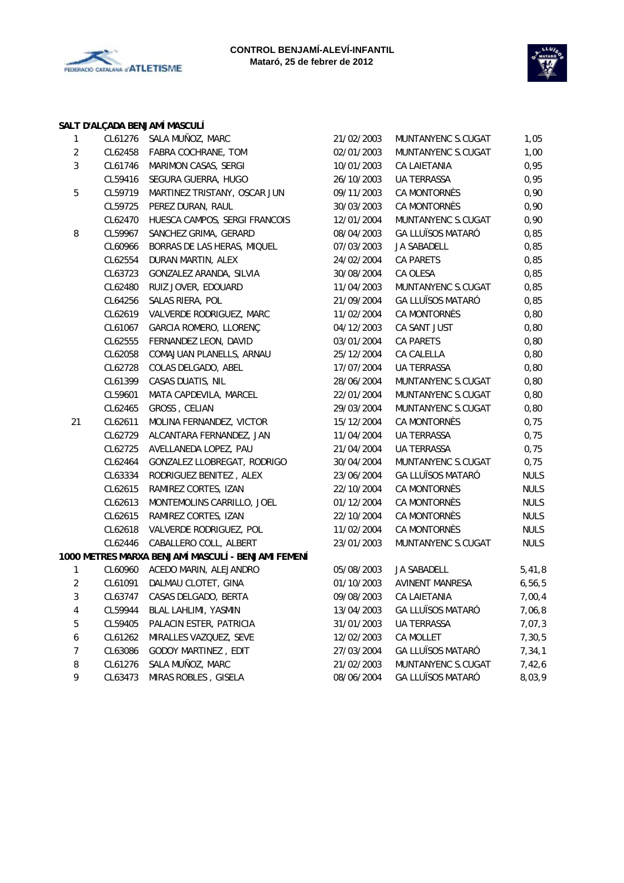**CONTROL BENJAMÍ-ALEVÍ-INFANTIL**
**Mataró, 25 de febrer de 2012**

**SALT D'ALÇADA BENJAMÍ MASCULÍ**

| | | | | | |
|---|---|---|---|---|---|
| 1 | CL61276 | SALA MUÑOZ, MARC | 21/02/2003 | MUNTANYENC S.CUGAT | 1,05 |
| 2 | CL62458 | FABRA COCHRANE, TOM | 02/01/2003 | MUNTANYENC S.CUGAT | 1,00 |
| 3 | CL61746 | MARIMON CASAS, SERGI | 10/01/2003 | CA LAIETANIA | 0,95 |
| | CL59416 | SEGURA GUERRA, HUGO | 26/10/2003 | UA TERRASSA | 0,95 |
| 5 | CL59719 | MARTINEZ TRISTANY, OSCAR JUN | 09/11/2003 | CA MONTORNÈS | 0,90 |
| | CL59725 | PEREZ DURAN, RAUL | 30/03/2003 | CA MONTORNÈS | 0,90 |
| | CL62470 | HUESCA CAMPOS, SERGI FRANCOIS | 12/01/2004 | MUNTANYENC S.CUGAT | 0,90 |
| 8 | CL59967 | SANCHEZ GRIMA, GERARD | 08/04/2003 | GA LLUÏSOS MATARÓ | 0,85 |
| | CL60966 | BORRAS DE LAS HERAS, MIQUEL | 07/03/2003 | JA SABADELL | 0,85 |
| | CL62554 | DURAN MARTIN, ALEX | 24/02/2004 | CA PARETS | 0,85 |
| | CL63723 | GONZALEZ ARANDA, SILVIA | 30/08/2004 | CA OLESA | 0,85 |
| | CL62480 | RUIZ JOVER, EDOUARD | 11/04/2003 | MUNTANYENC S.CUGAT | 0,85 |
| | CL64256 | SALAS RIERA, POL | 21/09/2004 | GA LLUÏSOS MATARÓ | 0,85 |
| | CL62619 | VALVERDE RODRIGUEZ, MARC | 11/02/2004 | CA MONTORNÈS | 0,80 |
| | CL61067 | GARCIA ROMERO, LLORENÇ | 04/12/2003 | CA SANT JUST | 0,80 |
| | CL62555 | FERNANDEZ LEON, DAVID | 03/01/2004 | CA PARETS | 0,80 |
| | CL62058 | COMAJUAN PLANELLS, ARNAU | 25/12/2004 | CA CALELLA | 0,80 |
| | CL62728 | COLAS DELGADO, ABEL | 17/07/2004 | UA TERRASSA | 0,80 |
| | CL61399 | CASAS DUATIS, NIL | 28/06/2004 | MUNTANYENC S.CUGAT | 0,80 |
| | CL59601 | MATA CAPDEVILA, MARCEL | 22/01/2004 | MUNTANYENC S.CUGAT | 0,80 |
| | CL62465 | GROSS , CELIAN | 29/03/2004 | MUNTANYENC S.CUGAT | 0,80 |
| 21 | CL62611 | MOLINA FERNANDEZ, VICTOR | 15/12/2004 | CA MONTORNÈS | 0,75 |
| | CL62729 | ALCANTARA FERNANDEZ, JAN | 11/04/2004 | UA TERRASSA | 0,75 |
| | CL62725 | AVELLANEDA LOPEZ, PAU | 21/04/2004 | UA TERRASSA | 0,75 |
| | CL62464 | GONZALEZ LLOBREGAT, RODRIGO | 30/04/2004 | MUNTANYENC S.CUGAT | 0,75 |
| | CL63334 | RODRIGUEZ BENITEZ , ALEX | 23/06/2004 | GA LLUÏSOS MATARÓ | NULS |
| | CL62615 | RAMIREZ CORTES, IZAN | 22/10/2004 | CA MONTORNÈS | NULS |
| | CL62613 | MONTEMOLINS CARRILLO, JOEL | 01/12/2004 | CA MONTORNÈS | NULS |
| | CL62615 | RAMIREZ CORTES, IZAN | 22/10/2004 | CA MONTORNÈS | NULS |
| | CL62618 | VALVERDE RODRIGUEZ, POL | 11/02/2004 | CA MONTORNÈS | NULS |
| | CL62446 | CABALLERO COLL, ALBERT | 23/01/2003 | MUNTANYENC S.CUGAT | NULS |

**1000 METRES MARXA BENJAMÍ MASCULÍ - BENJAMI FEMENÍ**

| | | | | | |
|---|---|---|---|---|---|
| 1 | CL60960 | ACEDO MARIN, ALEJANDRO | 05/08/2003 | JA SABADELL | 5,41,8 |
| 2 | CL61091 | DALMAU CLOTET, GINA | 01/10/2003 | AVINENT MANRESA | 6,56,5 |
| 3 | CL63747 | CASAS DELGADO, BERTA | 09/08/2003 | CA LAIETANIA | 7,00,4 |
| 4 | CL59944 | BLAL LAHLIMI, YASMIN | 13/04/2003 | GA LLUÏSOS MATARÓ | 7,06,8 |
| 5 | CL59405 | PALACIN ESTER, PATRICIA | 31/01/2003 | UA TERRASSA | 7,07,3 |
| 6 | CL61262 | MIRALLES VAZQUEZ, SEVE | 12/02/2003 | CA MOLLET | 7,30,5 |
| 7 | CL63086 | GODOY MARTINEZ , EDIT | 27/03/2004 | GA LLUÏSOS MATARÓ | 7,34,1 |
| 8 | CL61276 | SALA MUÑOZ, MARC | 21/02/2003 | MUNTANYENC S.CUGAT | 7,42,6 |
| 9 | CL63473 | MIRAS ROBLES , GISELA | 08/06/2004 | GA LLUÏSOS MATARÓ | 8,03,9 |